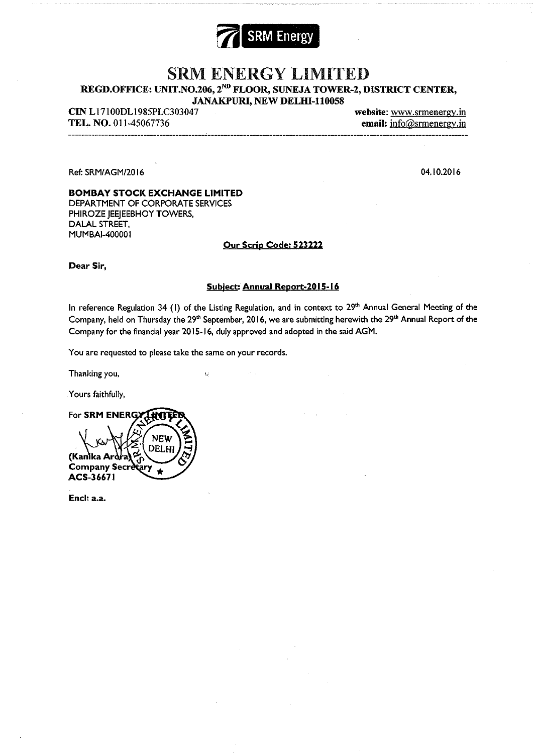SRM Energy

# SRM ENERGY LIMITED

**REGD.OFFICE: UNIT.NO.206, 2ND FLOOR, SUNEJA TOWER-2, DISTRICT CENTER, JANAKPURI, NEW DELHI-110058**

**CIN** L17100DL1985PLC303047 **website:** www.srmenergy.in
**TEL. NO.** 011-45067736 **email:** info@srmenergy.in

---

Ref: SRM/AGM/2016 04.10.2016

**BOMBAY STOCK EXCHANGE LIMITED**
DEPARTMENT OF CORPORATE SERVICES
PHIROZE JEEJEEBHOY TOWERS,
DALAL STREET,
MUMBAI-400001

**Our Scrip Code: 523222**

**Dear Sir,**

**Subject: Annual Report-2015-16**

In reference Regulation 34 (1) of the Listing Regulation, and in context to 29th Annual General Meeting of the Company, held on Thursday the 29th September, 2016, we are submitting herewith the 29th Annual Report of the Company for the financial year 2015-16, duly approved and adopted in the said AGM.

You are requested to please take the same on your records.

Thanking you,

Yours faithfully,

For **SRM ENERGY LIMITED**

**(Kanika Arora)**
**Company Secretary**
**ACS-36671**

**Encl: a.a.**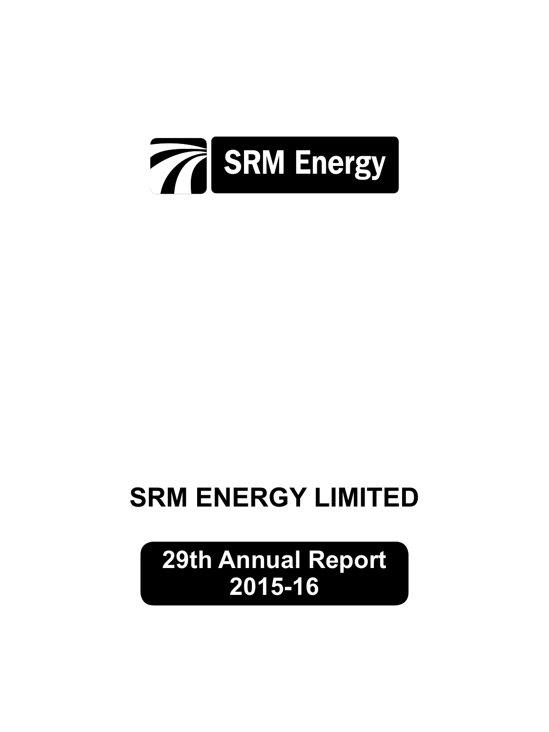SRM Energy

# SRM ENERGY LIMITED

## 29th Annual Report 2015-16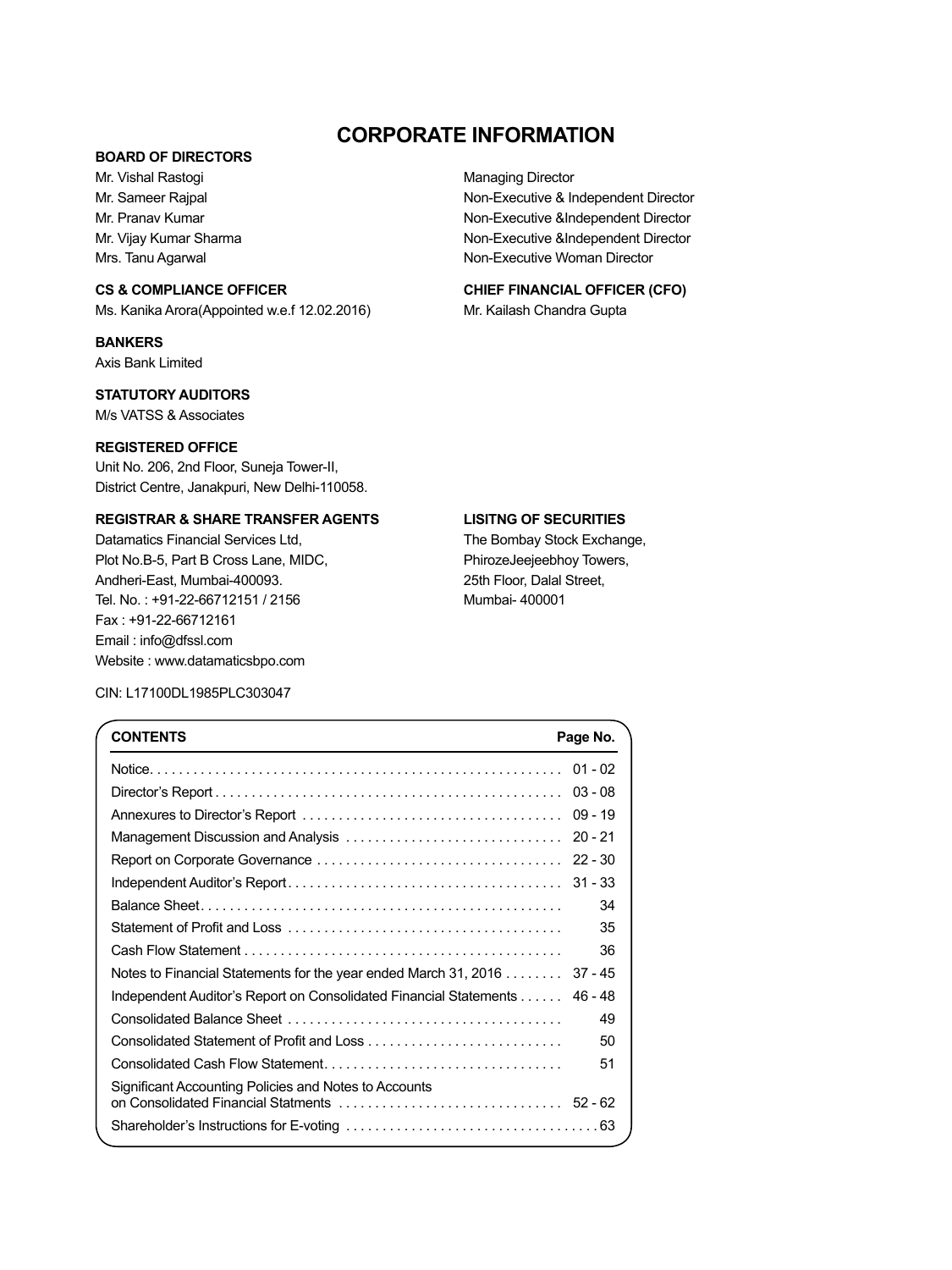# CORPORATE INFORMATION

**BOARD OF DIRECTORS**

| | |
|---|---|
| Mr. Vishal Rastogi | Managing Director |
| Mr. Sameer Rajpal | Non-Executive & Independent Director |
| Mr. Pranav Kumar | Non-Executive &Independent Director |
| Mr. Vijay Kumar Sharma | Non-Executive &Independent Director |
| Mrs. Tanu Agarwal | Non-Executive Woman Director |

**CS & COMPLIANCE OFFICER**

Ms. Kanika Arora(Appointed w.e.f 12.02.2016)

**CHIEF FINANCIAL OFFICER (CFO)**

Mr. Kailash Chandra Gupta

**BANKERS**

Axis Bank Limited

**STATUTORY AUDITORS**

M/s VATSS & Associates

**REGISTERED OFFICE**

Unit No. 206, 2nd Floor, Suneja Tower-II,
District Centre, Janakpuri, New Delhi-110058.

**REGISTRAR & SHARE TRANSFER AGENTS**

Datamatics Financial Services Ltd,
Plot No.B-5, Part B Cross Lane, MIDC,
Andheri-East, Mumbai-400093.
Tel. No. : +91-22-66712151 / 2156
Fax : +91-22-66712161
Email : info@dfssl.com
Website : www.datamaticsbpo.com

**LISITNG OF SECURITIES**

The Bombay Stock Exchange,
PhirozeJeejeebhoy Towers,
25th Floor, Dalal Street,
Mumbai- 400001

CIN: L17100DL1985PLC303047

| CONTENTS | Page No. |
|---|---|
| Notice | 01 - 02 |
| Director's Report | 03 - 08 |
| Annexures to Director's Report | 09 - 19 |
| Management Discussion and Analysis | 20 - 21 |
| Report on Corporate Governance | 22 - 30 |
| Independent Auditor's Report | 31 - 33 |
| Balance Sheet | 34 |
| Statement of Profit and Loss | 35 |
| Cash Flow Statement | 36 |
| Notes to Financial Statements for the year ended March 31, 2016 | 37 - 45 |
| Independent Auditor's Report on Consolidated Financial Statements | 46 - 48 |
| Consolidated Balance Sheet | 49 |
| Consolidated Statement of Profit and Loss | 50 |
| Consolidated Cash Flow Statement | 51 |
| Significant Accounting Policies and Notes to Accounts on Consolidated Financial Statments | 52 - 62 |
| Shareholder's Instructions for E-voting | 63 |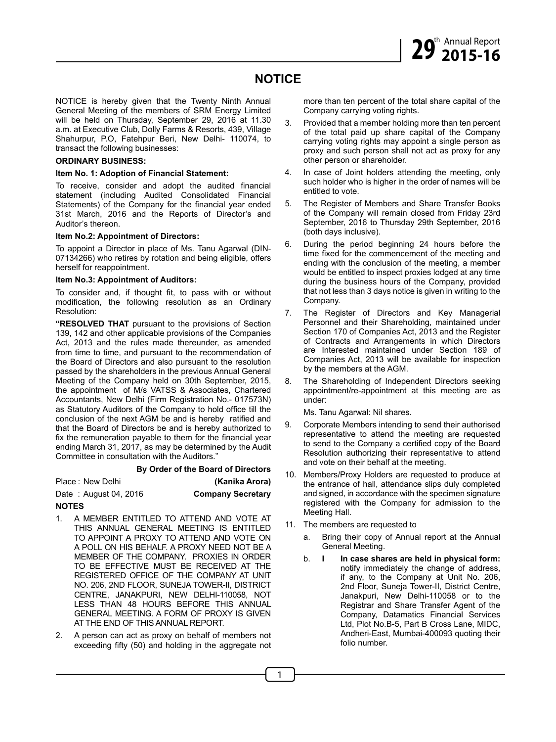# NOTICE

NOTICE is hereby given that the Twenty Ninth Annual General Meeting of the members of SRM Energy Limited will be held on Thursday, September 29, 2016 at 11.30 a.m. at Executive Club, Dolly Farms & Resorts, 439, Village Shahurpur, P.O, Fatehpur Beri, New Delhi- 110074, to transact the following businesses:

**ORDINARY BUSINESS:**

**Item No. 1: Adoption of Financial Statement:**

To receive, consider and adopt the audited financial statement (including Audited Consolidated Financial Statements) of the Company for the financial year ended 31st March, 2016 and the Reports of Director's and Auditor's thereon.

**Item No.2: Appointment of Directors:**

To appoint a Director in place of Ms. Tanu Agarwal (DIN-07134266) who retires by rotation and being eligible, offers herself for reappointment.

**Item No.3: Appointment of Auditors:**

To consider and, if thought fit, to pass with or without modification, the following resolution as an Ordinary Resolution:

**"RESOLVED THAT** pursuant to the provisions of Section 139, 142 and other applicable provisions of the Companies Act, 2013 and the rules made thereunder, as amended from time to time, and pursuant to the recommendation of the Board of Directors and also pursuant to the resolution passed by the shareholders in the previous Annual General Meeting of the Company held on 30th September, 2015, the appointment of M/s VATSS & Associates, Chartered Accountants, New Delhi (Firm Registration No.- 017573N) as Statutory Auditors of the Company to hold office till the conclusion of the next AGM be and is hereby ratified and that the Board of Directors be and is hereby authorized to fix the remuneration payable to them for the financial year ending March 31, 2017, as may be determined by the Audit Committee in consultation with the Auditors."

**By Order of the Board of Directors**

Place : New Delhi **(Kanika Arora)**

Date : August 04, 2016 **Company Secretary**

**NOTES**

1. A MEMBER ENTITLED TO ATTEND AND VOTE AT THIS ANNUAL GENERAL MEETING IS ENTITLED TO APPOINT A PROXY TO ATTEND AND VOTE ON A POLL ON HIS BEHALF. A PROXY NEED NOT BE A MEMBER OF THE COMPANY. PROXIES IN ORDER TO BE EFFECTIVE MUST BE RECEIVED AT THE REGISTERED OFFICE OF THE COMPANY AT UNIT NO. 206, 2ND FLOOR, SUNEJA TOWER-II, DISTRICT CENTRE, JANAKPURI, NEW DELHI-110058, NOT LESS THAN 48 HOURS BEFORE THIS ANNUAL GENERAL MEETING. A FORM OF PROXY IS GIVEN AT THE END OF THIS ANNUAL REPORT.
2. A person can act as proxy on behalf of members not exceeding fifty (50) and holding in the aggregate not more than ten percent of the total share capital of the Company carrying voting rights.
3. Provided that a member holding more than ten percent of the total paid up share capital of the Company carrying voting rights may appoint a single person as proxy and such person shall not act as proxy for any other person or shareholder.
4. In case of Joint holders attending the meeting, only such holder who is higher in the order of names will be entitled to vote.
5. The Register of Members and Share Transfer Books of the Company will remain closed from Friday 23rd September, 2016 to Thursday 29th September, 2016 (both days inclusive).
6. During the period beginning 24 hours before the time fixed for the commencement of the meeting and ending with the conclusion of the meeting, a member would be entitled to inspect proxies lodged at any time during the business hours of the Company, provided that not less than 3 days notice is given in writing to the Company.
7. The Register of Directors and Key Managerial Personnel and their Shareholding, maintained under Section 170 of Companies Act, 2013 and the Register of Contracts and Arrangements in which Directors are Interested maintained under Section 189 of Companies Act, 2013 will be available for inspection by the members at the AGM.
8. The Shareholding of Independent Directors seeking appointment/re-appointment at this meeting are as under:

   Ms. Tanu Agarwal: Nil shares.
9. Corporate Members intending to send their authorised representative to attend the meeting are requested to send to the Company a certified copy of the Board Resolution authorizing their representative to attend and vote on their behalf at the meeting.
10. Members/Proxy Holders are requested to produce at the entrance of hall, attendance slips duly completed and signed, in accordance with the specimen signature registered with the Company for admission to the Meeting Hall.
11. The members are requested to
    a. Bring their copy of Annual report at the Annual General Meeting.
    b. **I In case shares are held in physical form:** notify immediately the change of address, if any, to the Company at Unit No. 206, 2nd Floor, Suneja Tower-II, District Centre, Janakpuri, New Delhi-110058 or to the Registrar and Share Transfer Agent of the Company, Datamatics Financial Services Ltd, Plot No.B-5, Part B Cross Lane, MIDC, Andheri-East, Mumbai-400093 quoting their folio number.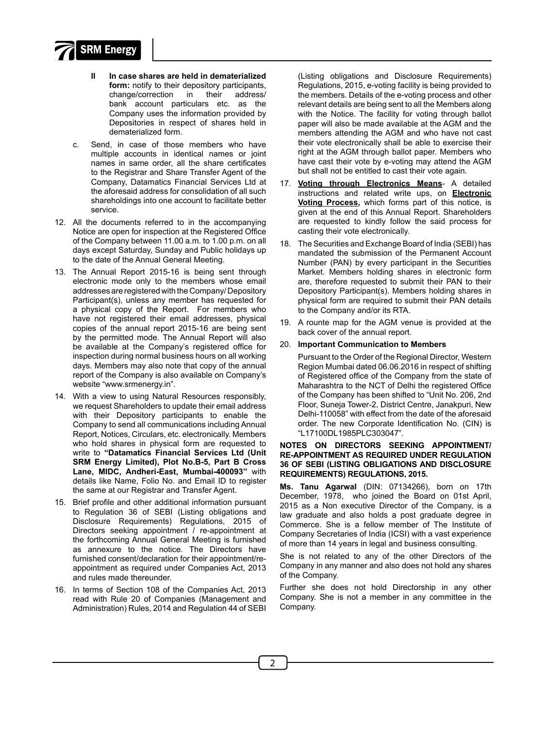II **In case shares are held in dematerialized form:** notify to their depository participants, change/correction in their address/ bank account particulars etc. as the Company uses the information provided by Depositories in respect of shares held in dematerialized form.

c. Send, in case of those members who have multiple accounts in identical names or joint names in same order, all the share certificates to the Registrar and Share Transfer Agent of the Company, Datamatics Financial Services Ltd at the aforesaid address for consolidation of all such shareholdings into one account to facilitate better service.

12. All the documents referred to in the accompanying Notice are open for inspection at the Registered Office of the Company between 11.00 a.m. to 1.00 p.m. on all days except Saturday, Sunday and Public holidays up to the date of the Annual General Meeting.

13. The Annual Report 2015-16 is being sent through electronic mode only to the members whose email addresses are registered with the Company/ Depository Participant(s), unless any member has requested for a physical copy of the Report. For members who have not registered their email addresses, physical copies of the annual report 2015-16 are being sent by the permitted mode. The Annual Report will also be available at the Company's registered office for inspection during normal business hours on all working days. Members may also note that copy of the annual report of the Company is also available on Company's website "www.srmenergy.in".

14. With a view to using Natural Resources responsibly, we request Shareholders to update their email address with their Depository participants to enable the Company to send all communications including Annual Report, Notices, Circulars, etc. electronically. Members who hold shares in physical form are requested to write to **"Datamatics Financial Services Ltd (Unit SRM Energy Limited), Plot No.B-5, Part B Cross Lane, MIDC, Andheri-East, Mumbai-400093"** with details like Name, Folio No. and Email ID to register the same at our Registrar and Transfer Agent.

15. Brief profile and other additional information pursuant to Regulation 36 of SEBI (Listing obligations and Disclosure Requirements) Regulations, 2015 of Directors seeking appointment / re-appointment at the forthcoming Annual General Meeting is furnished as annexure to the notice. The Directors have furnished consent/declaration for their appointment/re-appointment as required under Companies Act, 2013 and rules made thereunder.

16. In terms of Section 108 of the Companies Act, 2013 read with Rule 20 of Companies (Management and Administration) Rules, 2014 and Regulation 44 of SEBI (Listing obligations and Disclosure Requirements) Regulations, 2015, e-voting facility is being provided to the members. Details of the e-voting process and other relevant details are being sent to all the Members along with the Notice. The facility for voting through ballot paper will also be made available at the AGM and the members attending the AGM and who have not cast their vote electronically shall be able to exercise their right at the AGM through ballot paper. Members who have cast their vote by e-voting may attend the AGM but shall not be entitled to cast their vote again.

17. **Voting through Electronics Means**- A detailed instructions and related write ups, on **Electronic Voting Process,** which forms part of this notice, is given at the end of this Annual Report. Shareholders are requested to kindly follow the said process for casting their vote electronically.

18. The Securities and Exchange Board of India (SEBI) has mandated the submission of the Permanent Account Number (PAN) by every participant in the Securities Market. Members holding shares in electronic form are, therefore requested to submit their PAN to their Depository Participant(s). Members holding shares in physical form are required to submit their PAN details to the Company and/or its RTA.

19. A rounte map for the AGM venue is provided at the back cover of the annual report.

20. **Important Communication to Members**

Pursuant to the Order of the Regional Director, Western Region Mumbai dated 06.06.2016 in respect of shifting of Registered office of the Company from the state of Maharashtra to the NCT of Delhi the registered Office of the Company has been shifted to "Unit No. 206, 2nd Floor, Suneja Tower-2, District Centre, Janakpuri, New Delhi-110058" with effect from the date of the aforesaid order. The new Corporate Identification No. (CIN) is "L17100DL1985PLC303047".

**NOTES ON DIRECTORS SEEKING APPOINTMENT/ RE-APPOINTMENT AS REQUIRED UNDER REGULATION 36 OF SEBI (LISTING OBLIGATIONS AND DISCLOSURE REQUIREMENTS) REGULATIONS, 2015.**

**Ms. Tanu Agarwal** (DIN: 07134266), born on 17th December, 1978, who joined the Board on 01st April, 2015 as a Non executive Director of the Company, is a law graduate and also holds a post graduate degree in Commerce. She is a fellow member of The Institute of Company Secretaries of India (ICSI) with a vast experience of more than 14 years in legal and business consulting.

She is not related to any of the other Directors of the Company in any manner and also does not hold any shares of the Company.

Further she does not hold Directorship in any other Company. She is not a member in any committee in the Company.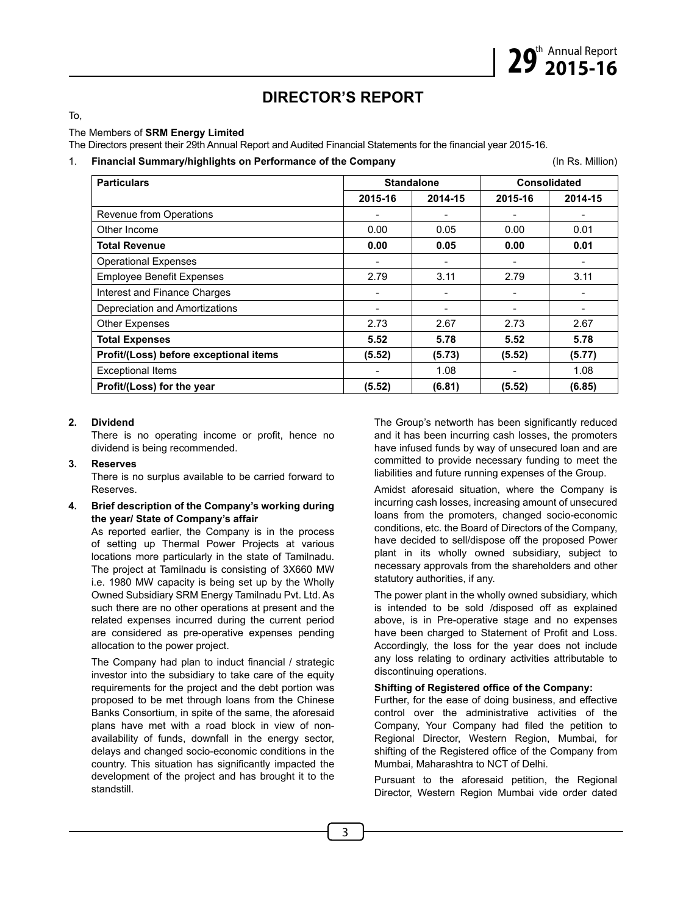# DIRECTOR'S REPORT

To,

The Members of **SRM Energy Limited**

The Directors present their 29th Annual Report and Audited Financial Statements for the financial year 2015-16.

1. **Financial Summary/highlights on Performance of the Company** (In Rs. Million)

| Particulars | Standalone | | Consolidated | |
|---|---|---|---|---|
| | 2015-16 | 2014-15 | 2015-16 | 2014-15 |
| Revenue from Operations | - | - | - | - |
| Other Income | 0.00 | 0.05 | 0.00 | 0.01 |
| **Total Revenue** | **0.00** | **0.05** | **0.00** | **0.01** |
| Operational Expenses | - | - | - | - |
| Employee Benefit Expenses | 2.79 | 3.11 | 2.79 | 3.11 |
| Interest and Finance Charges | - | - | - | - |
| Depreciation and Amortizations | - | - | - | - |
| Other Expenses | 2.73 | 2.67 | 2.73 | 2.67 |
| **Total Expenses** | **5.52** | **5.78** | **5.52** | **5.78** |
| **Profit/(Loss) before exceptional items** | **(5.52)** | **(5.73)** | **(5.52)** | **(5.77)** |
| Exceptional Items | - | 1.08 | - | 1.08 |
| **Profit/(Loss) for the year** | **(5.52)** | **(6.81)** | **(5.52)** | **(6.85)** |

2. **Dividend**

   There is no operating income or profit, hence no dividend is being recommended.

3. **Reserves**

   There is no surplus available to be carried forward to Reserves.

4. **Brief description of the Company's working during the year/ State of Company's affair**

   As reported earlier, the Company is in the process of setting up Thermal Power Projects at various locations more particularly in the state of Tamilnadu. The project at Tamilnadu is consisting of 3X660 MW i.e. 1980 MW capacity is being set up by the Wholly Owned Subsidiary SRM Energy Tamilnadu Pvt. Ltd. As such there are no other operations at present and the related expenses incurred during the current period are considered as pre-operative expenses pending allocation to the power project.

   The Company had plan to induct financial / strategic investor into the subsidiary to take care of the equity requirements for the project and the debt portion was proposed to be met through loans from the Chinese Banks Consortium, in spite of the same, the aforesaid plans have met with a road block in view of non-availability of funds, downfall in the energy sector, delays and changed socio-economic conditions in the country. This situation has significantly impacted the development of the project and has brought it to the standstill.

   The Group's networth has been significantly reduced and it has been incurring cash losses, the promoters have infused funds by way of unsecured loan and are committed to provide necessary funding to meet the liabilities and future running expenses of the Group.

   Amidst aforesaid situation, where the Company is incurring cash losses, increasing amount of unsecured loans from the promoters, changed socio-economic conditions, etc. the Board of Directors of the Company, have decided to sell/dispose off the proposed Power plant in its wholly owned subsidiary, subject to necessary approvals from the shareholders and other statutory authorities, if any.

   The power plant in the wholly owned subsidiary, which is intended to be sold /disposed off as explained above, is in Pre-operative stage and no expenses have been charged to Statement of Profit and Loss. Accordingly, the loss for the year does not include any loss relating to ordinary activities attributable to discontinuing operations.

   **Shifting of Registered office of the Company:**

   Further, for the ease of doing business, and effective control over the administrative activities of the Company, Your Company had filed the petition to Regional Director, Western Region, Mumbai, for shifting of the Registered office of the Company from Mumbai, Maharashtra to NCT of Delhi.

   Pursuant to the aforesaid petition, the Regional Director, Western Region Mumbai vide order dated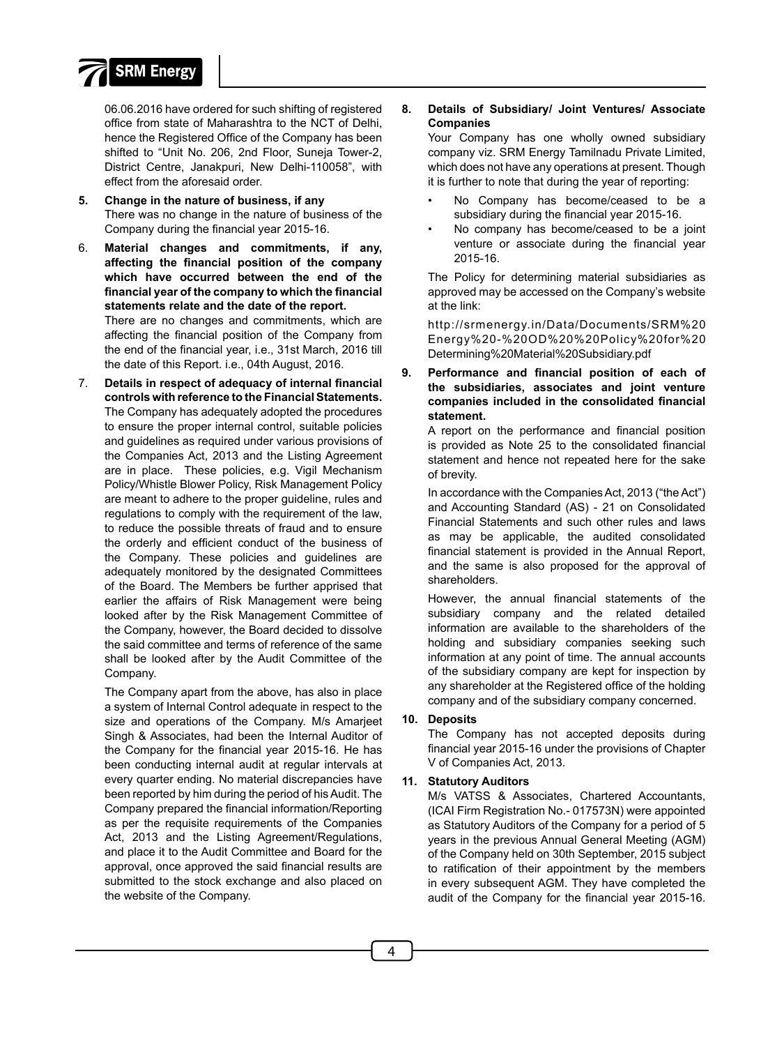06.06.2016 have ordered for such shifting of registered office from state of Maharashtra to the NCT of Delhi, hence the Registered Office of the Company has been shifted to "Unit No. 206, 2nd Floor, Suneja Tower-2, District Centre, Janakpuri, New Delhi-110058", with effect from the aforesaid order.

**5. Change in the nature of business, if any**

There was no change in the nature of business of the Company during the financial year 2015-16.

**6. Material changes and commitments, if any, affecting the financial position of the company which have occurred between the end of the financial year of the company to which the financial statements relate and the date of the report.**

There are no changes and commitments, which are affecting the financial position of the Company from the end of the financial year, i.e., 31st March, 2016 till the date of this Report. i.e., 04th August, 2016.

**7. Details in respect of adequacy of internal financial controls with reference to the Financial Statements.**

The Company has adequately adopted the procedures to ensure the proper internal control, suitable policies and guidelines as required under various provisions of the Companies Act, 2013 and the Listing Agreement are in place. These policies, e.g. Vigil Mechanism Policy/Whistle Blower Policy, Risk Management Policy are meant to adhere to the proper guideline, rules and regulations to comply with the requirement of the law, to reduce the possible threats of fraud and to ensure the orderly and efficient conduct of the business of the Company. These policies and guidelines are adequately monitored by the designated Committees of the Board. The Members be further apprised that earlier the affairs of Risk Management were being looked after by the Risk Management Committee of the Company, however, the Board decided to dissolve the said committee and terms of reference of the same shall be looked after by the Audit Committee of the Company.

The Company apart from the above, has also in place a system of Internal Control adequate in respect to the size and operations of the Company. M/s Amarjeet Singh & Associates, had been the Internal Auditor of the Company for the financial year 2015-16. He has been conducting internal audit at regular intervals at every quarter ending. No material discrepancies have been reported by him during the period of his Audit. The Company prepared the financial information/Reporting as per the requisite requirements of the Companies Act, 2013 and the Listing Agreement/Regulations, and place it to the Audit Committee and Board for the approval, once approved the said financial results are submitted to the stock exchange and also placed on the website of the Company.

**8. Details of Subsidiary/ Joint Ventures/ Associate Companies**

Your Company has one wholly owned subsidiary company viz. SRM Energy Tamilnadu Private Limited, which does not have any operations at present. Though it is further to note that during the year of reporting:

- No Company has become/ceased to be a subsidiary during the financial year 2015-16.
- No company has become/ceased to be a joint venture or associate during the financial year 2015-16.

The Policy for determining material subsidiaries as approved may be accessed on the Company's website at the link:

http://srmenergy.in/Data/Documents/SRM%20Energy%20-%20OD%20Policy%20for%20Determining%20Material%20Subsidiary.pdf

**9. Performance and financial position of each of the subsidiaries, associates and joint venture companies included in the consolidated financial statement.**

A report on the performance and financial position is provided as Note 25 to the consolidated financial statement and hence not repeated here for the sake of brevity.

In accordance with the Companies Act, 2013 ("the Act") and Accounting Standard (AS) - 21 on Consolidated Financial Statements and such other rules and laws as may be applicable, the audited consolidated financial statement is provided in the Annual Report, and the same is also proposed for the approval of shareholders.

However, the annual financial statements of the subsidiary company and the related detailed information are available to the shareholders of the holding and subsidiary companies seeking such information at any point of time. The annual accounts of the subsidiary company are kept for inspection by any shareholder at the Registered office of the holding company and of the subsidiary company concerned.

**10. Deposits**

The Company has not accepted deposits during financial year 2015-16 under the provisions of Chapter V of Companies Act, 2013.

**11. Statutory Auditors**

M/s VATSS & Associates, Chartered Accountants, (ICAI Firm Registration No.- 017573N) were appointed as Statutory Auditors of the Company for a period of 5 years in the previous Annual General Meeting (AGM) of the Company held on 30th September, 2015 subject to ratification of their appointment by the members in every subsequent AGM. They have completed the audit of the Company for the financial year 2015-16.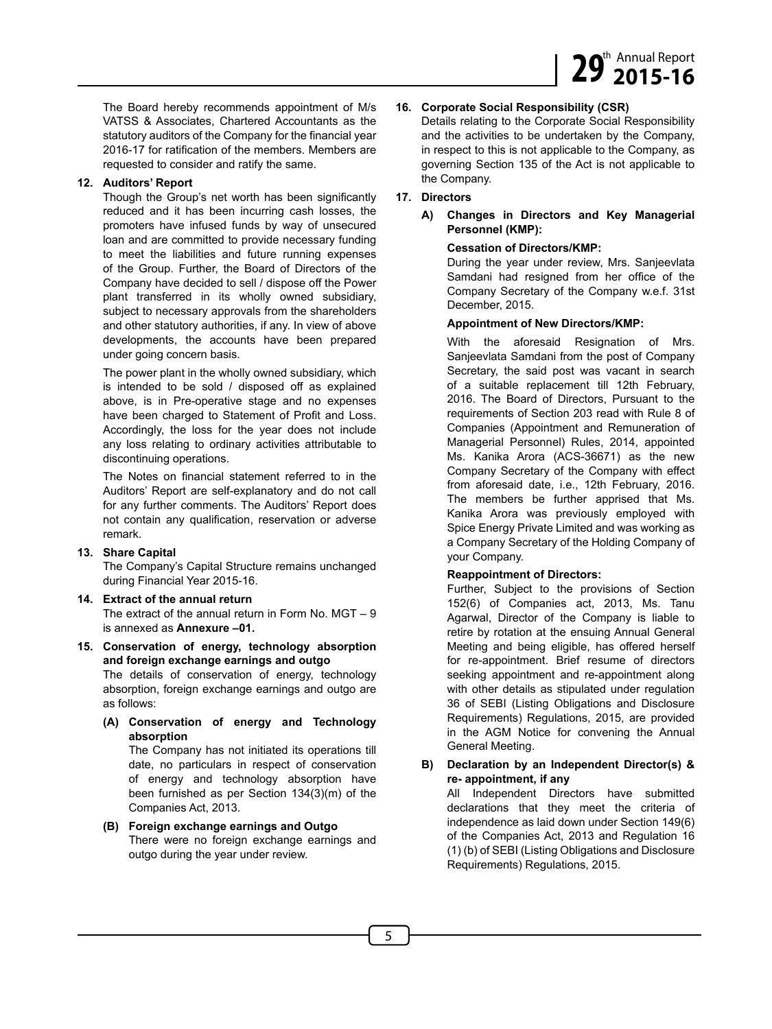The Board hereby recommends appointment of M/s VATSS & Associates, Chartered Accountants as the statutory auditors of the Company for the financial year 2016-17 for ratification of the members. Members are requested to consider and ratify the same.

**12. Auditors' Report**

Though the Group's net worth has been significantly reduced and it has been incurring cash losses, the promoters have infused funds by way of unsecured loan and are committed to provide necessary funding to meet the liabilities and future running expenses of the Group. Further, the Board of Directors of the Company have decided to sell / dispose off the Power plant transferred in its wholly owned subsidiary, subject to necessary approvals from the shareholders and other statutory authorities, if any. In view of above developments, the accounts have been prepared under going concern basis.

The power plant in the wholly owned subsidiary, which is intended to be sold / disposed off as explained above, is in Pre-operative stage and no expenses have been charged to Statement of Profit and Loss. Accordingly, the loss for the year does not include any loss relating to ordinary activities attributable to discontinuing operations.

The Notes on financial statement referred to in the Auditors' Report are self-explanatory and do not call for any further comments. The Auditors' Report does not contain any qualification, reservation or adverse remark.

**13. Share Capital**

The Company's Capital Structure remains unchanged during Financial Year 2015-16.

**14. Extract of the annual return**

The extract of the annual return in Form No. MGT – 9 is annexed as **Annexure –01.**

**15. Conservation of energy, technology absorption and foreign exchange earnings and outgo**

The details of conservation of energy, technology absorption, foreign exchange earnings and outgo are as follows:

**(A) Conservation of energy and Technology absorption**

The Company has not initiated its operations till date, no particulars in respect of conservation of energy and technology absorption have been furnished as per Section 134(3)(m) of the Companies Act, 2013.

**(B) Foreign exchange earnings and Outgo**

There were no foreign exchange earnings and outgo during the year under review.

**16. Corporate Social Responsibility (CSR)**

Details relating to the Corporate Social Responsibility and the activities to be undertaken by the Company, in respect to this is not applicable to the Company, as governing Section 135 of the Act is not applicable to the Company.

**17. Directors**

**A) Changes in Directors and Key Managerial Personnel (KMP):**

**Cessation of Directors/KMP:**

During the year under review, Mrs. Sanjeevlata Samdani had resigned from her office of the Company Secretary of the Company w.e.f. 31st December, 2015.

**Appointment of New Directors/KMP:**

With the aforesaid Resignation of Mrs. Sanjeevlata Samdani from the post of Company Secretary, the said post was vacant in search of a suitable replacement till 12th February, 2016. The Board of Directors, Pursuant to the requirements of Section 203 read with Rule 8 of Companies (Appointment and Remuneration of Managerial Personnel) Rules, 2014, appointed Ms. Kanika Arora (ACS-36671) as the new Company Secretary of the Company with effect from aforesaid date, i.e., 12th February, 2016. The members be further apprised that Ms. Kanika Arora was previously employed with Spice Energy Private Limited and was working as a Company Secretary of the Holding Company of your Company.

**Reappointment of Directors:**

Further, Subject to the provisions of Section 152(6) of Companies act, 2013, Ms. Tanu Agarwal, Director of the Company is liable to retire by rotation at the ensuing Annual General Meeting and being eligible, has offered herself for re-appointment. Brief resume of directors seeking appointment and re-appointment along with other details as stipulated under regulation 36 of SEBI (Listing Obligations and Disclosure Requirements) Regulations, 2015, are provided in the AGM Notice for convening the Annual General Meeting.

**B) Declaration by an Independent Director(s) & re- appointment, if any**

All Independent Directors have submitted declarations that they meet the criteria of independence as laid down under Section 149(6) of the Companies Act, 2013 and Regulation 16 (1) (b) of SEBI (Listing Obligations and Disclosure Requirements) Regulations, 2015.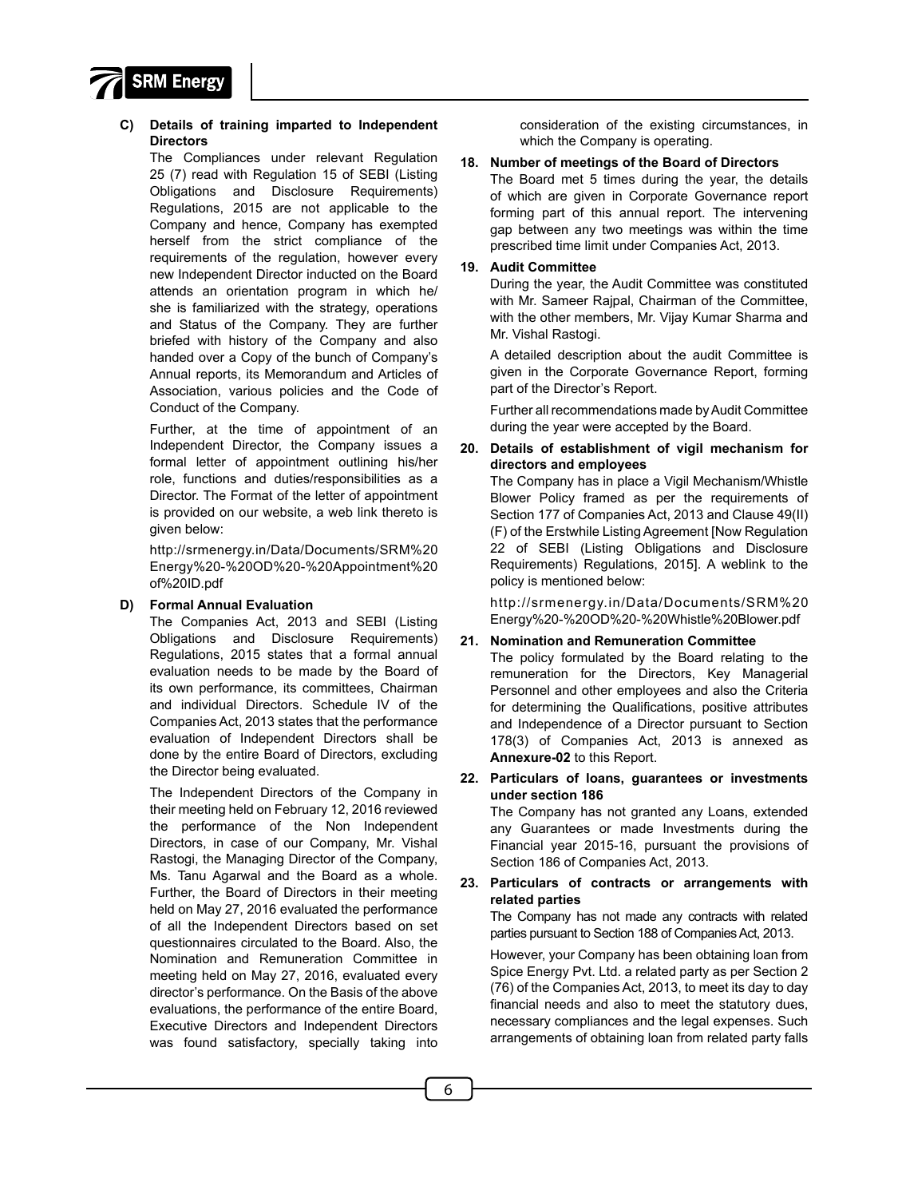**C) Details of training imparted to Independent Directors**

The Compliances under relevant Regulation 25 (7) read with Regulation 15 of SEBI (Listing Obligations and Disclosure Requirements) Regulations, 2015 are not applicable to the Company and hence, Company has exempted herself from the strict compliance of the requirements of the regulation, however every new Independent Director inducted on the Board attends an orientation program in which he/ she is familiarized with the strategy, operations and Status of the Company. They are further briefed with history of the Company and also handed over a Copy of the bunch of Company's Annual reports, its Memorandum and Articles of Association, various policies and the Code of Conduct of the Company.

Further, at the time of appointment of an Independent Director, the Company issues a formal letter of appointment outlining his/her role, functions and duties/responsibilities as a Director. The Format of the letter of appointment is provided on our website, a web link thereto is given below:

http://srmenergy.in/Data/Documents/SRM%20Energy%20-%20OD%20-%20Appointment%20of%20ID.pdf

**D) Formal Annual Evaluation**

The Companies Act, 2013 and SEBI (Listing Obligations and Disclosure Requirements) Regulations, 2015 states that a formal annual evaluation needs to be made by the Board of its own performance, its committees, Chairman and individual Directors. Schedule IV of the Companies Act, 2013 states that the performance evaluation of Independent Directors shall be done by the entire Board of Directors, excluding the Director being evaluated.

The Independent Directors of the Company in their meeting held on February 12, 2016 reviewed the performance of the Non Independent Directors, in case of our Company, Mr. Vishal Rastogi, the Managing Director of the Company, Ms. Tanu Agarwal and the Board as a whole. Further, the Board of Directors in their meeting held on May 27, 2016 evaluated the performance of all the Independent Directors based on set questionnaires circulated to the Board. Also, the Nomination and Remuneration Committee in meeting held on May 27, 2016, evaluated every director's performance. On the Basis of the above evaluations, the performance of the entire Board, Executive Directors and Independent Directors was found satisfactory, specially taking into consideration of the existing circumstances, in which the Company is operating.

**18. Number of meetings of the Board of Directors**

The Board met 5 times during the year, the details of which are given in Corporate Governance report forming part of this annual report. The intervening gap between any two meetings was within the time prescribed time limit under Companies Act, 2013.

**19. Audit Committee**

During the year, the Audit Committee was constituted with Mr. Sameer Rajpal, Chairman of the Committee, with the other members, Mr. Vijay Kumar Sharma and Mr. Vishal Rastogi.

A detailed description about the audit Committee is given in the Corporate Governance Report, forming part of the Director's Report.

Further all recommendations made by Audit Committee during the year were accepted by the Board.

**20. Details of establishment of vigil mechanism for directors and employees**

The Company has in place a Vigil Mechanism/Whistle Blower Policy framed as per the requirements of Section 177 of Companies Act, 2013 and Clause 49(II) (F) of the Erstwhile Listing Agreement [Now Regulation 22 of SEBI (Listing Obligations and Disclosure Requirements) Regulations, 2015]. A weblink to the policy is mentioned below:

http://srmenergy.in/Data/Documents/SRM%20Energy%20-%20OD%20-%20Whistle%20Blower.pdf

**21. Nomination and Remuneration Committee**

The policy formulated by the Board relating to the remuneration for the Directors, Key Managerial Personnel and other employees and also the Criteria for determining the Qualifications, positive attributes and Independence of a Director pursuant to Section 178(3) of Companies Act, 2013 is annexed as **Annexure-02** to this Report.

**22. Particulars of loans, guarantees or investments under section 186**

The Company has not granted any Loans, extended any Guarantees or made Investments during the Financial year 2015-16, pursuant the provisions of Section 186 of Companies Act, 2013.

**23. Particulars of contracts or arrangements with related parties**

The Company has not made any contracts with related parties pursuant to Section 188 of Companies Act, 2013.

However, your Company has been obtaining loan from Spice Energy Pvt. Ltd. a related party as per Section 2 (76) of the Companies Act, 2013, to meet its day to day financial needs and also to meet the statutory dues, necessary compliances and the legal expenses. Such arrangements of obtaining loan from related party falls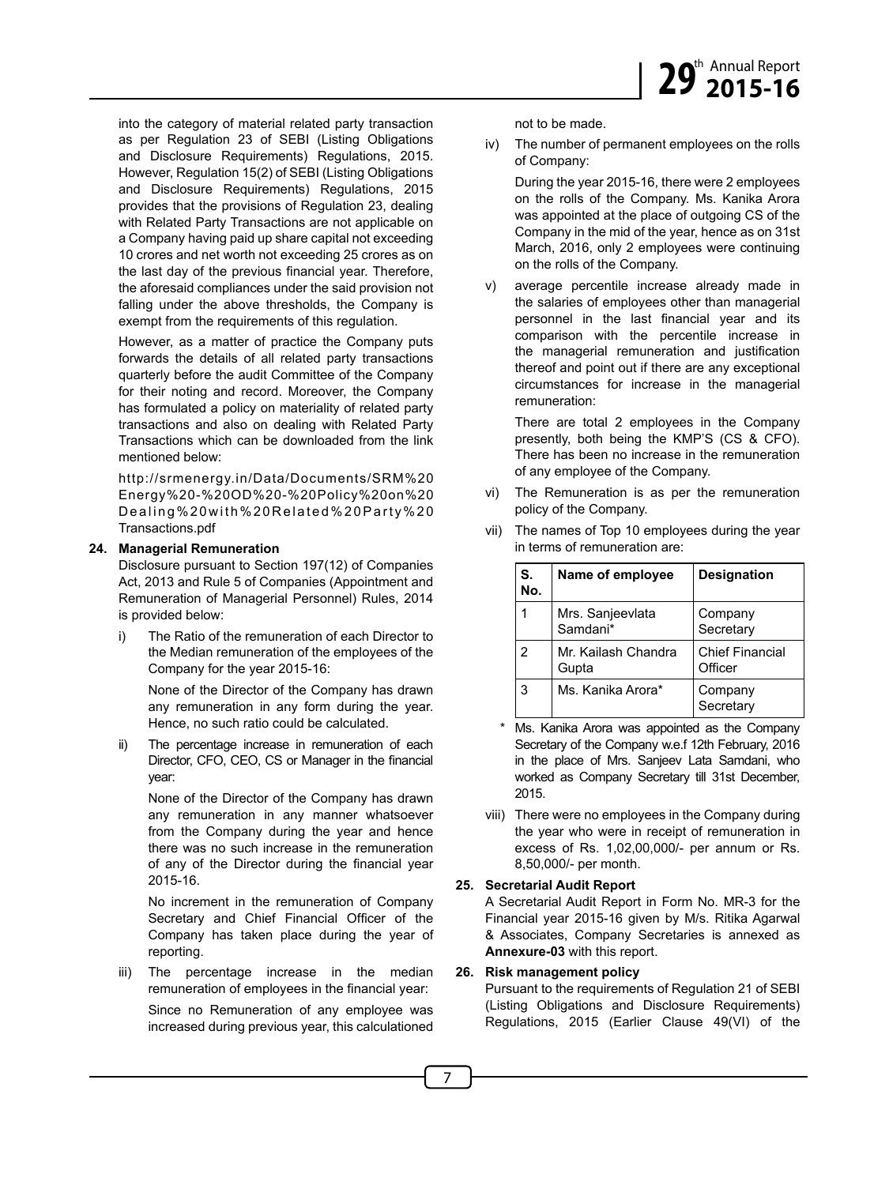into the category of material related party transaction as per Regulation 23 of SEBI (Listing Obligations and Disclosure Requirements) Regulations, 2015. However, Regulation 15(2) of SEBI (Listing Obligations and Disclosure Requirements) Regulations, 2015 provides that the provisions of Regulation 23, dealing with Related Party Transactions are not applicable on a Company having paid up share capital not exceeding 10 crores and net worth not exceeding 25 crores as on the last day of the previous financial year. Therefore, the aforesaid compliances under the said provision not falling under the above thresholds, the Company is exempt from the requirements of this regulation.

However, as a matter of practice the Company puts forwards the details of all related party transactions quarterly before the audit Committee of the Company for their noting and record. Moreover, the Company has formulated a policy on materiality of related party transactions and also on dealing with Related Party Transactions which can be downloaded from the link mentioned below:

http://srmenergy.in/Data/Documents/SRM%20Energy%20-%20OD%20-%20Policy%20on%20Dealing%20with%20Related%20Party%20Transactions.pdf

**24. Managerial Remuneration**

Disclosure pursuant to Section 197(12) of Companies Act, 2013 and Rule 5 of Companies (Appointment and Remuneration of Managerial Personnel) Rules, 2014 is provided below:

i) The Ratio of the remuneration of each Director to the Median remuneration of the employees of the Company for the year 2015-16:

   None of the Director of the Company has drawn any remuneration in any form during the year. Hence, no such ratio could be calculated.

ii) The percentage increase in remuneration of each Director, CFO, CEO, CS or Manager in the financial year:

   None of the Director of the Company has drawn any remuneration in any manner whatsoever from the Company during the year and hence there was no such increase in the remuneration of any of the Director during the financial year 2015-16.

   No increment in the remuneration of Company Secretary and Chief Financial Officer of the Company has taken place during the year of reporting.

iii) The percentage increase in the median remuneration of employees in the financial year:

   Since no Remuneration of any employee was increased during previous year, this calculationed not to be made.

iv) The number of permanent employees on the rolls of Company:

   During the year 2015-16, there were 2 employees on the rolls of the Company. Ms. Kanika Arora was appointed at the place of outgoing CS of the Company in the mid of the year, hence as on 31st March, 2016, only 2 employees were continuing on the rolls of the Company.

v) average percentile increase already made in the salaries of employees other than managerial personnel in the last financial year and its comparison with the percentile increase in the managerial remuneration and justification thereof and point out if there are any exceptional circumstances for increase in the managerial remuneration:

   There are total 2 employees in the Company presently, both being the KMP'S (CS & CFO). There has been no increase in the remuneration of any employee of the Company.

vi) The Remuneration is as per the remuneration policy of the Company.

vii) The names of Top 10 employees during the year in terms of remuneration are:

| S. No. | Name of employee | Designation |
|---|---|---|
| 1 | Mrs. Sanjeevlata Samdani* | Company Secretary |
| 2 | Mr. Kailash Chandra Gupta | Chief Financial Officer |
| 3 | Ms. Kanika Arora* | Company Secretary |

\* Ms. Kanika Arora was appointed as the Company Secretary of the Company w.e.f 12th February, 2016 in the place of Mrs. Sanjeev Lata Samdani, who worked as Company Secretary till 31st December, 2015.

viii) There were no employees in the Company during the year who were in receipt of remuneration in excess of Rs. 1,02,00,000/- per annum or Rs. 8,50,000/- per month.

**25. Secretarial Audit Report**

A Secretarial Audit Report in Form No. MR-3 for the Financial year 2015-16 given by M/s. Ritika Agarwal & Associates, Company Secretaries is annexed as **Annexure-03** with this report.

**26. Risk management policy**

Pursuant to the requirements of Regulation 21 of SEBI (Listing Obligations and Disclosure Requirements) Regulations, 2015 (Earlier Clause 49(VI) of the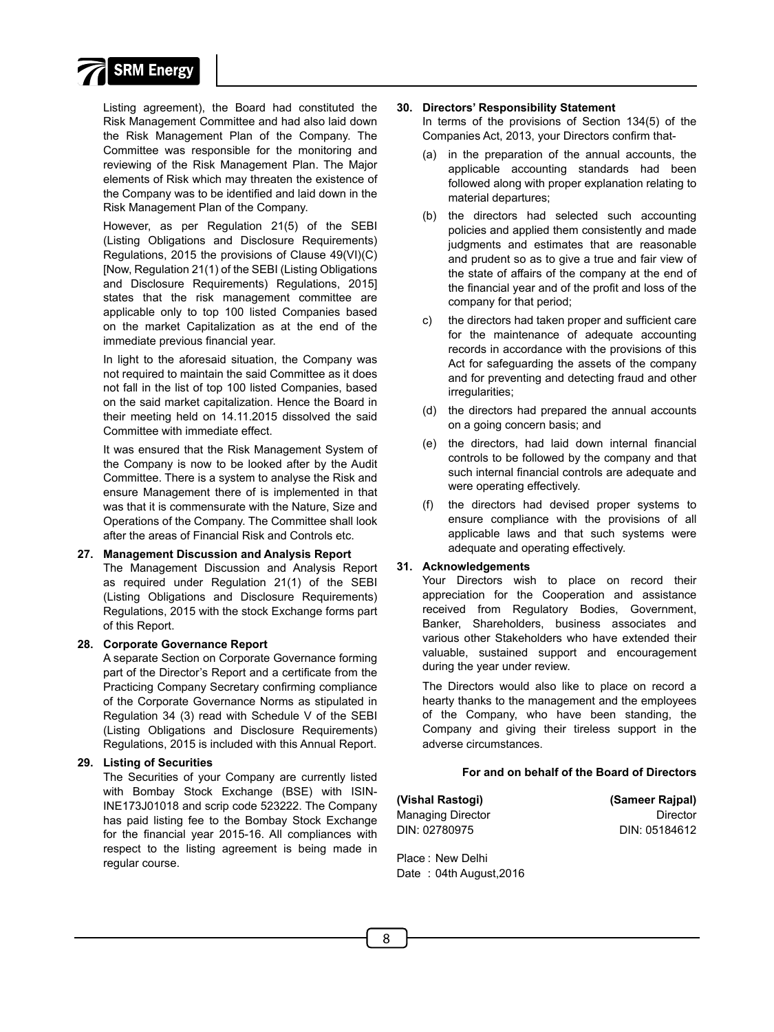Listing agreement), the Board had constituted the Risk Management Committee and had also laid down the Risk Management Plan of the Company. The Committee was responsible for the monitoring and reviewing of the Risk Management Plan. The Major elements of Risk which may threaten the existence of the Company was to be identified and laid down in the Risk Management Plan of the Company.

However, as per Regulation 21(5) of the SEBI (Listing Obligations and Disclosure Requirements) Regulations, 2015 the provisions of Clause 49(VI)(C) [Now, Regulation 21(1) of the SEBI (Listing Obligations and Disclosure Requirements) Regulations, 2015] states that the risk management committee are applicable only to top 100 listed Companies based on the market Capitalization as at the end of the immediate previous financial year.

In light to the aforesaid situation, the Company was not required to maintain the said Committee as it does not fall in the list of top 100 listed Companies, based on the said market capitalization. Hence the Board in their meeting held on 14.11.2015 dissolved the said Committee with immediate effect.

It was ensured that the Risk Management System of the Company is now to be looked after by the Audit Committee. There is a system to analyse the Risk and ensure Management there of is implemented in that was that it is commensurate with the Nature, Size and Operations of the Company. The Committee shall look after the areas of Financial Risk and Controls etc.

**27. Management Discussion and Analysis Report**

The Management Discussion and Analysis Report as required under Regulation 21(1) of the SEBI (Listing Obligations and Disclosure Requirements) Regulations, 2015 with the stock Exchange forms part of this Report.

**28. Corporate Governance Report**

A separate Section on Corporate Governance forming part of the Director's Report and a certificate from the Practicing Company Secretary confirming compliance of the Corporate Governance Norms as stipulated in Regulation 34 (3) read with Schedule V of the SEBI (Listing Obligations and Disclosure Requirements) Regulations, 2015 is included with this Annual Report.

**29. Listing of Securities**

The Securities of your Company are currently listed with Bombay Stock Exchange (BSE) with ISIN-INE173J01018 and scrip code 523222. The Company has paid listing fee to the Bombay Stock Exchange for the financial year 2015-16. All compliances with respect to the listing agreement is being made in regular course.

**30. Directors' Responsibility Statement**

In terms of the provisions of Section 134(5) of the Companies Act, 2013, your Directors confirm that-

(a) in the preparation of the annual accounts, the applicable accounting standards had been followed along with proper explanation relating to material departures;

(b) the directors had selected such accounting policies and applied them consistently and made judgments and estimates that are reasonable and prudent so as to give a true and fair view of the state of affairs of the company at the end of the financial year and of the profit and loss of the company for that period;

c) the directors had taken proper and sufficient care for the maintenance of adequate accounting records in accordance with the provisions of this Act for safeguarding the assets of the company and for preventing and detecting fraud and other irregularities;

(d) the directors had prepared the annual accounts on a going concern basis; and

(e) the directors, had laid down internal financial controls to be followed by the company and that such internal financial controls are adequate and were operating effectively.

(f) the directors had devised proper systems to ensure compliance with the provisions of all applicable laws and that such systems were adequate and operating effectively.

**31. Acknowledgements**

Your Directors wish to place on record their appreciation for the Cooperation and assistance received from Regulatory Bodies, Government, Banker, Shareholders, business associates and various other Stakeholders who have extended their valuable, sustained support and encouragement during the year under review.

The Directors would also like to place on record a hearty thanks to the management and the employees of the Company, who have been standing, the Company and giving their tireless support in the adverse circumstances.

**For and on behalf of the Board of Directors**

**(Vishal Rastogi)**
Managing Director
DIN: 02780975

**(Sameer Rajpal)**
Director
DIN: 05184612

Place : New Delhi
Date : 04th August,2016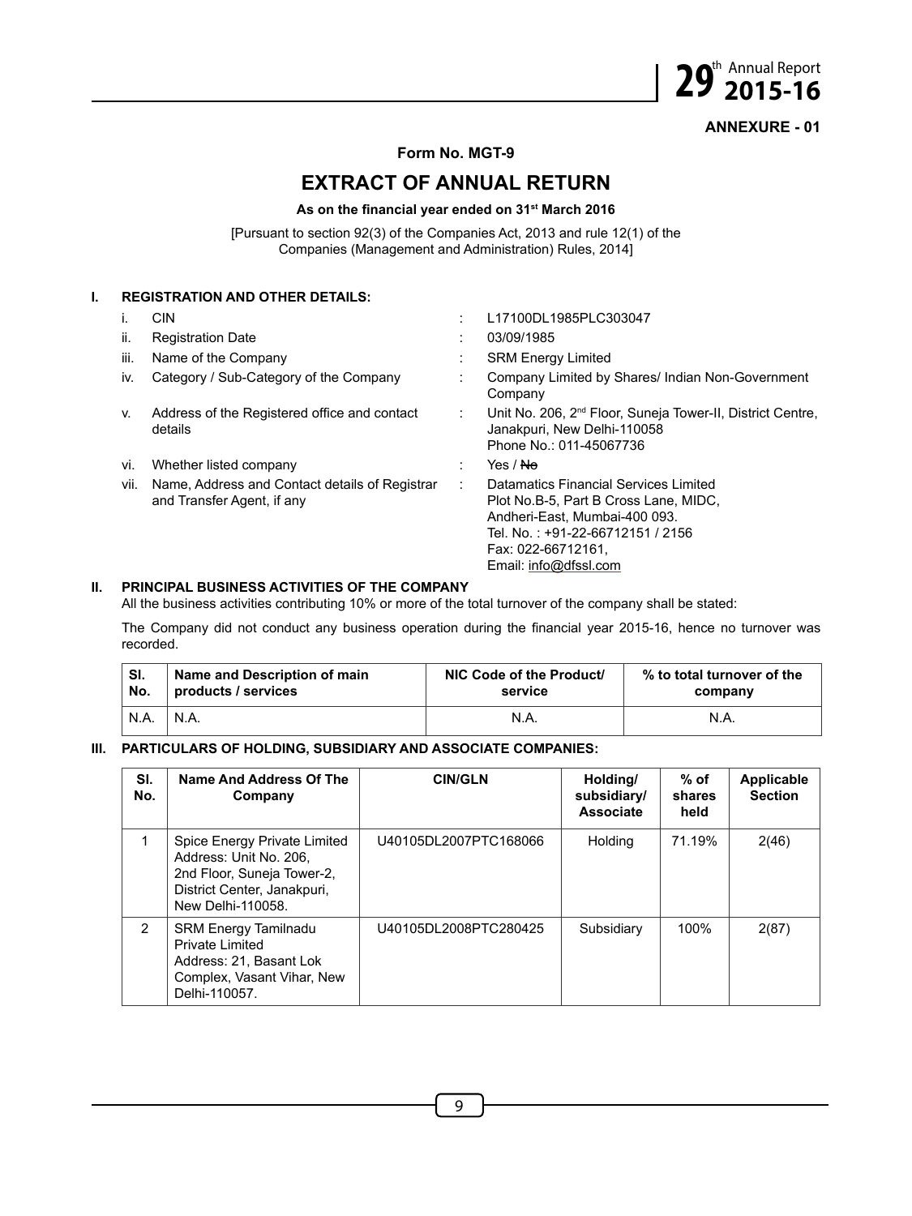**ANNEXURE - 01**

**Form No. MGT-9**

# EXTRACT OF ANNUAL RETURN

**As on the financial year ended on 31st March 2016**

[Pursuant to section 92(3) of the Companies Act, 2013 and rule 12(1) of the Companies (Management and Administration) Rules, 2014]

## I. REGISTRATION AND OTHER DETAILS:

| | | | |
|---|---|---|---|
| i. | CIN | : | L17100DL1985PLC303047 |
| ii. | Registration Date | : | 03/09/1985 |
| iii. | Name of the Company | : | SRM Energy Limited |
| iv. | Category / Sub-Category of the Company | : | Company Limited by Shares/ Indian Non-Government Company |
| v. | Address of the Registered office and contact details | : | Unit No. 206, 2nd Floor, Suneja Tower-II, District Centre, Janakpuri, New Delhi-110058<br>Phone No.: 011-45067736 |
| vi. | Whether listed company | : | Yes / ~~No~~ |
| vii. | Name, Address and Contact details of Registrar and Transfer Agent, if any | : | Datamatics Financial Services Limited<br>Plot No.B-5, Part B Cross Lane, MIDC, Andheri-East, Mumbai-400 093.<br>Tel. No. : +91-22-66712151 / 2156<br>Fax: 022-66712161,<br>Email: info@dfssl.com |

## II. PRINCIPAL BUSINESS ACTIVITIES OF THE COMPANY

All the business activities contributing 10% or more of the total turnover of the company shall be stated:

The Company did not conduct any business operation during the financial year 2015-16, hence no turnover was recorded.

| Sl. No. | Name and Description of main products / services | NIC Code of the Product/ service | % to total turnover of the company |
|---|---|---|---|
| N.A. | N.A. | N.A. | N.A. |

## III. PARTICULARS OF HOLDING, SUBSIDIARY AND ASSOCIATE COMPANIES:

| Sl. No. | Name And Address Of The Company | CIN/GLN | Holding/ subsidiary/ Associate | % of shares held | Applicable Section |
|---|---|---|---|---|---|
| 1 | Spice Energy Private Limited Address: Unit No. 206, 2nd Floor, Suneja Tower-2, District Center, Janakpuri, New Delhi-110058. | U40105DL2007PTC168066 | Holding | 71.19% | 2(46) |
| 2 | SRM Energy Tamilnadu Private Limited Address: 21, Basant Lok Complex, Vasant Vihar, New Delhi-110057. | U40105DL2008PTC280425 | Subsidiary | 100% | 2(87) |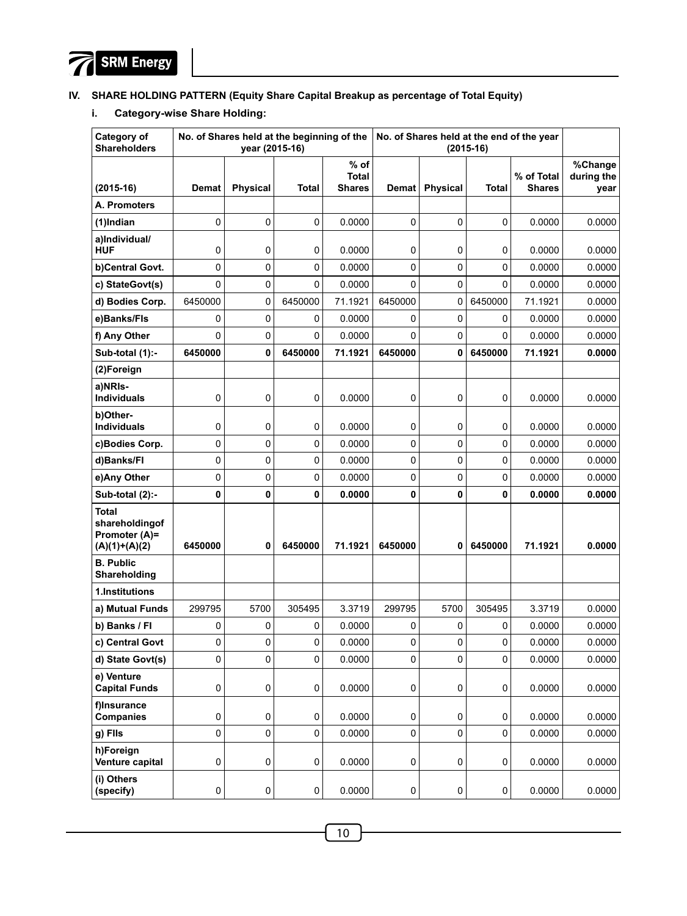## IV. SHARE HOLDING PATTERN (Equity Share Capital Breakup as percentage of Total Equity)

### i. Category-wise Share Holding:

| Category of Shareholders | No. of Shares held at the beginning of the year (2015-16) | | | | No. of Shares held at the end of the year (2015-16) | | | | |
|---|---|---|---|---|---|---|---|---|---|
| (2015-16) | Demat | Physical | Total | % of Total Shares | Demat | Physical | Total | % of Total Shares | %Change during the year |
| **A. Promoters** | | | | | | | | | |
| (1)Indian | 0 | 0 | 0 | 0.0000 | 0 | 0 | 0 | 0.0000 | 0.0000 |
| a)Individual/ HUF | 0 | 0 | 0 | 0.0000 | 0 | 0 | 0 | 0.0000 | 0.0000 |
| b)Central Govt. | 0 | 0 | 0 | 0.0000 | 0 | 0 | 0 | 0.0000 | 0.0000 |
| c) StateGovt(s) | 0 | 0 | 0 | 0.0000 | 0 | 0 | 0 | 0.0000 | 0.0000 |
| d) Bodies Corp. | 6450000 | 0 | 6450000 | 71.1921 | 6450000 | 0 | 6450000 | 71.1921 | 0.0000 |
| e)Banks/FIs | 0 | 0 | 0 | 0.0000 | 0 | 0 | 0 | 0.0000 | 0.0000 |
| f) Any Other | 0 | 0 | 0 | 0.0000 | 0 | 0 | 0 | 0.0000 | 0.0000 |
| **Sub-total (1):-** | **6450000** | **0** | **6450000** | **71.1921** | **6450000** | **0** | **6450000** | **71.1921** | **0.0000** |
| (2)Foreign | | | | | | | | | |
| a)NRIs- Individuals | 0 | 0 | 0 | 0.0000 | 0 | 0 | 0 | 0.0000 | 0.0000 |
| b)Other- Individuals | 0 | 0 | 0 | 0.0000 | 0 | 0 | 0 | 0.0000 | 0.0000 |
| c)Bodies Corp. | 0 | 0 | 0 | 0.0000 | 0 | 0 | 0 | 0.0000 | 0.0000 |
| d)Banks/FI | 0 | 0 | 0 | 0.0000 | 0 | 0 | 0 | 0.0000 | 0.0000 |
| e)Any Other | 0 | 0 | 0 | 0.0000 | 0 | 0 | 0 | 0.0000 | 0.0000 |
| **Sub-total (2):-** | **0** | **0** | **0** | **0.0000** | **0** | **0** | **0** | **0.0000** | **0.0000** |
| **Total shareholdingof Promoter (A)= (A)(1)+(A)(2)** | **6450000** | **0** | **6450000** | **71.1921** | **6450000** | **0** | **6450000** | **71.1921** | **0.0000** |
| **B. Public Shareholding** | | | | | | | | | |
| 1.Institutions | | | | | | | | | |
| a) Mutual Funds | 299795 | 5700 | 305495 | 3.3719 | 299795 | 5700 | 305495 | 3.3719 | 0.0000 |
| b) Banks / FI | 0 | 0 | 0 | 0.0000 | 0 | 0 | 0 | 0.0000 | 0.0000 |
| c) Central Govt | 0 | 0 | 0 | 0.0000 | 0 | 0 | 0 | 0.0000 | 0.0000 |
| d) State Govt(s) | 0 | 0 | 0 | 0.0000 | 0 | 0 | 0 | 0.0000 | 0.0000 |
| e) Venture Capital Funds | 0 | 0 | 0 | 0.0000 | 0 | 0 | 0 | 0.0000 | 0.0000 |
| f)Insurance Companies | 0 | 0 | 0 | 0.0000 | 0 | 0 | 0 | 0.0000 | 0.0000 |
| g) FIIs | 0 | 0 | 0 | 0.0000 | 0 | 0 | 0 | 0.0000 | 0.0000 |
| h)Foreign Venture capital | 0 | 0 | 0 | 0.0000 | 0 | 0 | 0 | 0.0000 | 0.0000 |
| (i) Others (specify) | 0 | 0 | 0 | 0.0000 | 0 | 0 | 0 | 0.0000 | 0.0000 |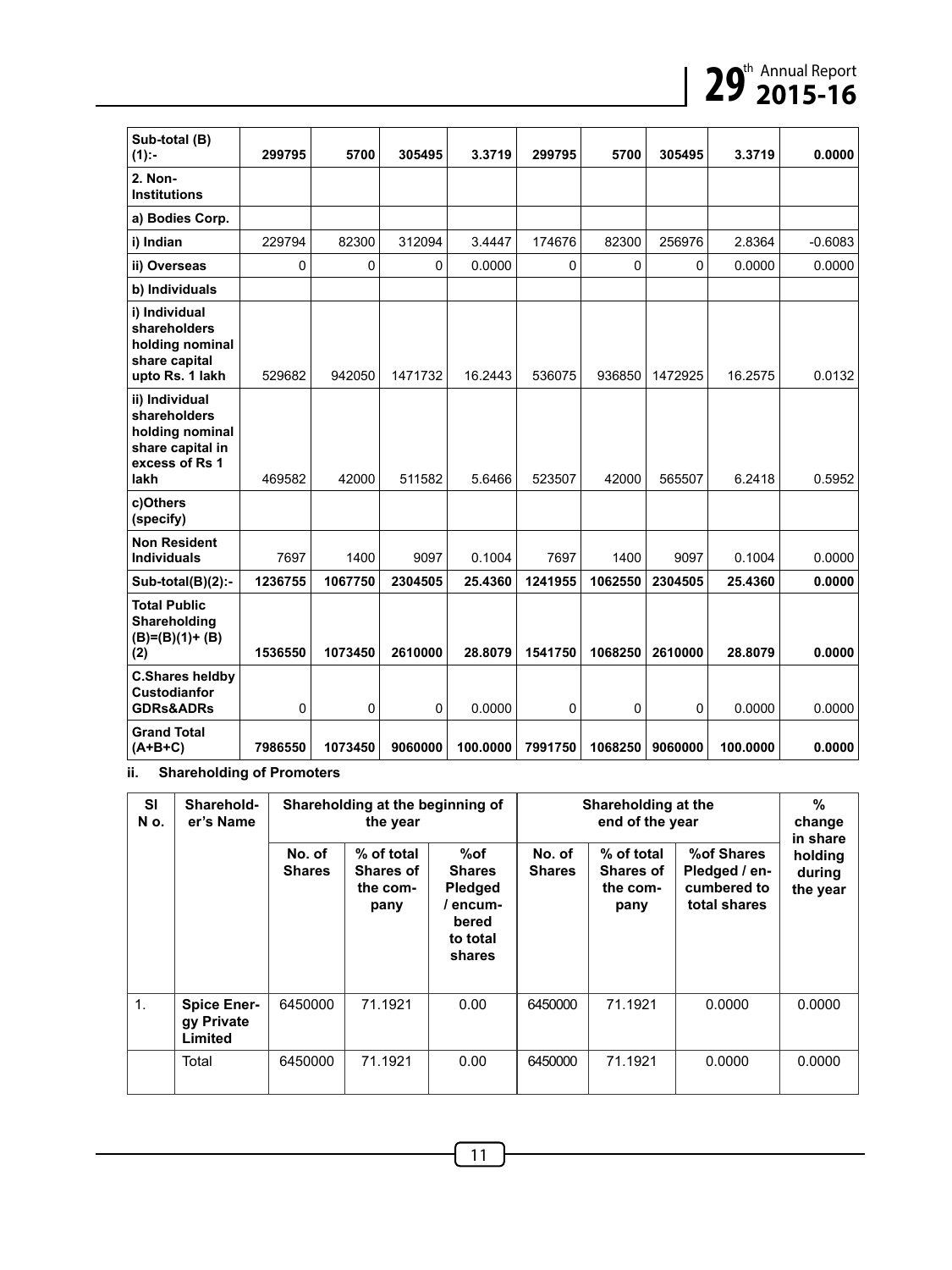| | | | | | | | | | |
|---|---|---|---|---|---|---|---|---|---|
| **Sub-total (B) (1):-** | **299795** | **5700** | **305495** | **3.3719** | **299795** | **5700** | **305495** | **3.3719** | **0.0000** |
| **2. Non-Institutions** | | | | | | | | | |
| **a) Bodies Corp.** | | | | | | | | | |
| **i) Indian** | 229794 | 82300 | 312094 | 3.4447 | 174676 | 82300 | 256976 | 2.8364 | -0.6083 |
| **ii) Overseas** | 0 | 0 | 0 | 0.0000 | 0 | 0 | 0 | 0.0000 | 0.0000 |
| **b) Individuals** | | | | | | | | | |
| **i) Individual shareholders holding nominal share capital upto Rs. 1 lakh** | 529682 | 942050 | 1471732 | 16.2443 | 536075 | 936850 | 1472925 | 16.2575 | 0.0132 |
| **ii) Individual shareholders holding nominal share capital in excess of Rs 1 lakh** | 469582 | 42000 | 511582 | 5.6466 | 523507 | 42000 | 565507 | 6.2418 | 0.5952 |
| **c)Others (specify)** | | | | | | | | | |
| **Non Resident Individuals** | 7697 | 1400 | 9097 | 0.1004 | 7697 | 1400 | 9097 | 0.1004 | 0.0000 |
| **Sub-total(B)(2):-** | **1236755** | **1067750** | **2304505** | **25.4360** | **1241955** | **1062550** | **2304505** | **25.4360** | **0.0000** |
| **Total Public Shareholding (B)=(B)(1)+ (B)(2)** | **1536550** | **1073450** | **2610000** | **28.8079** | **1541750** | **1068250** | **2610000** | **28.8079** | **0.0000** |
| **C.Shares heldby Custodianfor GDRs&ADRs** | 0 | 0 | 0 | 0.0000 | 0 | 0 | 0 | 0.0000 | 0.0000 |
| **Grand Total (A+B+C)** | **7986550** | **1073450** | **9060000** | **100.0000** | **7991750** | **1068250** | **9060000** | **100.0000** | **0.0000** |

**ii. Shareholding of Promoters**

| Sl No. | Shareholder's Name | Shareholding at the beginning of the year | | | Shareholding at the end of the year | | | % change in share holding during the year |
|---|---|---|---|---|---|---|---|---|
| | | No. of Shares | % of total Shares of the company | %of Shares Pledged / encumbered to total shares | No. of Shares | % of total Shares of the company | %of Shares Pledged / encumbered to total shares | |
| 1. | **Spice Energy Private Limited** | 6450000 | 71.1921 | 0.00 | 6450000 | 71.1921 | 0.0000 | 0.0000 |
| | Total | 6450000 | 71.1921 | 0.00 | 6450000 | 71.1921 | 0.0000 | 0.0000 |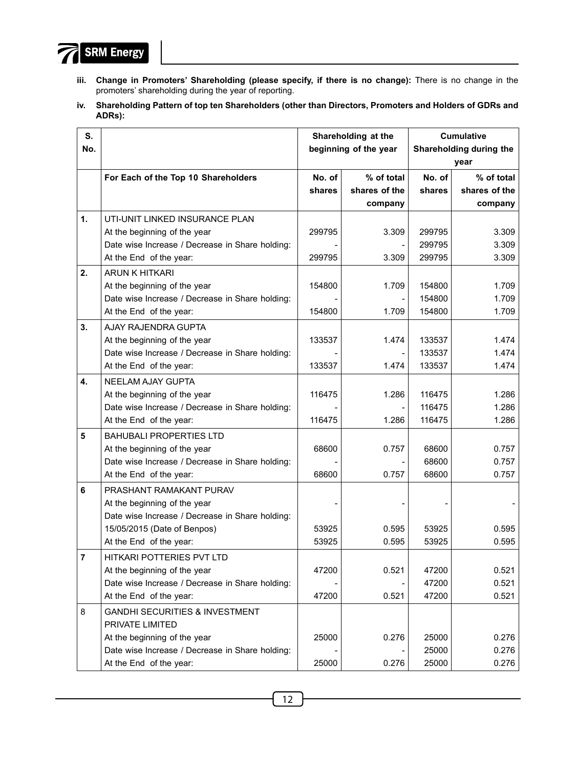iii. **Change in Promoters' Shareholding (please specify, if there is no change):** There is no change in the promoters' shareholding during the year of reporting.

iv. **Shareholding Pattern of top ten Shareholders (other than Directors, Promoters and Holders of GDRs and ADRs):**

| S. No. | | Shareholding at the beginning of the year | | Cumulative Shareholding during the year | |
|---|---|---|---|---|---|
| | **For Each of the Top 10 Shareholders** | **No. of shares** | **% of total shares of the company** | **No. of shares** | **% of total shares of the company** |
| **1.** | UTI-UNIT LINKED INSURANCE PLAN | | | | |
| | At the beginning of the year | 299795 | 3.309 | 299795 | 3.309 |
| | Date wise Increase / Decrease in Share holding: | - | - | 299795 | 3.309 |
| | At the End of the year: | 299795 | 3.309 | 299795 | 3.309 |
| **2.** | ARUN K HITKARI | | | | |
| | At the beginning of the year | 154800 | 1.709 | 154800 | 1.709 |
| | Date wise Increase / Decrease in Share holding: | - | - | 154800 | 1.709 |
| | At the End of the year: | 154800 | 1.709 | 154800 | 1.709 |
| **3.** | AJAY RAJENDRA GUPTA | | | | |
| | At the beginning of the year | 133537 | 1.474 | 133537 | 1.474 |
| | Date wise Increase / Decrease in Share holding: | - | - | 133537 | 1.474 |
| | At the End of the year: | 133537 | 1.474 | 133537 | 1.474 |
| **4.** | NEELAM AJAY GUPTA | | | | |
| | At the beginning of the year | 116475 | 1.286 | 116475 | 1.286 |
| | Date wise Increase / Decrease in Share holding: | - | - | 116475 | 1.286 |
| | At the End of the year: | 116475 | 1.286 | 116475 | 1.286 |
| **5** | BAHUBALI PROPERTIES LTD | | | | |
| | At the beginning of the year | 68600 | 0.757 | 68600 | 0.757 |
| | Date wise Increase / Decrease in Share holding: | - | - | 68600 | 0.757 |
| | At the End of the year: | 68600 | 0.757 | 68600 | 0.757 |
| **6** | PRASHANT RAMAKANT PURAV | | | | |
| | At the beginning of the year | - | - | - | - |
| | Date wise Increase / Decrease in Share holding: | | | | |
| | 15/05/2015 (Date of Benpos) | 53925 | 0.595 | 53925 | 0.595 |
| | At the End of the year: | 53925 | 0.595 | 53925 | 0.595 |
| **7** | HITKARI POTTERIES PVT LTD | | | | |
| | At the beginning of the year | 47200 | 0.521 | 47200 | 0.521 |
| | Date wise Increase / Decrease in Share holding: | - | - | 47200 | 0.521 |
| | At the End of the year: | 47200 | 0.521 | 47200 | 0.521 |
| 8 | GANDHI SECURITIES & INVESTMENT PRIVATE LIMITED | | | | |
| | At the beginning of the year | 25000 | 0.276 | 25000 | 0.276 |
| | Date wise Increase / Decrease in Share holding: | - | - | 25000 | 0.276 |
| | At the End of the year: | 25000 | 0.276 | 25000 | 0.276 |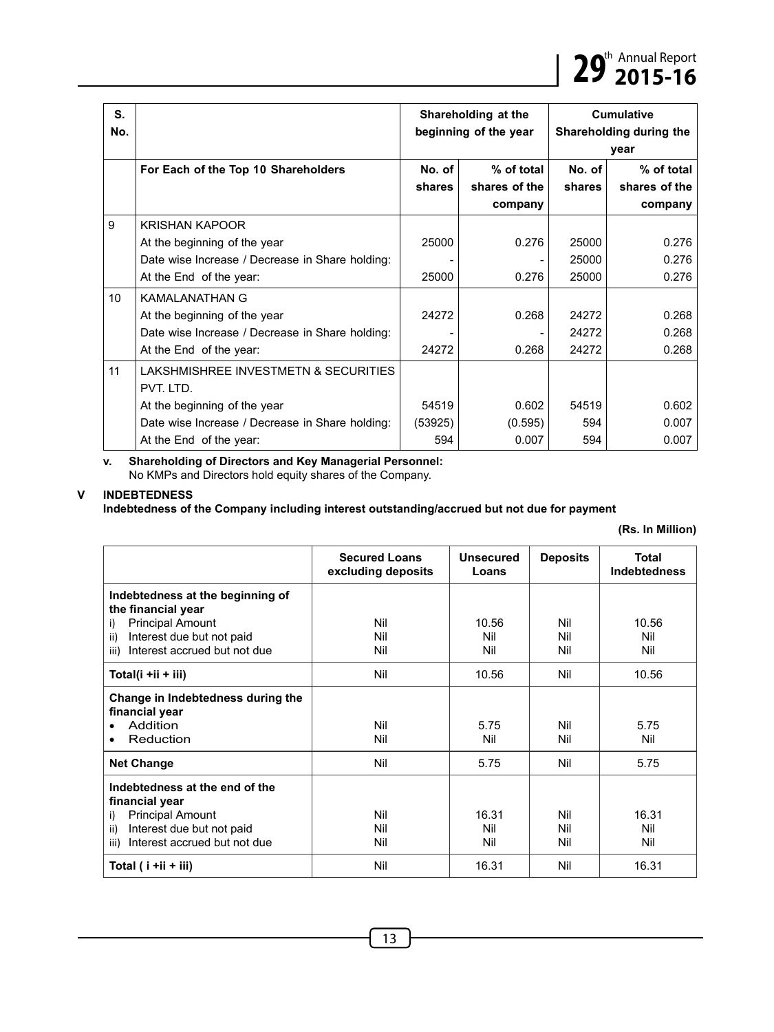| S. No. | | Shareholding at the beginning of the year | | Cumulative Shareholding during the year | |
|---|---|---|---|---|---|
| | **For Each of the Top 10 Shareholders** | **No. of shares** | **% of total shares of the company** | **No. of shares** | **% of total shares of the company** |
| 9 | KRISHAN KAPOOR | | | | |
| | At the beginning of the year | 25000 | 0.276 | 25000 | 0.276 |
| | Date wise Increase / Decrease in Share holding: | - | - | 25000 | 0.276 |
| | At the End of the year: | 25000 | 0.276 | 25000 | 0.276 |
| 10 | KAMALANATHAN G | | | | |
| | At the beginning of the year | 24272 | 0.268 | 24272 | 0.268 |
| | Date wise Increase / Decrease in Share holding: | - | - | 24272 | 0.268 |
| | At the End of the year: | 24272 | 0.268 | 24272 | 0.268 |
| 11 | LAKSHMISHREE INVESTMETN & SECURITIES PVT. LTD. | | | | |
| | At the beginning of the year | 54519 | 0.602 | 54519 | 0.602 |
| | Date wise Increase / Decrease in Share holding: | (53925) | (0.595) | 594 | 0.007 |
| | At the End of the year: | 594 | 0.007 | 594 | 0.007 |

**v. Shareholding of Directors and Key Managerial Personnel:**

No KMPs and Directors hold equity shares of the Company.

## V INDEBTEDNESS

**Indebtedness of the Company including interest outstanding/accrued but not due for payment**

**(Rs. In Million)**

| | Secured Loans excluding deposits | Unsecured Loans | Deposits | Total Indebtedness |
|---|---|---|---|---|
| **Indebtedness at the beginning of the financial year** | | | | |
| i) Principal Amount | Nil | 10.56 | Nil | 10.56 |
| ii) Interest due but not paid | Nil | Nil | Nil | Nil |
| iii) Interest accrued but not due | Nil | Nil | Nil | Nil |
| **Total(i +ii + iii)** | Nil | 10.56 | Nil | 10.56 |
| **Change in Indebtedness during the financial year** | | | | |
| • Addition | Nil | 5.75 | Nil | 5.75 |
| • Reduction | Nil | Nil | Nil | Nil |
| **Net Change** | Nil | 5.75 | Nil | 5.75 |
| **Indebtedness at the end of the financial year** | | | | |
| i) Principal Amount | Nil | 16.31 | Nil | 16.31 |
| ii) Interest due but not paid | Nil | Nil | Nil | Nil |
| iii) Interest accrued but not due | Nil | Nil | Nil | Nil |
| **Total ( i +ii + iii)** | Nil | 16.31 | Nil | 16.31 |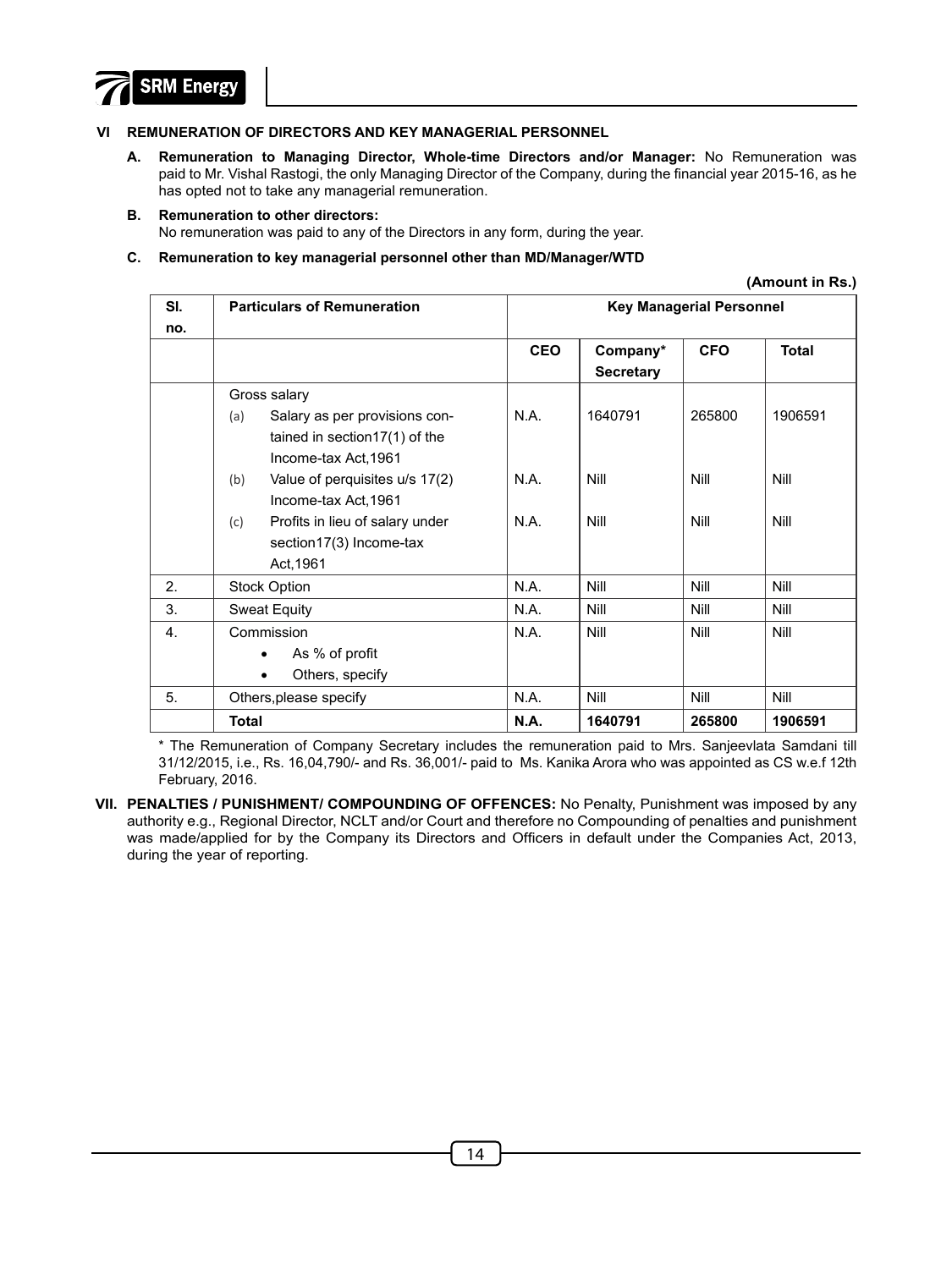## VI REMUNERATION OF DIRECTORS AND KEY MANAGERIAL PERSONNEL

**A. Remuneration to Managing Director, Whole-time Directors and/or Manager:** No Remuneration was paid to Mr. Vishal Rastogi, the only Managing Director of the Company, during the financial year 2015-16, as he has opted not to take any managerial remuneration.

**B. Remuneration to other directors:**
No remuneration was paid to any of the Directors in any form, during the year.

**C. Remuneration to key managerial personnel other than MD/Manager/WTD**

**(Amount in Rs.)**

| Sl. no. | Particulars of Remuneration | Key Managerial Personnel | | | |
|---|---|---|---|---|---|
| | | **CEO** | **Company* Secretary** | **CFO** | **Total** |
| | Gross salary<br>(a) Salary as per provisions contained in section17(1) of the Income-tax Act,1961 | N.A. | 1640791 | 265800 | 1906591 |
| | (b) Value of perquisites u/s 17(2) Income-tax Act,1961 | N.A. | Nill | Nill | Nill |
| | (c) Profits in lieu of salary under section17(3) Income-tax Act,1961 | N.A. | Nill | Nill | Nill |
| 2. | Stock Option | N.A. | Nill | Nill | Nill |
| 3. | Sweat Equity | N.A. | Nill | Nill | Nill |
| 4. | Commission<br>• As % of profit<br>• Others, specify | N.A. | Nill | Nill | Nill |
| 5. | Others,please specify | N.A. | Nill | Nill | Nill |
| | **Total** | **N.A.** | **1640791** | **265800** | **1906591** |

* The Remuneration of Company Secretary includes the remuneration paid to Mrs. Sanjeevlata Samdani till 31/12/2015, i.e., Rs. 16,04,790/- and Rs. 36,001/- paid to Ms. Kanika Arora who was appointed as CS w.e.f 12th February, 2016.

**VII. PENALTIES / PUNISHMENT/ COMPOUNDING OF OFFENCES:** No Penalty, Punishment was imposed by any authority e.g., Regional Director, NCLT and/or Court and therefore no Compounding of penalties and punishment was made/applied for by the Company its Directors and Officers in default under the Companies Act, 2013, during the year of reporting.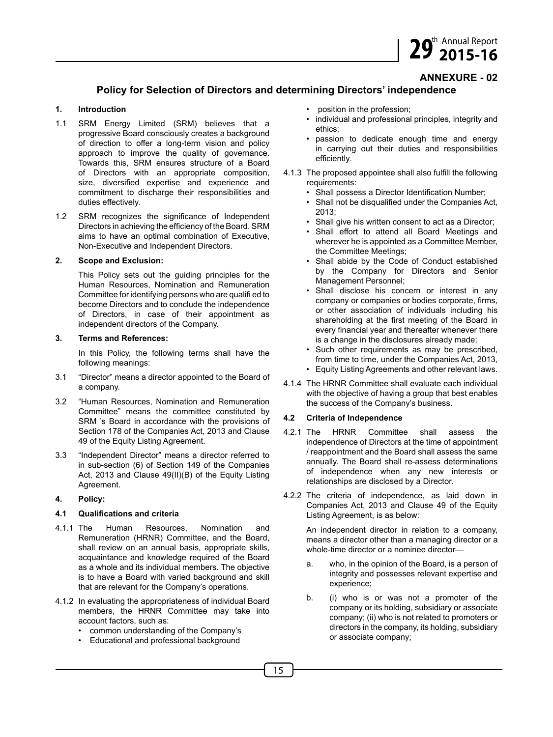## ANNEXURE - 02

## Policy for Selection of Directors and determining Directors' independence

**1. Introduction**

1.1 SRM Energy Limited (SRM) believes that a progressive Board consciously creates a background of direction to offer a long-term vision and policy approach to improve the quality of governance. Towards this, SRM ensures structure of a Board of Directors with an appropriate composition, size, diversified expertise and experience and commitment to discharge their responsibilities and duties effectively.

1.2 SRM recognizes the significance of Independent Directors in achieving the efficiency of the Board. SRM aims to have an optimal combination of Executive, Non-Executive and Independent Directors.

**2. Scope and Exclusion:**

This Policy sets out the guiding principles for the Human Resources, Nomination and Remuneration Committee for identifying persons who are qualifi ed to become Directors and to conclude the independence of Directors, in case of their appointment as independent directors of the Company.

**3. Terms and References:**

In this Policy, the following terms shall have the following meanings:

3.1 "Director" means a director appointed to the Board of a company.

3.2 "Human Resources, Nomination and Remuneration Committee" means the committee constituted by SRM 's Board in accordance with the provisions of Section 178 of the Companies Act, 2013 and Clause 49 of the Equity Listing Agreement.

3.3 "Independent Director" means a director referred to in sub-section (6) of Section 149 of the Companies Act, 2013 and Clause 49(II)(B) of the Equity Listing Agreement.

**4. Policy:**

**4.1 Qualifications and criteria**

4.1.1 The Human Resources, Nomination and Remuneration (HRNR) Committee, and the Board, shall review on an annual basis, appropriate skills, acquaintance and knowledge required of the Board as a whole and its individual members. The objective is to have a Board with varied background and skill that are relevant for the Company's operations.

4.1.2 In evaluating the appropriateness of individual Board members, the HRNR Committee may take into account factors, such as:

- common understanding of the Company's
- Educational and professional background
- position in the profession;
- individual and professional principles, integrity and ethics;
- passion to dedicate enough time and energy in carrying out their duties and responsibilities efficiently.

4.1.3 The proposed appointee shall also fulfill the following requirements:

- Shall possess a Director Identification Number;
- Shall not be disqualified under the Companies Act, 2013;
- Shall give his written consent to act as a Director;
- Shall effort to attend all Board Meetings and wherever he is appointed as a Committee Member, the Committee Meetings;
- Shall abide by the Code of Conduct established by the Company for Directors and Senior Management Personnel;
- Shall disclose his concern or interest in any company or companies or bodies corporate, firms, or other association of individuals including his shareholding at the first meeting of the Board in every financial year and thereafter whenever there is a change in the disclosures already made;
- Such other requirements as may be prescribed, from time to time, under the Companies Act, 2013,
- Equity Listing Agreements and other relevant laws.

4.1.4 The HRNR Committee shall evaluate each individual with the objective of having a group that best enables the success of the Company's business.

**4.2 Criteria of Independence**

4.2.1 The HRNR Committee shall assess the independence of Directors at the time of appointment / reappointment and the Board shall assess the same annually. The Board shall re-assess determinations of independence when any new interests or relationships are disclosed by a Director.

4.2.2 The criteria of independence, as laid down in Companies Act, 2013 and Clause 49 of the Equity Listing Agreement, is as below:

An independent director in relation to a company, means a director other than a managing director or a whole-time director or a nominee director—

a. who, in the opinion of the Board, is a person of integrity and possesses relevant expertise and experience;

b. (i) who is or was not a promoter of the company or its holding, subsidiary or associate company; (ii) who is not related to promoters or directors in the company, its holding, subsidiary or associate company;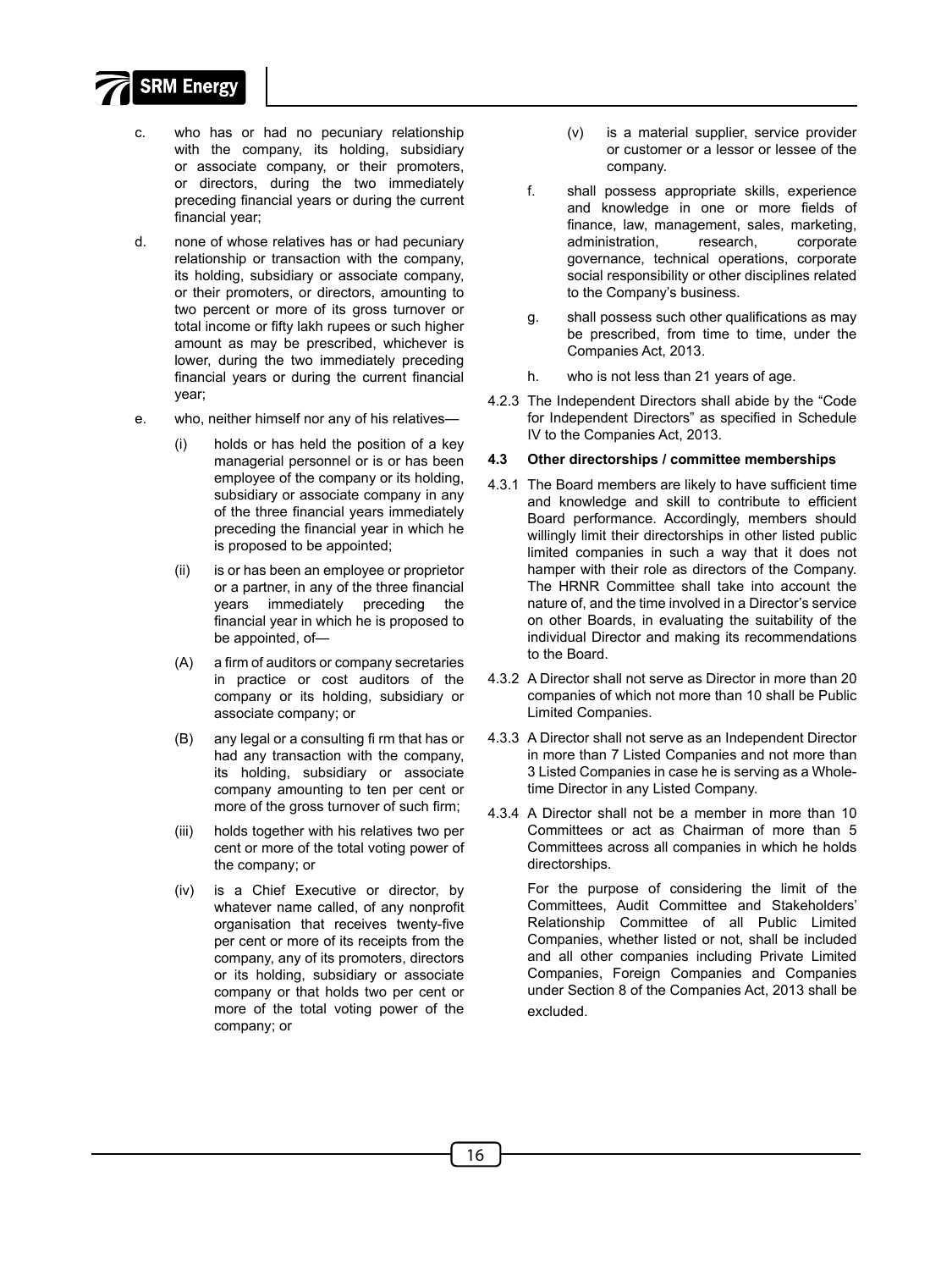c. who has or had no pecuniary relationship with the company, its holding, subsidiary or associate company, or their promoters, or directors, during the two immediately preceding financial years or during the current financial year;

d. none of whose relatives has or had pecuniary relationship or transaction with the company, its holding, subsidiary or associate company, or their promoters, or directors, amounting to two percent or more of its gross turnover or total income or fifty lakh rupees or such higher amount as may be prescribed, whichever is lower, during the two immediately preceding financial years or during the current financial year;

e. who, neither himself nor any of his relatives—

   (i) holds or has held the position of a key managerial personnel or is or has been employee of the company or its holding, subsidiary or associate company in any of the three financial years immediately preceding the financial year in which he is proposed to be appointed;

   (ii) is or has been an employee or proprietor or a partner, in any of the three financial years immediately preceding the financial year in which he is proposed to be appointed, of—

   (A) a firm of auditors or company secretaries in practice or cost auditors of the company or its holding, subsidiary or associate company; or

   (B) any legal or a consulting fi rm that has or had any transaction with the company, its holding, subsidiary or associate company amounting to ten per cent or more of the gross turnover of such firm;

   (iii) holds together with his relatives two per cent or more of the total voting power of the company; or

   (iv) is a Chief Executive or director, by whatever name called, of any nonprofit organisation that receives twenty-five per cent or more of its receipts from the company, any of its promoters, directors or its holding, subsidiary or associate company or that holds two per cent or more of the total voting power of the company; or

   (v) is a material supplier, service provider or customer or a lessor or lessee of the company.

f. shall possess appropriate skills, experience and knowledge in one or more fields of finance, law, management, sales, marketing, administration, research, corporate governance, technical operations, corporate social responsibility or other disciplines related to the Company's business.

g. shall possess such other qualifications as may be prescribed, from time to time, under the Companies Act, 2013.

h. who is not less than 21 years of age.

4.2.3 The Independent Directors shall abide by the "Code for Independent Directors" as specified in Schedule IV to the Companies Act, 2013.

**4.3 Other directorships / committee memberships**

4.3.1 The Board members are likely to have sufficient time and knowledge and skill to contribute to efficient Board performance. Accordingly, members should willingly limit their directorships in other listed public limited companies in such a way that it does not hamper with their role as directors of the Company. The HRNR Committee shall take into account the nature of, and the time involved in a Director's service on other Boards, in evaluating the suitability of the individual Director and making its recommendations to the Board.

4.3.2 A Director shall not serve as Director in more than 20 companies of which not more than 10 shall be Public Limited Companies.

4.3.3 A Director shall not serve as an Independent Director in more than 7 Listed Companies and not more than 3 Listed Companies in case he is serving as a Whole-time Director in any Listed Company.

4.3.4 A Director shall not be a member in more than 10 Committees or act as Chairman of more than 5 Committees across all companies in which he holds directorships.

For the purpose of considering the limit of the Committees, Audit Committee and Stakeholders' Relationship Committee of all Public Limited Companies, whether listed or not, shall be included and all other companies including Private Limited Companies, Foreign Companies and Companies under Section 8 of the Companies Act, 2013 shall be excluded.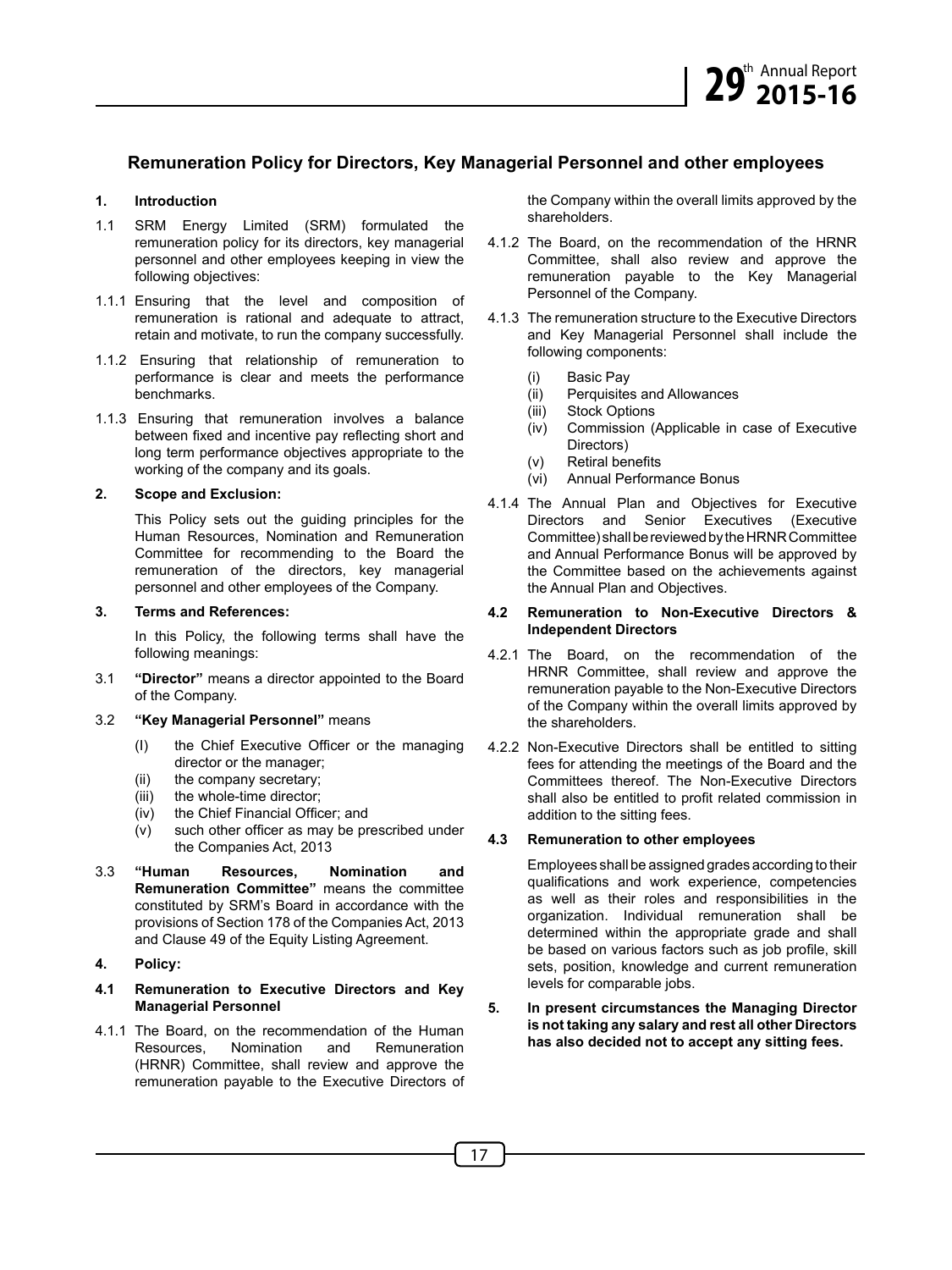## Remuneration Policy for Directors, Key Managerial Personnel and other employees

**1. Introduction**

1.1 SRM Energy Limited (SRM) formulated the remuneration policy for its directors, key managerial personnel and other employees keeping in view the following objectives:

1.1.1 Ensuring that the level and composition of remuneration is rational and adequate to attract, retain and motivate, to run the company successfully.

1.1.2 Ensuring that relationship of remuneration to performance is clear and meets the performance benchmarks.

1.1.3 Ensuring that remuneration involves a balance between fixed and incentive pay reflecting short and long term performance objectives appropriate to the working of the company and its goals.

**2. Scope and Exclusion:**

This Policy sets out the guiding principles for the Human Resources, Nomination and Remuneration Committee for recommending to the Board the remuneration of the directors, key managerial personnel and other employees of the Company.

**3. Terms and References:**

In this Policy, the following terms shall have the following meanings:

3.1 **"Director"** means a director appointed to the Board of the Company.

3.2 **"Key Managerial Personnel"** means

- (I) the Chief Executive Officer or the managing director or the manager;
- (ii) the company secretary;
- (iii) the whole-time director;
- (iv) the Chief Financial Officer; and
- (v) such other officer as may be prescribed under the Companies Act, 2013

3.3 **"Human Resources, Nomination and Remuneration Committee"** means the committee constituted by SRM's Board in accordance with the provisions of Section 178 of the Companies Act, 2013 and Clause 49 of the Equity Listing Agreement.

**4. Policy:**

**4.1 Remuneration to Executive Directors and Key Managerial Personnel**

4.1.1 The Board, on the recommendation of the Human Resources, Nomination and Remuneration (HRNR) Committee, shall review and approve the remuneration payable to the Executive Directors of the Company within the overall limits approved by the shareholders.

4.1.2 The Board, on the recommendation of the HRNR Committee, shall also review and approve the remuneration payable to the Key Managerial Personnel of the Company.

4.1.3 The remuneration structure to the Executive Directors and Key Managerial Personnel shall include the following components:

- (i) Basic Pay
- (ii) Perquisites and Allowances
- (iii) Stock Options
- (iv) Commission (Applicable in case of Executive Directors)
- (v) Retiral benefits
- (vi) Annual Performance Bonus

4.1.4 The Annual Plan and Objectives for Executive Directors and Senior Executives (Executive Committee) shall be reviewed by the HRNR Committee and Annual Performance Bonus will be approved by the Committee based on the achievements against the Annual Plan and Objectives.

**4.2 Remuneration to Non-Executive Directors & Independent Directors**

4.2.1 The Board, on the recommendation of the HRNR Committee, shall review and approve the remuneration payable to the Non-Executive Directors of the Company within the overall limits approved by the shareholders.

4.2.2 Non-Executive Directors shall be entitled to sitting fees for attending the meetings of the Board and the Committees thereof. The Non-Executive Directors shall also be entitled to profit related commission in addition to the sitting fees.

**4.3 Remuneration to other employees**

Employees shall be assigned grades according to their qualifications and work experience, competencies as well as their roles and responsibilities in the organization. Individual remuneration shall be determined within the appropriate grade and shall be based on various factors such as job profile, skill sets, position, knowledge and current remuneration levels for comparable jobs.

**5. In present circumstances the Managing Director is not taking any salary and rest all other Directors has also decided not to accept any sitting fees.**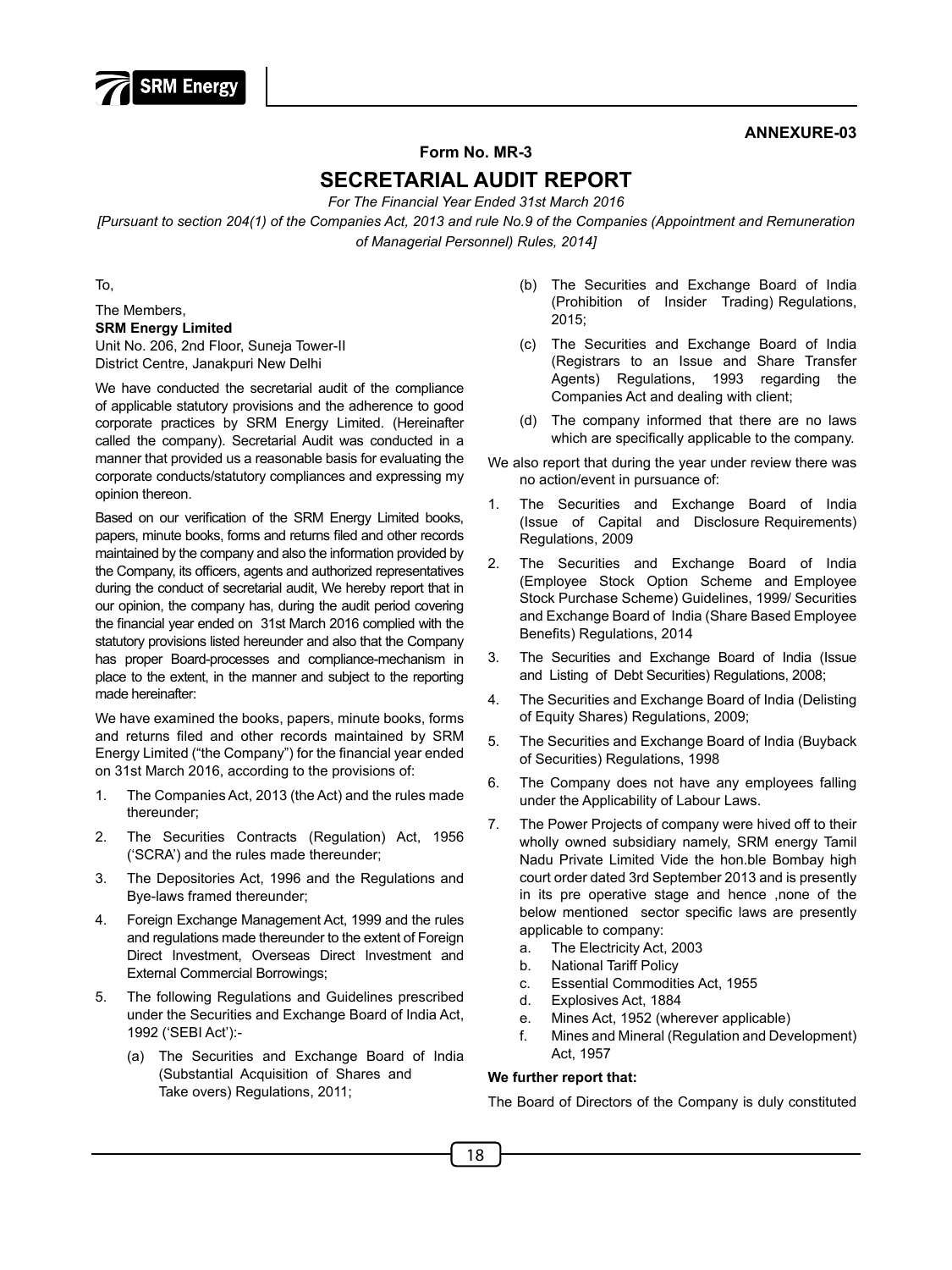**ANNEXURE-03**

**Form No. MR-3**

# SECRETARIAL AUDIT REPORT

*For The Financial Year Ended 31st March 2016*

*[Pursuant to section 204(1) of the Companies Act, 2013 and rule No.9 of the Companies (Appointment and Remuneration of Managerial Personnel) Rules, 2014]*

To,

The Members,
**SRM Energy Limited**
Unit No. 206, 2nd Floor, Suneja Tower-II
District Centre, Janakpuri New Delhi

We have conducted the secretarial audit of the compliance of applicable statutory provisions and the adherence to good corporate practices by SRM Energy Limited. (Hereinafter called the company). Secretarial Audit was conducted in a manner that provided us a reasonable basis for evaluating the corporate conducts/statutory compliances and expressing my opinion thereon.

Based on our verification of the SRM Energy Limited books, papers, minute books, forms and returns filed and other records maintained by the company and also the information provided by the Company, its officers, agents and authorized representatives during the conduct of secretarial audit, We hereby report that in our opinion, the company has, during the audit period covering the financial year ended on 31st March 2016 complied with the statutory provisions listed hereunder and also that the Company has proper Board-processes and compliance-mechanism in place to the extent, in the manner and subject to the reporting made hereinafter:

We have examined the books, papers, minute books, forms and returns filed and other records maintained by SRM Energy Limited ("the Company") for the financial year ended on 31st March 2016, according to the provisions of:

1. The Companies Act, 2013 (the Act) and the rules made thereunder;
2. The Securities Contracts (Regulation) Act, 1956 ('SCRA') and the rules made thereunder;
3. The Depositories Act, 1996 and the Regulations and Bye-laws framed thereunder;
4. Foreign Exchange Management Act, 1999 and the rules and regulations made thereunder to the extent of Foreign Direct Investment, Overseas Direct Investment and External Commercial Borrowings;
5. The following Regulations and Guidelines prescribed under the Securities and Exchange Board of India Act, 1992 ('SEBI Act'):-
   (a) The Securities and Exchange Board of India (Substantial Acquisition of Shares and Take overs) Regulations, 2011;
   (b) The Securities and Exchange Board of India (Prohibition of Insider Trading) Regulations, 2015;
   (c) The Securities and Exchange Board of India (Registrars to an Issue and Share Transfer Agents) Regulations, 1993 regarding the Companies Act and dealing with client;
   (d) The company informed that there are no laws which are specifically applicable to the company.

We also report that during the year under review there was no action/event in pursuance of:

1. The Securities and Exchange Board of India (Issue of Capital and Disclosure Requirements) Regulations, 2009
2. The Securities and Exchange Board of India (Employee Stock Option Scheme and Employee Stock Purchase Scheme) Guidelines, 1999/ Securities and Exchange Board of India (Share Based Employee Benefits) Regulations, 2014
3. The Securities and Exchange Board of India (Issue and Listing of Debt Securities) Regulations, 2008;
4. The Securities and Exchange Board of India (Delisting of Equity Shares) Regulations, 2009;
5. The Securities and Exchange Board of India (Buyback of Securities) Regulations, 1998
6. The Company does not have any employees falling under the Applicability of Labour Laws.
7. The Power Projects of company were hived off to their wholly owned subsidiary namely, SRM energy Tamil Nadu Private Limited Vide the hon.ble Bombay high court order dated 3rd September 2013 and is presently in its pre operative stage and hence ,none of the below mentioned sector specific laws are presently applicable to company:
   a. The Electricity Act, 2003
   b. National Tariff Policy
   c. Essential Commodities Act, 1955
   d. Explosives Act, 1884
   e. Mines Act, 1952 (wherever applicable)
   f. Mines and Mineral (Regulation and Development) Act, 1957

**We further report that:**

The Board of Directors of the Company is duly constituted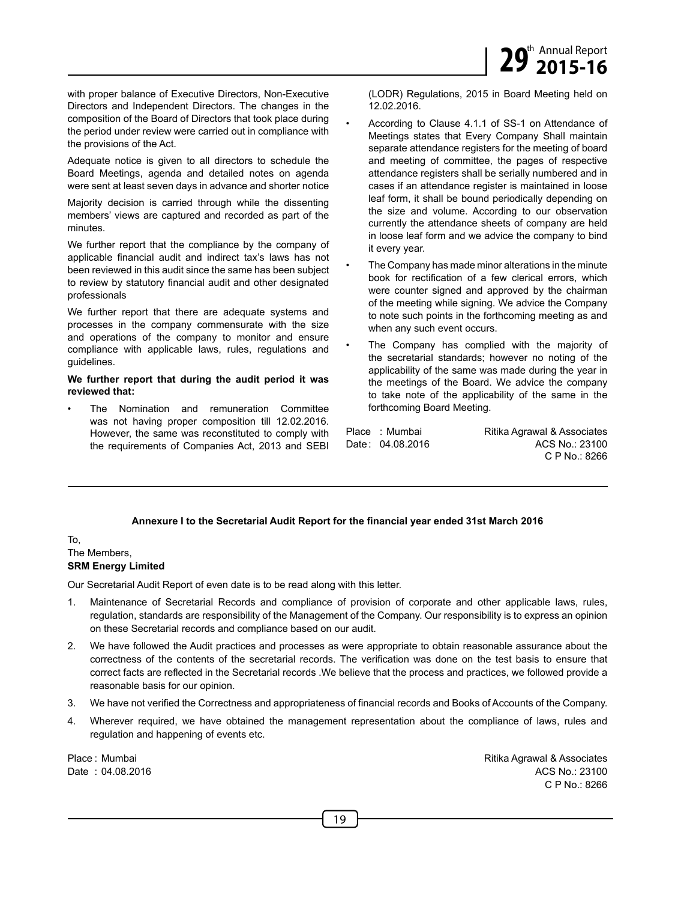with proper balance of Executive Directors, Non-Executive Directors and Independent Directors. The changes in the composition of the Board of Directors that took place during the period under review were carried out in compliance with the provisions of the Act.

Adequate notice is given to all directors to schedule the Board Meetings, agenda and detailed notes on agenda were sent at least seven days in advance and shorter notice

Majority decision is carried through while the dissenting members' views are captured and recorded as part of the minutes.

We further report that the compliance by the company of applicable financial audit and indirect tax's laws has not been reviewed in this audit since the same has been subject to review by statutory financial audit and other designated professionals

We further report that there are adequate systems and processes in the company commensurate with the size and operations of the company to monitor and ensure compliance with applicable laws, rules, regulations and guidelines.

**We further report that during the audit period it was reviewed that:**

- The Nomination and remuneration Committee was not having proper composition till 12.02.2016. However, the same was reconstituted to comply with the requirements of Companies Act, 2013 and SEBI (LODR) Regulations, 2015 in Board Meeting held on 12.02.2016.
- According to Clause 4.1.1 of SS-1 on Attendance of Meetings states that Every Company Shall maintain separate attendance registers for the meeting of board and meeting of committee, the pages of respective attendance registers shall be serially numbered and in cases if an attendance register is maintained in loose leaf form, it shall be bound periodically depending on the size and volume. According to our observation currently the attendance sheets of company are held in loose leaf form and we advice the company to bind it every year.
- The Company has made minor alterations in the minute book for rectification of a few clerical errors, which were counter signed and approved by the chairman of the meeting while signing. We advice the Company to note such points in the forthcoming meeting as and when any such event occurs.
- The Company has complied with the majority of the secretarial standards; however no noting of the applicability of the same was made during the year in the meetings of the Board. We advice the company to take note of the applicability of the same in the forthcoming Board Meeting.

Place : Mumbai
Date : 04.08.2016

Ritika Agrawal & Associates
ACS No.: 23100
C P No.: 8266

**Annexure I to the Secretarial Audit Report for the financial year ended 31st March 2016**

To,
The Members,
**SRM Energy Limited**

Our Secretarial Audit Report of even date is to be read along with this letter.

1. Maintenance of Secretarial Records and compliance of provision of corporate and other applicable laws, rules, regulation, standards are responsibility of the Management of the Company. Our responsibility is to express an opinion on these Secretarial records and compliance based on our audit.
2. We have followed the Audit practices and processes as were appropriate to obtain reasonable assurance about the correctness of the contents of the secretarial records. The verification was done on the test basis to ensure that correct facts are reflected in the Secretarial records .We believe that the process and practices, we followed provide a reasonable basis for our opinion.
3. We have not verified the Correctness and appropriateness of financial records and Books of Accounts of the Company.
4. Wherever required, we have obtained the management representation about the compliance of laws, rules and regulation and happening of events etc.

Place : Mumbai
Date : 04.08.2016

Ritika Agrawal & Associates
ACS No.: 23100
C P No.: 8266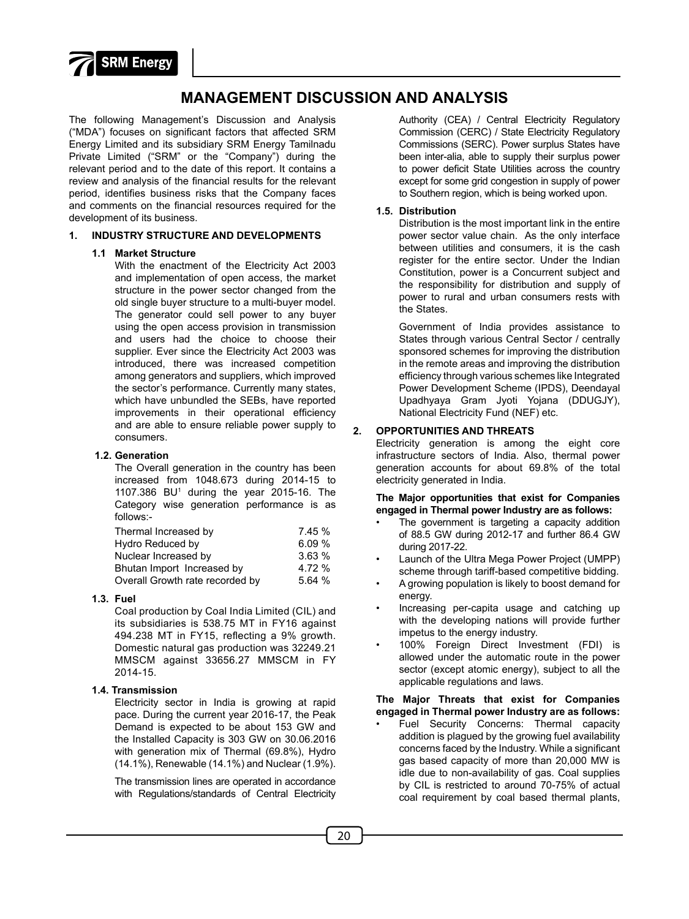# MANAGEMENT DISCUSSION AND ANALYSIS

The following Management's Discussion and Analysis ("MDA") focuses on significant factors that affected SRM Energy Limited and its subsidiary SRM Energy Tamilnadu Private Limited ("SRM" or the "Company") during the relevant period and to the date of this report. It contains a review and analysis of the financial results for the relevant period, identifies business risks that the Company faces and comments on the financial resources required for the development of its business.

## 1. INDUSTRY STRUCTURE AND DEVELOPMENTS

### 1.1 Market Structure

With the enactment of the Electricity Act 2003 and implementation of open access, the market structure in the power sector changed from the old single buyer structure to a multi-buyer model. The generator could sell power to any buyer using the open access provision in transmission and users had the choice to choose their supplier. Ever since the Electricity Act 2003 was introduced, there was increased competition among generators and suppliers, which improved the sector's performance. Currently many states, which have unbundled the SEBs, have reported improvements in their operational efficiency and are able to ensure reliable power supply to consumers.

### 1.2. Generation

The Overall generation in the country has been increased from 1048.673 during 2014-15 to 1107.386 BU[1] during the year 2015-16. The Category wise generation performance is as follows:-

| | |
|---|---|
| Thermal Increased by | 7.45 % |
| Hydro Reduced by | 6.09 % |
| Nuclear Increased by | 3.63 % |
| Bhutan Import Increased by | 4.72 % |
| Overall Growth rate recorded by | 5.64 % |

### 1.3. Fuel

Coal production by Coal India Limited (CIL) and its subsidiaries is 538.75 MT in FY16 against 494.238 MT in FY15, reflecting a 9% growth. Domestic natural gas production was 32249.21 MMSCM against 33656.27 MMSCM in FY 2014-15.

### 1.4. Transmission

Electricity sector in India is growing at rapid pace. During the current year 2016-17, the Peak Demand is expected to be about 153 GW and the Installed Capacity is 303 GW on 30.06.2016 with generation mix of Thermal (69.8%), Hydro (14.1%), Renewable (14.1%) and Nuclear (1.9%).

The transmission lines are operated in accordance with Regulations/standards of Central Electricity Authority (CEA) / Central Electricity Regulatory Commission (CERC) / State Electricity Regulatory Commissions (SERC). Power surplus States have been inter-alia, able to supply their surplus power to power deficit State Utilities across the country except for some grid congestion in supply of power to Southern region, which is being worked upon.

### 1.5. Distribution

Distribution is the most important link in the entire power sector value chain. As the only interface between utilities and consumers, it is the cash register for the entire sector. Under the Indian Constitution, power is a Concurrent subject and the responsibility for distribution and supply of power to rural and urban consumers rests with the States.

Government of India provides assistance to States through various Central Sector / centrally sponsored schemes for improving the distribution in the remote areas and improving the distribution efficiency through various schemes like Integrated Power Development Scheme (IPDS), Deendayal Upadhyaya Gram Jyoti Yojana (DDUGJY), National Electricity Fund (NEF) etc.

## 2. OPPORTUNITIES AND THREATS

Electricity generation is among the eight core infrastructure sectors of India. Also, thermal power generation accounts for about 69.8% of the total electricity generated in India.

**The Major opportunities that exist for Companies engaged in Thermal power Industry are as follows:**

- The government is targeting a capacity addition of 88.5 GW during 2012-17 and further 86.4 GW during 2017-22.
- Launch of the Ultra Mega Power Project (UMPP) scheme through tariff-based competitive bidding.
- A growing population is likely to boost demand for energy.
- Increasing per-capita usage and catching up with the developing nations will provide further impetus to the energy industry.
- 100% Foreign Direct Investment (FDI) is allowed under the automatic route in the power sector (except atomic energy), subject to all the applicable regulations and laws.

**The Major Threats that exist for Companies engaged in Thermal power Industry are as follows:**

- Fuel Security Concerns: Thermal capacity addition is plagued by the growing fuel availability concerns faced by the Industry. While a significant gas based capacity of more than 20,000 MW is idle due to non-availability of gas. Coal supplies by CIL is restricted to around 70-75% of actual coal requirement by coal based thermal plants,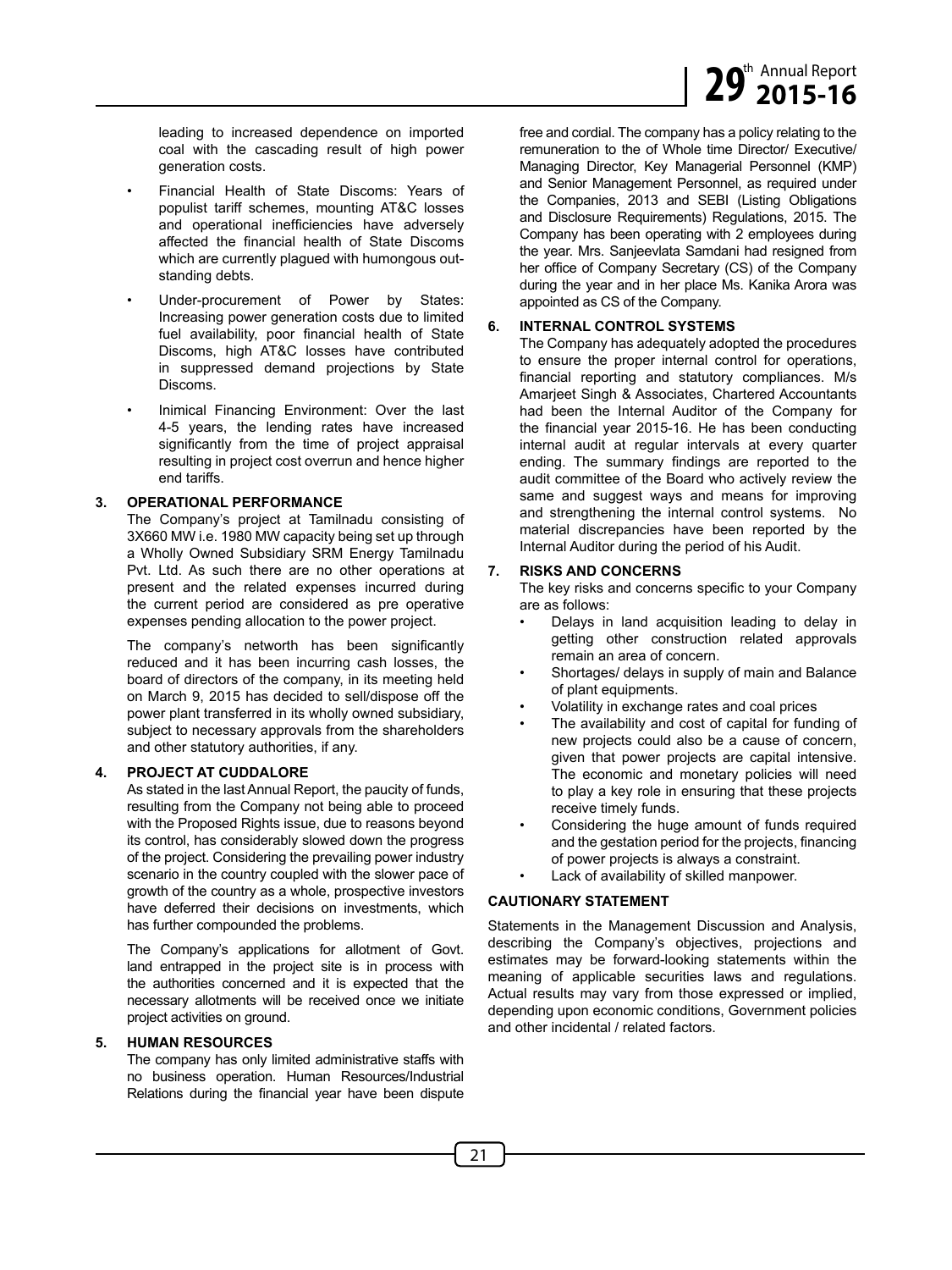leading to increased dependence on imported coal with the cascading result of high power generation costs.

- Financial Health of State Discoms: Years of populist tariff schemes, mounting AT&C losses and operational inefficiencies have adversely affected the financial health of State Discoms which are currently plagued with humongous outstanding debts.
- Under-procurement of Power by States: Increasing power generation costs due to limited fuel availability, poor financial health of State Discoms, high AT&C losses have contributed in suppressed demand projections by State Discoms.
- Inimical Financing Environment: Over the last 4-5 years, the lending rates have increased significantly from the time of project appraisal resulting in project cost overrun and hence higher end tariffs.

### 3. OPERATIONAL PERFORMANCE

The Company's project at Tamilnadu consisting of 3X660 MW i.e. 1980 MW capacity being set up through a Wholly Owned Subsidiary SRM Energy Tamilnadu Pvt. Ltd. As such there are no other operations at present and the related expenses incurred during the current period are considered as pre operative expenses pending allocation to the power project.

The company's networth has been significantly reduced and it has been incurring cash losses, the board of directors of the company, in its meeting held on March 9, 2015 has decided to sell/dispose off the power plant transferred in its wholly owned subsidiary, subject to necessary approvals from the shareholders and other statutory authorities, if any.

### 4. PROJECT AT CUDDALORE

As stated in the last Annual Report, the paucity of funds, resulting from the Company not being able to proceed with the Proposed Rights issue, due to reasons beyond its control, has considerably slowed down the progress of the project. Considering the prevailing power industry scenario in the country coupled with the slower pace of growth of the country as a whole, prospective investors have deferred their decisions on investments, which has further compounded the problems.

The Company's applications for allotment of Govt. land entrapped in the project site is in process with the authorities concerned and it is expected that the necessary allotments will be received once we initiate project activities on ground.

### 5. HUMAN RESOURCES

The company has only limited administrative staffs with no business operation. Human Resources/Industrial Relations during the financial year have been dispute free and cordial. The company has a policy relating to the remuneration to the of Whole time Director/ Executive/ Managing Director, Key Managerial Personnel (KMP) and Senior Management Personnel, as required under the Companies, 2013 and SEBI (Listing Obligations and Disclosure Requirements) Regulations, 2015. The Company has been operating with 2 employees during the year. Mrs. Sanjeevlata Samdani had resigned from her office of Company Secretary (CS) of the Company during the year and in her place Ms. Kanika Arora was appointed as CS of the Company.

### 6. INTERNAL CONTROL SYSTEMS

The Company has adequately adopted the procedures to ensure the proper internal control for operations, financial reporting and statutory compliances. M/s Amarjeet Singh & Associates, Chartered Accountants had been the Internal Auditor of the Company for the financial year 2015-16. He has been conducting internal audit at regular intervals at every quarter ending. The summary findings are reported to the audit committee of the Board who actively review the same and suggest ways and means for improving and strengthening the internal control systems. No material discrepancies have been reported by the Internal Auditor during the period of his Audit.

### 7. RISKS AND CONCERNS

The key risks and concerns specific to your Company are as follows:

- Delays in land acquisition leading to delay in getting other construction related approvals remain an area of concern.
- Shortages/ delays in supply of main and Balance of plant equipments.
- Volatility in exchange rates and coal prices
- The availability and cost of capital for funding of new projects could also be a cause of concern, given that power projects are capital intensive. The economic and monetary policies will need to play a key role in ensuring that these projects receive timely funds.
- Considering the huge amount of funds required and the gestation period for the projects, financing of power projects is always a constraint.
- Lack of availability of skilled manpower.

### CAUTIONARY STATEMENT

Statements in the Management Discussion and Analysis, describing the Company's objectives, projections and estimates may be forward-looking statements within the meaning of applicable securities laws and regulations. Actual results may vary from those expressed or implied, depending upon economic conditions, Government policies and other incidental / related factors.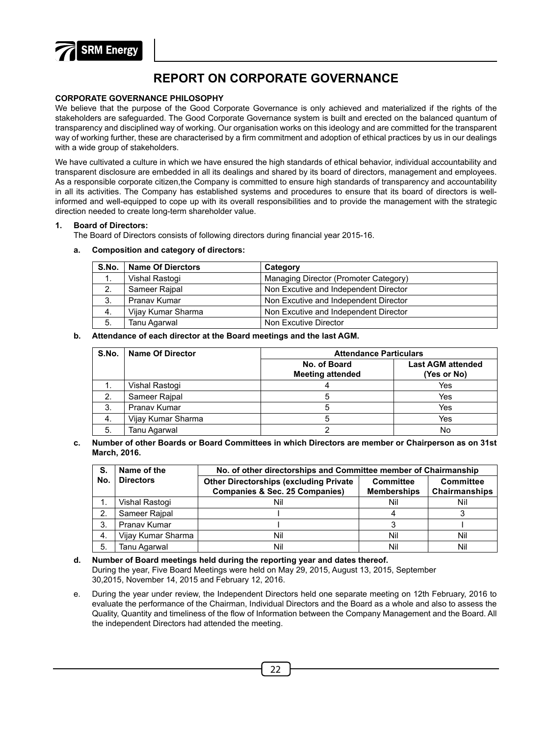# REPORT ON CORPORATE GOVERNANCE

**CORPORATE GOVERNANCE PHILOSOPHY**

We believe that the purpose of the Good Corporate Governance is only achieved and materialized if the rights of the stakeholders are safeguarded. The Good Corporate Governance system is built and erected on the balanced quantum of transparency and disciplined way of working. Our organisation works on this ideology and are committed for the transparent way of working further, these are characterised by a firm commitment and adoption of ethical practices by us in our dealings with a wide group of stakeholders.

We have cultivated a culture in which we have ensured the high standards of ethical behavior, individual accountability and transparent disclosure are embedded in all its dealings and shared by its board of directors, management and employees. As a responsible corporate citizen,the Company is committed to ensure high standards of transparency and accountability in all its activities. The Company has established systems and procedures to ensure that its board of directors is well-informed and well-equipped to cope up with its overall responsibilities and to provide the management with the strategic direction needed to create long-term shareholder value.

**1. Board of Directors:**

The Board of Directors consists of following directors during financial year 2015-16.

**a. Composition and category of directors:**

| S.No. | Name Of Dierctors | Category |
|---|---|---|
| 1. | Vishal Rastogi | Managing Director (Promoter Category) |
| 2. | Sameer Rajpal | Non Excutive and Independent Director |
| 3. | Pranav Kumar | Non Excutive and Independent Director |
| 4. | Vijay Kumar Sharma | Non Excutive and Independent Director |
| 5. | Tanu Agarwal | Non Excutive Director |

**b. Attendance of each director at the Board meetings and the last AGM.**

| S.No. | Name Of Director | Attendance Particulars | |
|---|---|---|---|
| | | No. of Board Meeting attended | Last AGM attended (Yes or No) |
| 1. | Vishal Rastogi | 4 | Yes |
| 2. | Sameer Rajpal | 5 | Yes |
| 3. | Pranav Kumar | 5 | Yes |
| 4. | Vijay Kumar Sharma | 5 | Yes |
| 5. | Tanu Agarwal | 2 | No |

**c. Number of other Boards or Board Committees in which Directors are member or Chairperson as on 31st March, 2016.**

| S. No. | Name of the Directors | No. of other directorships and Committee member of Chairmanship | | |
|---|---|---|---|---|
| | | Other Directorships (excluding Private Companies & Sec. 25 Companies) | Committee Memberships | Committee Chairmanships |
| 1. | Vishal Rastogi | Nil | Nil | Nil |
| 2. | Sameer Rajpal | I | 4 | 3 |
| 3. | Pranav Kumar | I | 3 | I |
| 4. | Vijay Kumar Sharma | Nil | Nil | Nil |
| 5. | Tanu Agarwal | Nil | Nil | Nil |

**d. Number of Board meetings held during the reporting year and dates thereof.**

During the year, Five Board Meetings were held on May 29, 2015, August 13, 2015, September 30,2015, November 14, 2015 and February 12, 2016.

e. During the year under review, the Independent Directors held one separate meeting on 12th February, 2016 to evaluate the performance of the Chairman, Individual Directors and the Board as a whole and also to assess the Quality, Quantity and timeliness of the flow of Information between the Company Management and the Board. All the independent Directors had attended the meeting.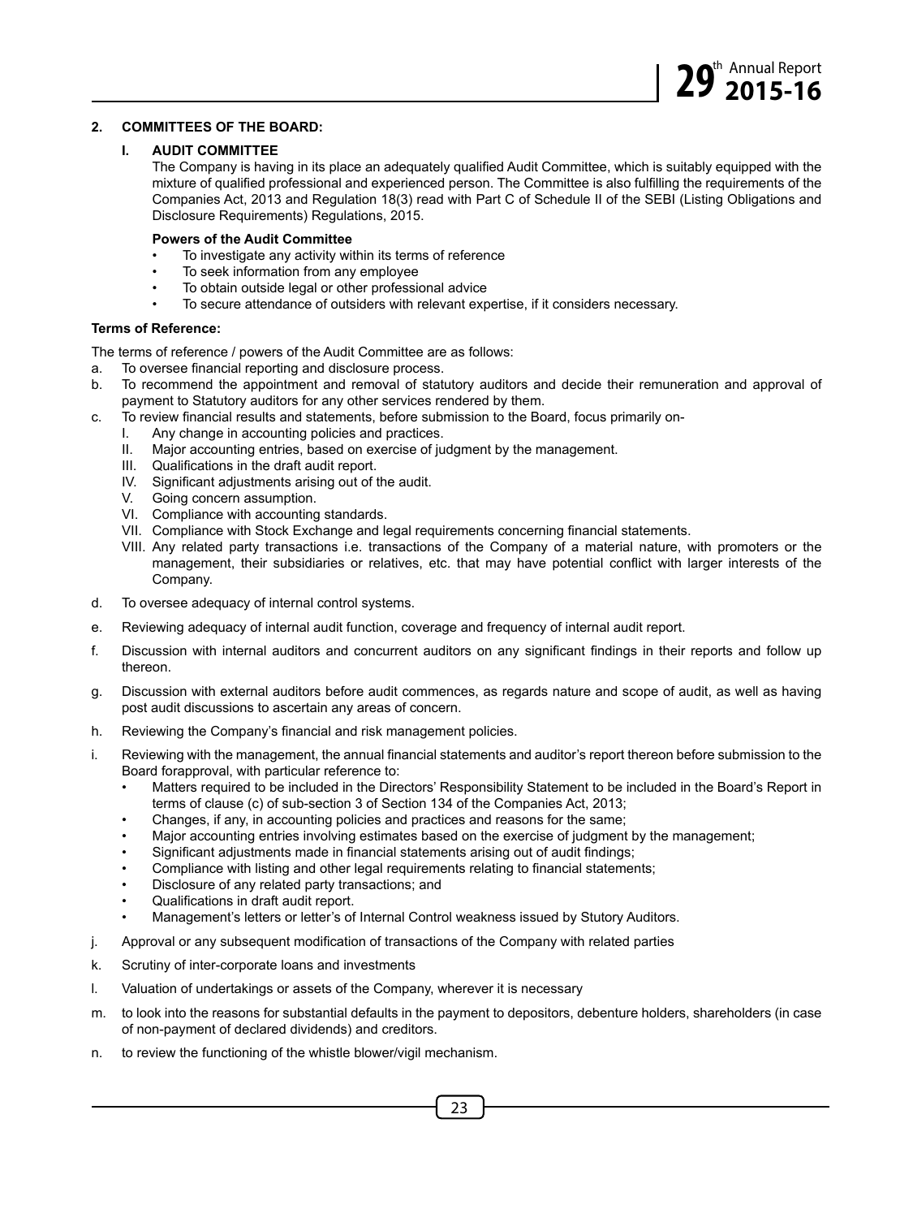## 2. COMMITTEES OF THE BOARD:

### I. AUDIT COMMITTEE

The Company is having in its place an adequately qualified Audit Committee, which is suitably equipped with the mixture of qualified professional and experienced person. The Committee is also fulfilling the requirements of the Companies Act, 2013 and Regulation 18(3) read with Part C of Schedule II of the SEBI (Listing Obligations and Disclosure Requirements) Regulations, 2015.

**Powers of the Audit Committee**

- To investigate any activity within its terms of reference
- To seek information from any employee
- To obtain outside legal or other professional advice
- To secure attendance of outsiders with relevant expertise, if it considers necessary.

**Terms of Reference:**

The terms of reference / powers of the Audit Committee are as follows:

a. To oversee financial reporting and disclosure process.

b. To recommend the appointment and removal of statutory auditors and decide their remuneration and approval of payment to Statutory auditors for any other services rendered by them.

c. To review financial results and statements, before submission to the Board, focus primarily on-

   I. Any change in accounting policies and practices.
   
   II. Major accounting entries, based on exercise of judgment by the management.
   
   III. Qualifications in the draft audit report.
   
   IV. Significant adjustments arising out of the audit.
   
   V. Going concern assumption.
   
   VI. Compliance with accounting standards.
   
   VII. Compliance with Stock Exchange and legal requirements concerning financial statements.
   
   VIII. Any related party transactions i.e. transactions of the Company of a material nature, with promoters or the management, their subsidiaries or relatives, etc. that may have potential conflict with larger interests of the Company.

d. To oversee adequacy of internal control systems.

e. Reviewing adequacy of internal audit function, coverage and frequency of internal audit report.

f. Discussion with internal auditors and concurrent auditors on any significant findings in their reports and follow up thereon.

g. Discussion with external auditors before audit commences, as regards nature and scope of audit, as well as having post audit discussions to ascertain any areas of concern.

h. Reviewing the Company's financial and risk management policies.

i. Reviewing with the management, the annual financial statements and auditor's report thereon before submission to the Board forapproval, with particular reference to:

   - Matters required to be included in the Directors' Responsibility Statement to be included in the Board's Report in terms of clause (c) of sub-section 3 of Section 134 of the Companies Act, 2013;
   - Changes, if any, in accounting policies and practices and reasons for the same;
   - Major accounting entries involving estimates based on the exercise of judgment by the management;
   - Significant adjustments made in financial statements arising out of audit findings;
   - Compliance with listing and other legal requirements relating to financial statements;
   - Disclosure of any related party transactions; and
   - Qualifications in draft audit report.
   - Management's letters or letter's of Internal Control weakness issued by Stutory Auditors.

j. Approval or any subsequent modification of transactions of the Company with related parties

k. Scrutiny of inter-corporate loans and investments

l. Valuation of undertakings or assets of the Company, wherever it is necessary

m. to look into the reasons for substantial defaults in the payment to depositors, debenture holders, shareholders (in case of non-payment of declared dividends) and creditors.

n. to review the functioning of the whistle blower/vigil mechanism.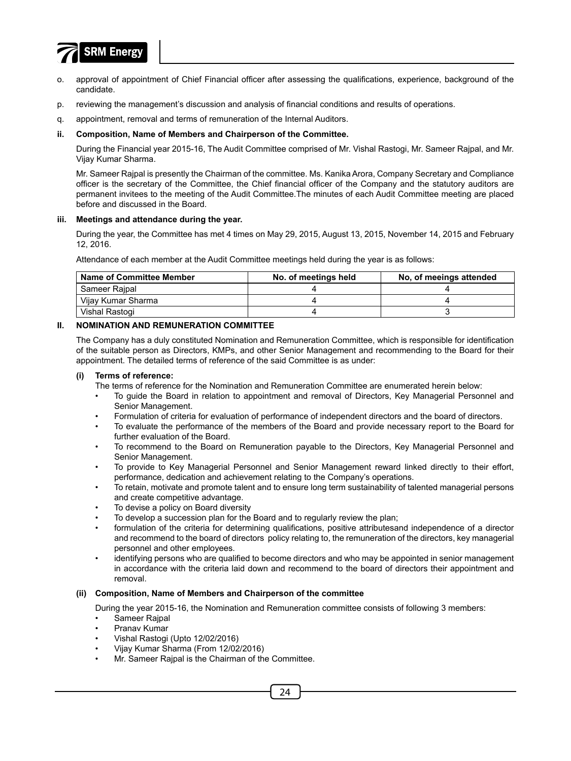o. approval of appointment of Chief Financial officer after assessing the qualifications, experience, background of the candidate.

p. reviewing the management's discussion and analysis of financial conditions and results of operations.

q. appointment, removal and terms of remuneration of the Internal Auditors.

**ii. Composition, Name of Members and Chairperson of the Committee.**

During the Financial year 2015-16, The Audit Committee comprised of Mr. Vishal Rastogi, Mr. Sameer Rajpal, and Mr. Vijay Kumar Sharma.

Mr. Sameer Rajpal is presently the Chairman of the committee. Ms. Kanika Arora, Company Secretary and Compliance officer is the secretary of the Committee, the Chief financial officer of the Company and the statutory auditors are permanent invitees to the meeting of the Audit Committee.The minutes of each Audit Committee meeting are placed before and discussed in the Board.

**iii. Meetings and attendance during the year.**

During the year, the Committee has met 4 times on May 29, 2015, August 13, 2015, November 14, 2015 and February 12, 2016.

Attendance of each member at the Audit Committee meetings held during the year is as follows:

| Name of Committee Member | No. of meetings held | No, of meeings attended |
|---|---|---|
| Sameer Rajpal | 4 | 4 |
| Vijay Kumar Sharma | 4 | 4 |
| Vishal Rastogi | 4 | 3 |

**II. NOMINATION AND REMUNERATION COMMITTEE**

The Company has a duly constituted Nomination and Remuneration Committee, which is responsible for identification of the suitable person as Directors, KMPs, and other Senior Management and recommending to the Board for their appointment. The detailed terms of reference of the said Committee is as under:

**(i) Terms of reference:**

The terms of reference for the Nomination and Remuneration Committee are enumerated herein below:

- To guide the Board in relation to appointment and removal of Directors, Key Managerial Personnel and Senior Management.
- Formulation of criteria for evaluation of performance of independent directors and the board of directors.
- To evaluate the performance of the members of the Board and provide necessary report to the Board for further evaluation of the Board.
- To recommend to the Board on Remuneration payable to the Directors, Key Managerial Personnel and Senior Management.
- To provide to Key Managerial Personnel and Senior Management reward linked directly to their effort, performance, dedication and achievement relating to the Company's operations.
- To retain, motivate and promote talent and to ensure long term sustainability of talented managerial persons and create competitive advantage.
- To devise a policy on Board diversity
- To develop a succession plan for the Board and to regularly review the plan;
- formulation of the criteria for determining qualifications, positive attributesand independence of a director and recommend to the board of directors policy relating to, the remuneration of the directors, key managerial personnel and other employees.
- identifying persons who are qualified to become directors and who may be appointed in senior management in accordance with the criteria laid down and recommend to the board of directors their appointment and removal.

**(ii) Composition, Name of Members and Chairperson of the committee**

During the year 2015-16, the Nomination and Remuneration committee consists of following 3 members:

- Sameer Rajpal
- Pranav Kumar
- Vishal Rastogi (Upto 12/02/2016)
- Vijay Kumar Sharma (From 12/02/2016)
- Mr. Sameer Rajpal is the Chairman of the Committee.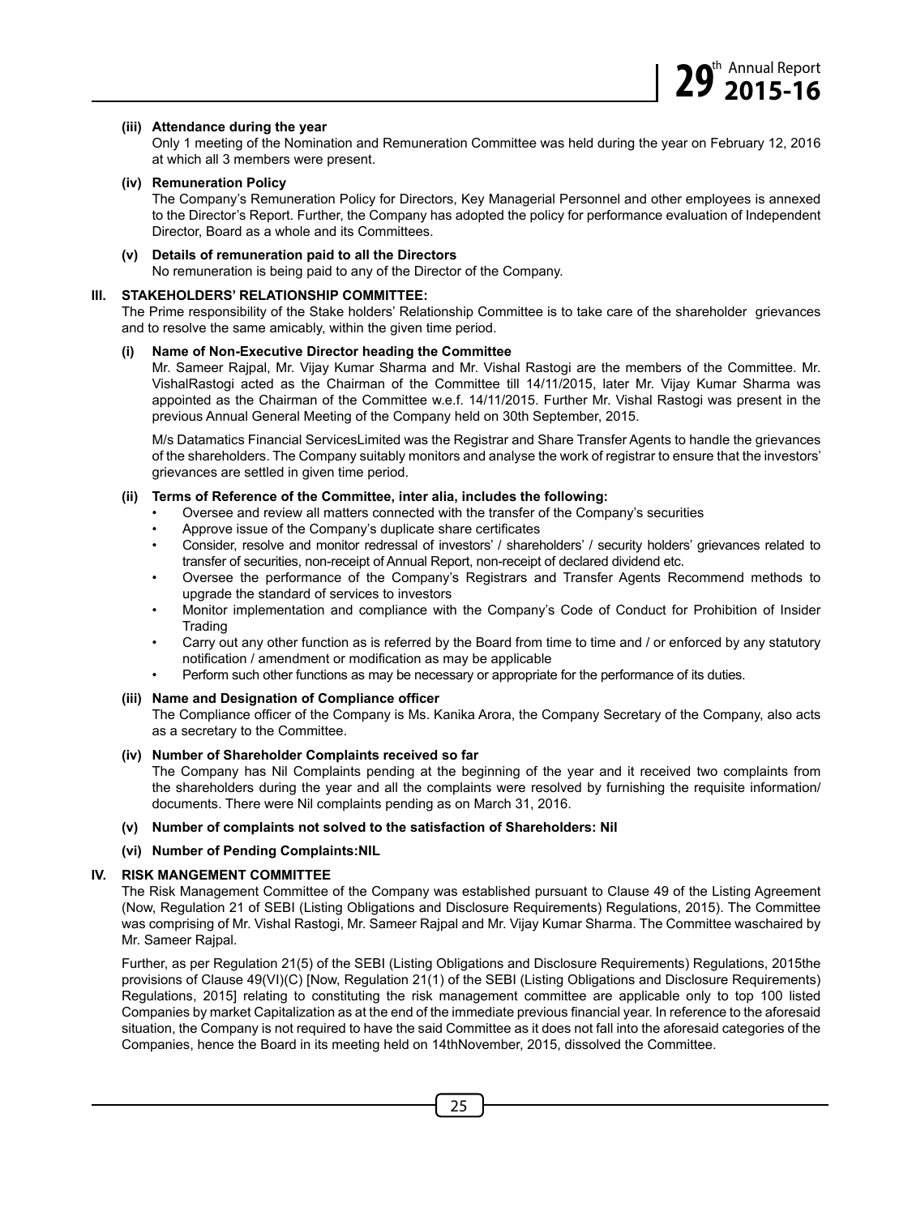**(iii) Attendance during the year**

Only 1 meeting of the Nomination and Remuneration Committee was held during the year on February 12, 2016 at which all 3 members were present.

**(iv) Remuneration Policy**

The Company's Remuneration Policy for Directors, Key Managerial Personnel and other employees is annexed to the Director's Report. Further, the Company has adopted the policy for performance evaluation of Independent Director, Board as a whole and its Committees.

**(v) Details of remuneration paid to all the Directors**

No remuneration is being paid to any of the Director of the Company.

**III. STAKEHOLDERS' RELATIONSHIP COMMITTEE:**

The Prime responsibility of the Stake holders' Relationship Committee is to take care of the shareholder grievances and to resolve the same amicably, within the given time period.

**(i) Name of Non-Executive Director heading the Committee**

Mr. Sameer Rajpal, Mr. Vijay Kumar Sharma and Mr. Vishal Rastogi are the members of the Committee. Mr. VishalRastogi acted as the Chairman of the Committee till 14/11/2015, later Mr. Vijay Kumar Sharma was appointed as the Chairman of the Committee w.e.f. 14/11/2015. Further Mr. Vishal Rastogi was present in the previous Annual General Meeting of the Company held on 30th September, 2015.

M/s Datamatics Financial ServicesLimited was the Registrar and Share Transfer Agents to handle the grievances of the shareholders. The Company suitably monitors and analyse the work of registrar to ensure that the investors' grievances are settled in given time period.

**(ii) Terms of Reference of the Committee, inter alia, includes the following:**

- Oversee and review all matters connected with the transfer of the Company's securities
- Approve issue of the Company's duplicate share certificates
- Consider, resolve and monitor redressal of investors' / shareholders' / security holders' grievances related to transfer of securities, non-receipt of Annual Report, non-receipt of declared dividend etc.
- Oversee the performance of the Company's Registrars and Transfer Agents Recommend methods to upgrade the standard of services to investors
- Monitor implementation and compliance with the Company's Code of Conduct for Prohibition of Insider Trading
- Carry out any other function as is referred by the Board from time to time and / or enforced by any statutory notification / amendment or modification as may be applicable
- Perform such other functions as may be necessary or appropriate for the performance of its duties.

**(iii) Name and Designation of Compliance officer**

The Compliance officer of the Company is Ms. Kanika Arora, the Company Secretary of the Company, also acts as a secretary to the Committee.

**(iv) Number of Shareholder Complaints received so far**

The Company has Nil Complaints pending at the beginning of the year and it received two complaints from the shareholders during the year and all the complaints were resolved by furnishing the requisite information/ documents. There were Nil complaints pending as on March 31, 2016.

**(v) Number of complaints not solved to the satisfaction of Shareholders: Nil**

**(vi) Number of Pending Complaints:NIL**

**IV. RISK MANGEMENT COMMITTEE**

The Risk Management Committee of the Company was established pursuant to Clause 49 of the Listing Agreement (Now, Regulation 21 of SEBI (Listing Obligations and Disclosure Requirements) Regulations, 2015). The Committee was comprising of Mr. Vishal Rastogi, Mr. Sameer Rajpal and Mr. Vijay Kumar Sharma. The Committee waschaired by Mr. Sameer Rajpal.

Further, as per Regulation 21(5) of the SEBI (Listing Obligations and Disclosure Requirements) Regulations, 2015the provisions of Clause 49(VI)(C) [Now, Regulation 21(1) of the SEBI (Listing Obligations and Disclosure Requirements) Regulations, 2015] relating to constituting the risk management committee are applicable only to top 100 listed Companies by market Capitalization as at the end of the immediate previous financial year. In reference to the aforesaid situation, the Company is not required to have the said Committee as it does not fall into the aforesaid categories of the Companies, hence the Board in its meeting held on 14thNovember, 2015, dissolved the Committee.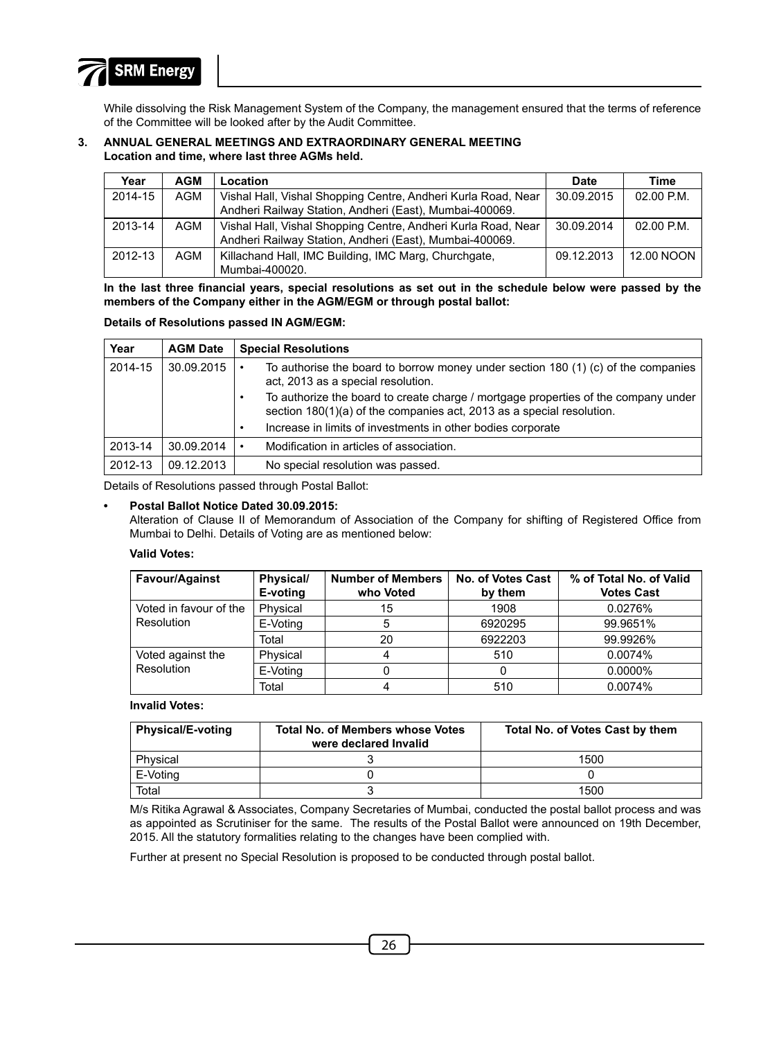While dissolving the Risk Management System of the Company, the management ensured that the terms of reference of the Committee will be looked after by the Audit Committee.

## 3. ANNUAL GENERAL MEETINGS AND EXTRAORDINARY GENERAL MEETING

**Location and time, where last three AGMs held.**

| Year | AGM | Location | Date | Time |
|---|---|---|---|---|
| 2014-15 | AGM | Vishal Hall, Vishal Shopping Centre, Andheri Kurla Road, Near Andheri Railway Station, Andheri (East), Mumbai-400069. | 30.09.2015 | 02.00 P.M. |
| 2013-14 | AGM | Vishal Hall, Vishal Shopping Centre, Andheri Kurla Road, Near Andheri Railway Station, Andheri (East), Mumbai-400069. | 30.09.2014 | 02.00 P.M. |
| 2012-13 | AGM | Killachand Hall, IMC Building, IMC Marg, Churchgate, Mumbai-400020. | 09.12.2013 | 12.00 NOON |

**In the last three financial years, special resolutions as set out in the schedule below were passed by the members of the Company either in the AGM/EGM or through postal ballot:**

**Details of Resolutions passed IN AGM/EGM:**

| Year | AGM Date | Special Resolutions |
|---|---|---|
| 2014-15 | 30.09.2015 | • To authorise the board to borrow money under section 180 (1) (c) of the companies act, 2013 as a special resolution.<br>• To authorize the board to create charge / mortgage properties of the company under section 180(1)(a) of the companies act, 2013 as a special resolution.<br>• Increase in limits of investments in other bodies corporate |
| 2013-14 | 30.09.2014 | • Modification in articles of association. |
| 2012-13 | 09.12.2013 | No special resolution was passed. |

Details of Resolutions passed through Postal Ballot:

- **Postal Ballot Notice Dated 30.09.2015:**

  Alteration of Clause II of Memorandum of Association of the Company for shifting of Registered Office from Mumbai to Delhi. Details of Voting are as mentioned below:

**Valid Votes:**

| Favour/Against | Physical/ E-voting | Number of Members who Voted | No. of Votes Cast by them | % of Total No. of Valid Votes Cast |
|---|---|---|---|---|
| Voted in favour of the Resolution | Physical | 15 | 1908 | 0.0276% |
| | E-Voting | 5 | 6920295 | 99.9651% |
| | Total | 20 | 6922203 | 99.9926% |
| Voted against the Resolution | Physical | 4 | 510 | 0.0074% |
| | E-Voting | 0 | 0 | 0.0000% |
| | Total | 4 | 510 | 0.0074% |

**Invalid Votes:**

| Physical/E-voting | Total No. of Members whose Votes were declared Invalid | Total No. of Votes Cast by them |
|---|---|---|
| Physical | 3 | 1500 |
| E-Voting | 0 | 0 |
| Total | 3 | 1500 |

M/s Ritika Agrawal & Associates, Company Secretaries of Mumbai, conducted the postal ballot process and was as appointed as Scrutiniser for the same. The results of the Postal Ballot were announced on 19th December, 2015. All the statutory formalities relating to the changes have been complied with.

Further at present no Special Resolution is proposed to be conducted through postal ballot.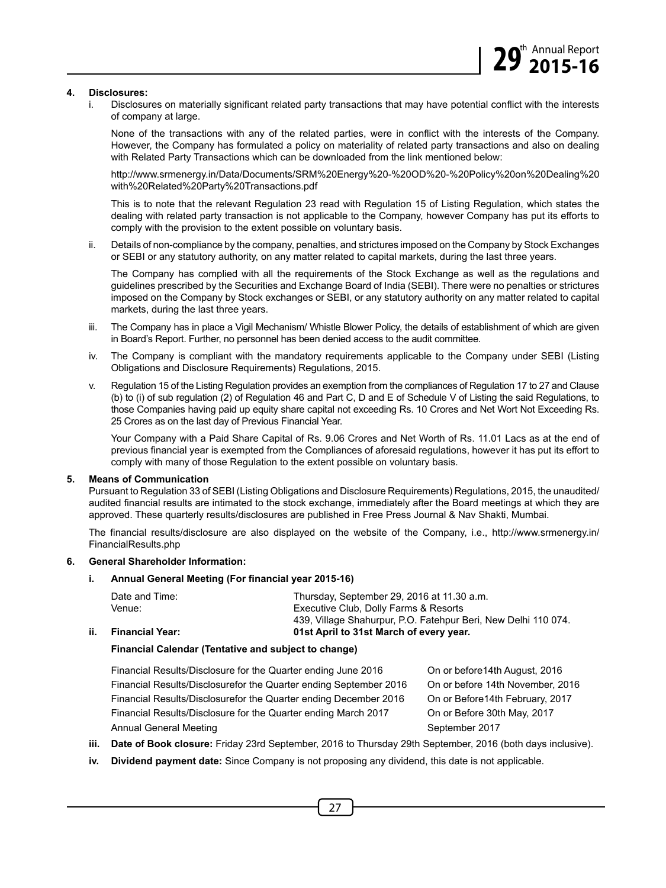**4. Disclosures:**

i. Disclosures on materially significant related party transactions that may have potential conflict with the interests of company at large.

None of the transactions with any of the related parties, were in conflict with the interests of the Company. However, the Company has formulated a policy on materiality of related party transactions and also on dealing with Related Party Transactions which can be downloaded from the link mentioned below:

http://www.srmenergy.in/Data/Documents/SRM%20Energy%20-%20OD%20-%20Policy%20on%20Dealing%20with%20Related%20Party%20Transactions.pdf

This is to note that the relevant Regulation 23 read with Regulation 15 of Listing Regulation, which states the dealing with related party transaction is not applicable to the Company, however Company has put its efforts to comply with the provision to the extent possible on voluntary basis.

ii. Details of non-compliance by the company, penalties, and strictures imposed on the Company by Stock Exchanges or SEBI or any statutory authority, on any matter related to capital markets, during the last three years.

The Company has complied with all the requirements of the Stock Exchange as well as the regulations and guidelines prescribed by the Securities and Exchange Board of India (SEBI). There were no penalties or strictures imposed on the Company by Stock exchanges or SEBI, or any statutory authority on any matter related to capital markets, during the last three years.

iii. The Company has in place a Vigil Mechanism/ Whistle Blower Policy, the details of establishment of which are given in Board's Report. Further, no personnel has been denied access to the audit committee.

iv. The Company is compliant with the mandatory requirements applicable to the Company under SEBI (Listing Obligations and Disclosure Requirements) Regulations, 2015.

v. Regulation 15 of the Listing Regulation provides an exemption from the compliances of Regulation 17 to 27 and Clause (b) to (i) of sub regulation (2) of Regulation 46 and Part C, D and E of Schedule V of Listing the said Regulations, to those Companies having paid up equity share capital not exceeding Rs. 10 Crores and Net Wort Not Exceeding Rs. 25 Crores as on the last day of Previous Financial Year.

Your Company with a Paid Share Capital of Rs. 9.06 Crores and Net Worth of Rs. 11.01 Lacs as at the end of previous financial year is exempted from the Compliances of aforesaid regulations, however it has put its effort to comply with many of those Regulation to the extent possible on voluntary basis.

**5. Means of Communication**

Pursuant to Regulation 33 of SEBI (Listing Obligations and Disclosure Requirements) Regulations, 2015, the unaudited/ audited financial results are intimated to the stock exchange, immediately after the Board meetings at which they are approved. These quarterly results/disclosures are published in Free Press Journal & Nav Shakti, Mumbai.

The financial results/disclosure are also displayed on the website of the Company, i.e., http://www.srmenergy.in/FinancialResults.php

**6. General Shareholder Information:**

**i. Annual General Meeting (For financial year 2015-16)**

| | |
|---|---|
| Date and Time: | Thursday, September 29, 2016 at 11.30 a.m. |
| Venue: | Executive Club, Dolly Farms & Resorts<br>439, Village Shahurpur, P.O. Fatehpur Beri, New Delhi 110 074. |

**ii. Financial Year: 01st April to 31st March of every year.**

**Financial Calendar (Tentative and subject to change)**

| | |
|---|---|
| Financial Results/Disclosure for the Quarter ending June 2016 | On or before14th August, 2016 |
| Financial Results/Disclosurefor the Quarter ending September 2016 | On or before 14th November, 2016 |
| Financial Results/Disclosurefor the Quarter ending December 2016 | On or Before14th February, 2017 |
| Financial Results/Disclosure for the Quarter ending March 2017 | On or Before 30th May, 2017 |
| Annual General Meeting | September 2017 |

**iii. Date of Book closure:** Friday 23rd September, 2016 to Thursday 29th September, 2016 (both days inclusive).

**iv. Dividend payment date:** Since Company is not proposing any dividend, this date is not applicable.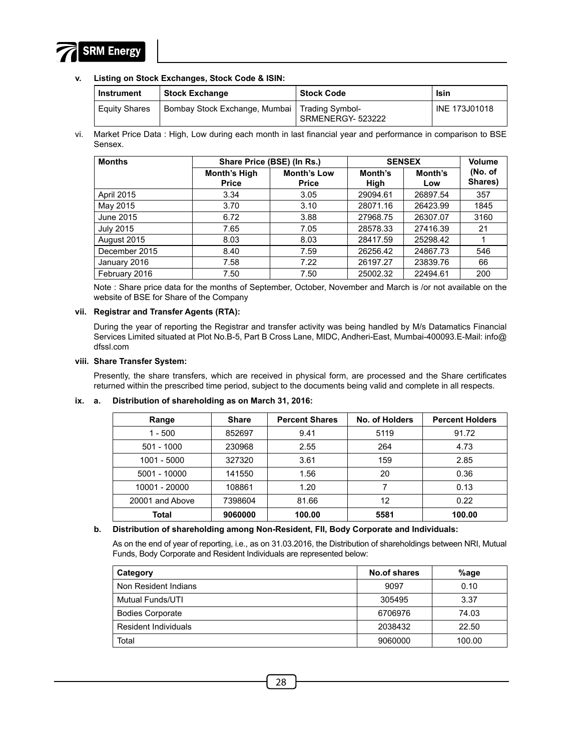**v. Listing on Stock Exchanges, Stock Code & ISIN:**

| Instrument | Stock Exchange | Stock Code | Isin |
|---|---|---|---|
| Equity Shares | Bombay Stock Exchange, Mumbai | Trading Symbol- SRMENERGY- 523222 | INE 173J01018 |

vi. Market Price Data : High, Low during each month in last financial year and performance in comparison to BSE Sensex.

| Months | Share Price (BSE) (In Rs.) | | SENSEX | | Volume (No. of Shares) |
|---|---|---|---|---|---|
| | Month's High Price | Month's Low Price | Month's High | Month's Low | |
| April 2015 | 3.34 | 3.05 | 29094.61 | 26897.54 | 357 |
| May 2015 | 3.70 | 3.10 | 28071.16 | 26423.99 | 1845 |
| June 2015 | 6.72 | 3.88 | 27968.75 | 26307.07 | 3160 |
| July 2015 | 7.65 | 7.05 | 28578.33 | 27416.39 | 21 |
| August 2015 | 8.03 | 8.03 | 28417.59 | 25298.42 | 1 |
| December 2015 | 8.40 | 7.59 | 26256.42 | 24867.73 | 546 |
| January 2016 | 7.58 | 7.22 | 26197.27 | 23839.76 | 66 |
| February 2016 | 7.50 | 7.50 | 25002.32 | 22494.61 | 200 |

Note : Share price data for the months of September, October, November and March is /or not available on the website of BSE for Share of the Company

**vii. Registrar and Transfer Agents (RTA):**

During the year of reporting the Registrar and transfer activity was being handled by M/s Datamatics Financial Services Limited situated at Plot No.B-5, Part B Cross Lane, MIDC, Andheri-East, Mumbai-400093.E-Mail: info@dfssl.com

**viii. Share Transfer System:**

Presently, the share transfers, which are received in physical form, are processed and the Share certificates returned within the prescribed time period, subject to the documents being valid and complete in all respects.

**ix. a. Distribution of shareholding as on March 31, 2016:**

| Range | Share | Percent Shares | No. of Holders | Percent Holders |
|---|---|---|---|---|
| 1 - 500 | 852697 | 9.41 | 5119 | 91.72 |
| 501 - 1000 | 230968 | 2.55 | 264 | 4.73 |
| 1001 - 5000 | 327320 | 3.61 | 159 | 2.85 |
| 5001 - 10000 | 141550 | 1.56 | 20 | 0.36 |
| 10001 - 20000 | 108861 | 1.20 | 7 | 0.13 |
| 20001 and Above | 7398604 | 81.66 | 12 | 0.22 |
| **Total** | **9060000** | **100.00** | **5581** | **100.00** |

**b. Distribution of shareholding among Non-Resident, FII, Body Corporate and Individuals:**

As on the end of year of reporting, i.e., as on 31.03.2016, the Distribution of shareholdings between NRI, Mutual Funds, Body Corporate and Resident Individuals are represented below:

| Category | No.of shares | %age |
|---|---|---|
| Non Resident Indians | 9097 | 0.10 |
| Mutual Funds/UTI | 305495 | 3.37 |
| Bodies Corporate | 6706976 | 74.03 |
| Resident Individuals | 2038432 | 22.50 |
| Total | 9060000 | 100.00 |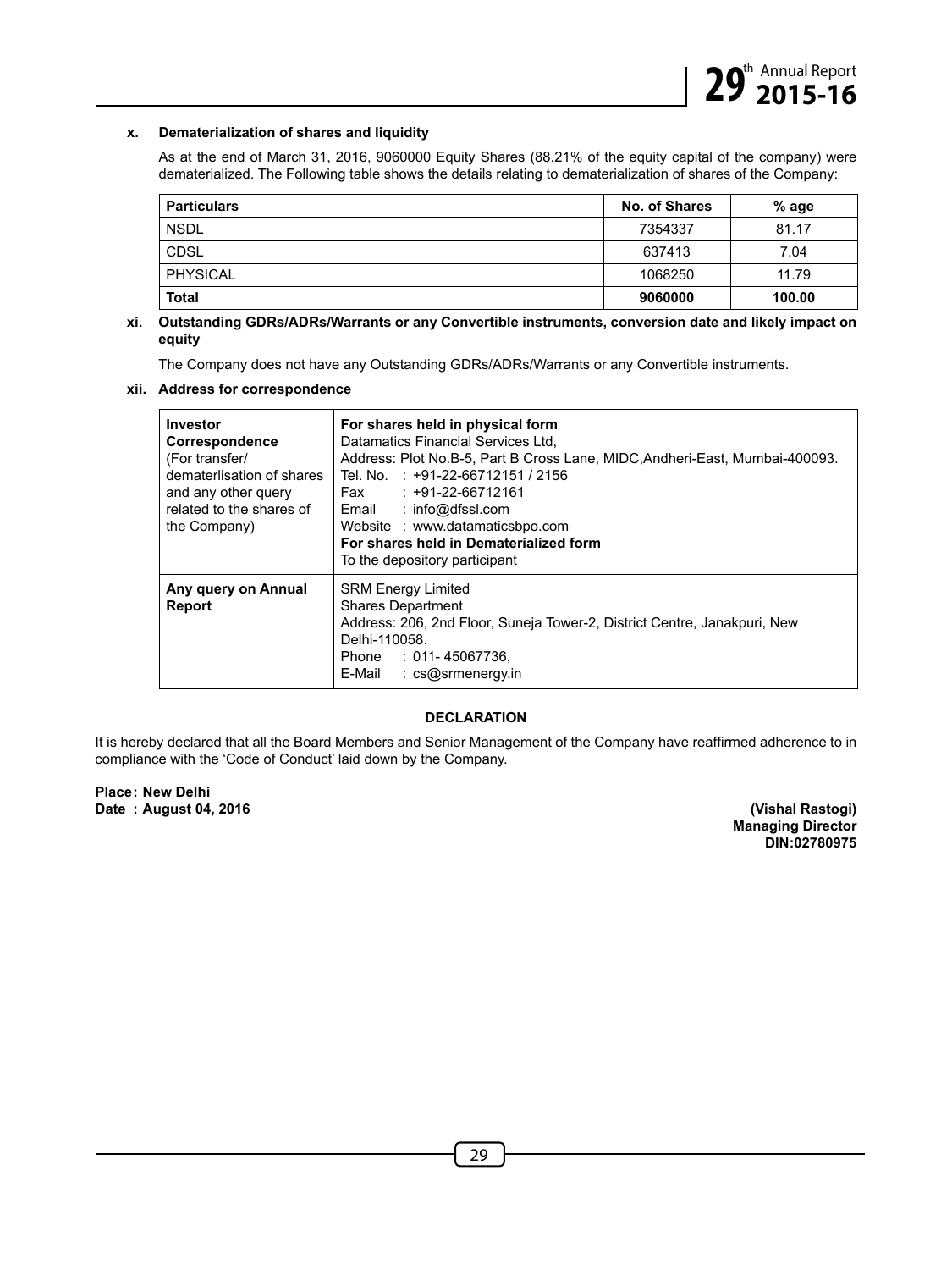**x. Dematerialization of shares and liquidity**

As at the end of March 31, 2016, 9060000 Equity Shares (88.21% of the equity capital of the company) were dematerialized. The Following table shows the details relating to dematerialization of shares of the Company:

| Particulars | No. of Shares | % age |
|---|---|---|
| NSDL | 7354337 | 81.17 |
| CDSL | 637413 | 7.04 |
| PHYSICAL | 1068250 | 11.79 |
| **Total** | **9060000** | **100.00** |

**xi. Outstanding GDRs/ADRs/Warrants or any Convertible instruments, conversion date and likely impact on equity**

The Company does not have any Outstanding GDRs/ADRs/Warrants or any Convertible instruments.

**xii. Address for correspondence**

| | |
|---|---|
| **Investor Correspondence** (For transfer/ dematerlisation of shares and any other query related to the shares of the Company) | **For shares held in physical form**<br>Datamatics Financial Services Ltd,<br>Address: Plot No.B-5, Part B Cross Lane, MIDC,Andheri-East, Mumbai-400093.<br>Tel. No. : +91-22-66712151 / 2156<br>Fax : +91-22-66712161<br>Email : info@dfssl.com<br>Website : www.datamaticsbpo.com<br>**For shares held in Dematerialized form**<br>To the depository participant |
| **Any query on Annual Report** | SRM Energy Limited<br>Shares Department<br>Address: 206, 2nd Floor, Suneja Tower-2, District Centre, Janakpuri, New Delhi-110058.<br>Phone : 011- 45067736,<br>E-Mail : cs@srmenergy.in |

**DECLARATION**

It is hereby declared that all the Board Members and Senior Management of the Company have reaffirmed adherence to in compliance with the 'Code of Conduct' laid down by the Company.

**Place: New Delhi**
**Date : August 04, 2016**

**(Vishal Rastogi)**
**Managing Director**
**DIN:02780975**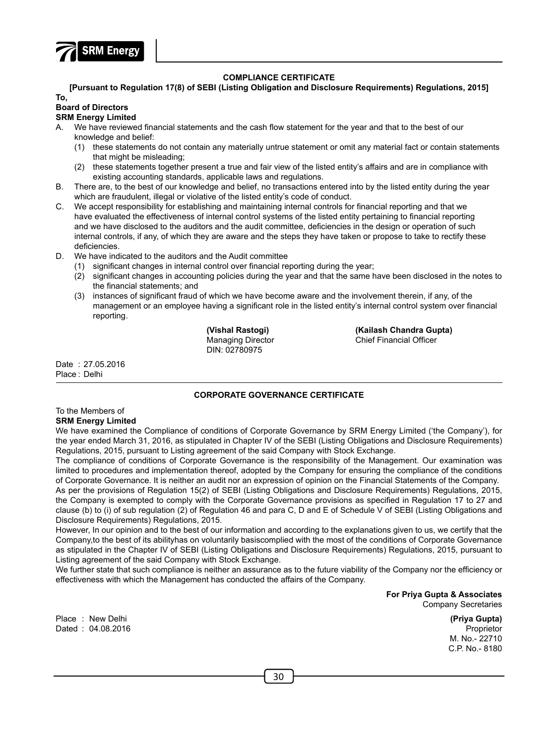## COMPLIANCE CERTIFICATE

**[Pursuant to Regulation 17(8) of SEBI (Listing Obligation and Disclosure Requirements) Regulations, 2015]**

**To,**
**Board of Directors**
**SRM Energy Limited**

A. We have reviewed financial statements and the cash flow statement for the year and that to the best of our knowledge and belief:
   (1) these statements do not contain any materially untrue statement or omit any material fact or contain statements that might be misleading;
   (2) these statements together present a true and fair view of the listed entity's affairs and are in compliance with existing accounting standards, applicable laws and regulations.

B. There are, to the best of our knowledge and belief, no transactions entered into by the listed entity during the year which are fraudulent, illegal or violative of the listed entity's code of conduct.

C. We accept responsibility for establishing and maintaining internal controls for financial reporting and that we have evaluated the effectiveness of internal control systems of the listed entity pertaining to financial reporting and we have disclosed to the auditors and the audit committee, deficiencies in the design or operation of such internal controls, if any, of which they are aware and the steps they have taken or propose to take to rectify these deficiencies.

D. We have indicated to the auditors and the Audit committee
   (1) significant changes in internal control over financial reporting during the year;
   (2) significant changes in accounting policies during the year and that the same have been disclosed in the notes to the financial statements; and
   (3) instances of significant fraud of which we have become aware and the involvement therein, if any, of the management or an employee having a significant role in the listed entity's internal control system over financial reporting.

**(Vishal Rastogi)**
Managing Director
DIN: 02780975

**(Kailash Chandra Gupta)**
Chief Financial Officer

Date : 27.05.2016
Place : Delhi

---

## CORPORATE GOVERNANCE CERTIFICATE

To the Members of
**SRM Energy Limited**

We have examined the Compliance of conditions of Corporate Governance by SRM Energy Limited ('the Company'), for the year ended March 31, 2016, as stipulated in Chapter IV of the SEBI (Listing Obligations and Disclosure Requirements) Regulations, 2015, pursuant to Listing agreement of the said Company with Stock Exchange.

The compliance of conditions of Corporate Governance is the responsibility of the Management. Our examination was limited to procedures and implementation thereof, adopted by the Company for ensuring the compliance of the conditions of Corporate Governance. It is neither an audit nor an expression of opinion on the Financial Statements of the Company.

As per the provisions of Regulation 15(2) of SEBI (Listing Obligations and Disclosure Requirements) Regulations, 2015, the Company is exempted to comply with the Corporate Governance provisions as specified in Regulation 17 to 27 and clause (b) to (i) of sub regulation (2) of Regulation 46 and para C, D and E of Schedule V of SEBI (Listing Obligations and Disclosure Requirements) Regulations, 2015.

However, In our opinion and to the best of our information and according to the explanations given to us, we certify that the Company,to the best of its abilityhas on voluntarily basiscomplied with the most of the conditions of Corporate Governance as stipulated in the Chapter IV of SEBI (Listing Obligations and Disclosure Requirements) Regulations, 2015, pursuant to Listing agreement of the said Company with Stock Exchange.

We further state that such compliance is neither an assurance as to the future viability of the Company nor the efficiency or effectiveness with which the Management has conducted the affairs of the Company.

**For Priya Gupta & Associates**
Company Secretaries

**(Priya Gupta)**
Proprietor
M. No.- 22710
C.P. No.- 8180

Place : New Delhi
Dated : 04.08.2016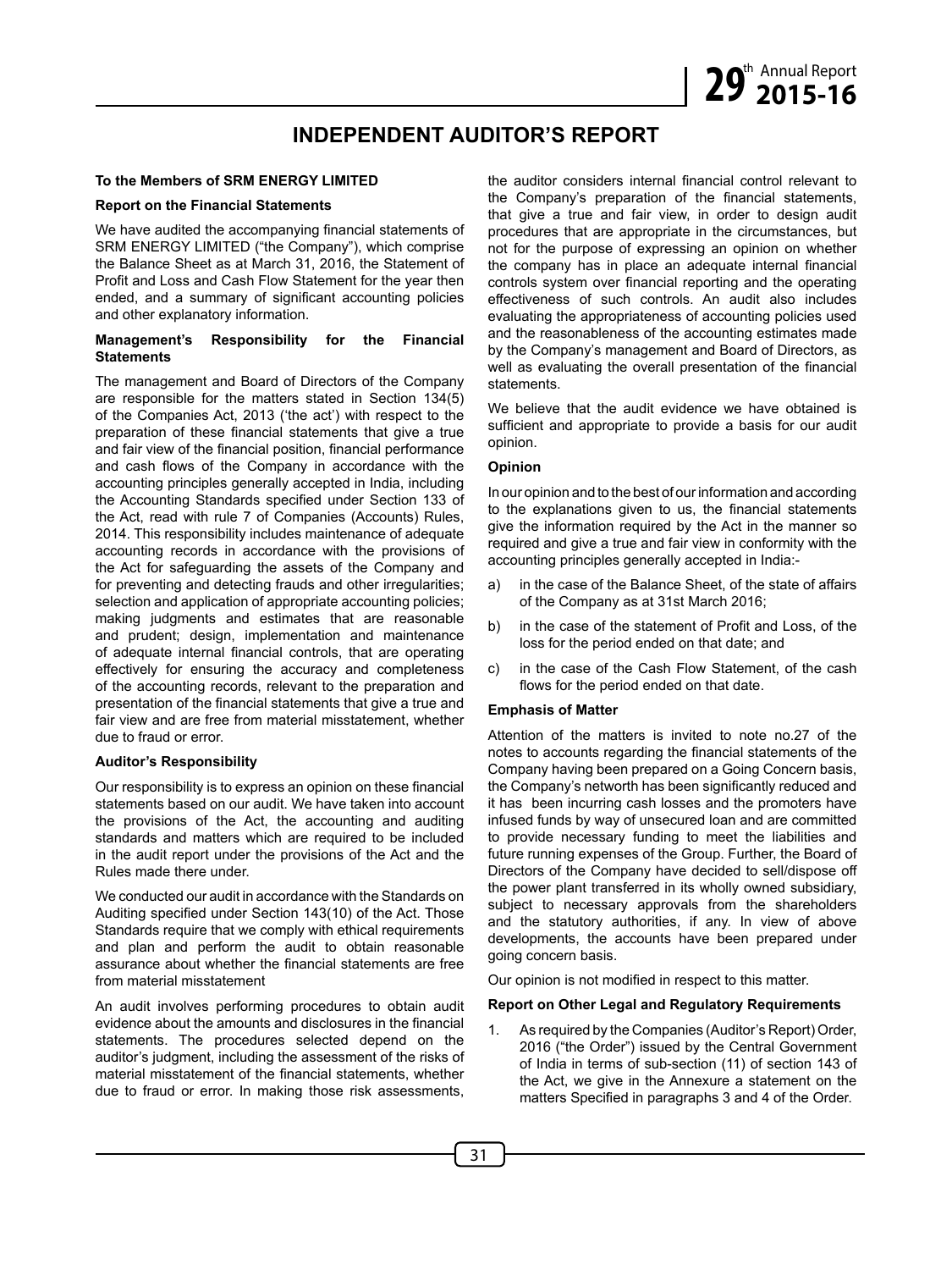# INDEPENDENT AUDITOR'S REPORT

**To the Members of SRM ENERGY LIMITED**

**Report on the Financial Statements**

We have audited the accompanying financial statements of SRM ENERGY LIMITED ("the Company"), which comprise the Balance Sheet as at March 31, 2016, the Statement of Profit and Loss and Cash Flow Statement for the year then ended, and a summary of significant accounting policies and other explanatory information.

**Management's Responsibility for the Financial Statements**

The management and Board of Directors of the Company are responsible for the matters stated in Section 134(5) of the Companies Act, 2013 ('the act') with respect to the preparation of these financial statements that give a true and fair view of the financial position, financial performance and cash flows of the Company in accordance with the accounting principles generally accepted in India, including the Accounting Standards specified under Section 133 of the Act, read with rule 7 of Companies (Accounts) Rules, 2014. This responsibility includes maintenance of adequate accounting records in accordance with the provisions of the Act for safeguarding the assets of the Company and for preventing and detecting frauds and other irregularities; selection and application of appropriate accounting policies; making judgments and estimates that are reasonable and prudent; design, implementation and maintenance of adequate internal financial controls, that are operating effectively for ensuring the accuracy and completeness of the accounting records, relevant to the preparation and presentation of the financial statements that give a true and fair view and are free from material misstatement, whether due to fraud or error.

**Auditor's Responsibility**

Our responsibility is to express an opinion on these financial statements based on our audit. We have taken into account the provisions of the Act, the accounting and auditing standards and matters which are required to be included in the audit report under the provisions of the Act and the Rules made there under.

We conducted our audit in accordance with the Standards on Auditing specified under Section 143(10) of the Act. Those Standards require that we comply with ethical requirements and plan and perform the audit to obtain reasonable assurance about whether the financial statements are free from material misstatement

An audit involves performing procedures to obtain audit evidence about the amounts and disclosures in the financial statements. The procedures selected depend on the auditor's judgment, including the assessment of the risks of material misstatement of the financial statements, whether due to fraud or error. In making those risk assessments, the auditor considers internal financial control relevant to the Company's preparation of the financial statements, that give a true and fair view, in order to design audit procedures that are appropriate in the circumstances, but not for the purpose of expressing an opinion on whether the company has in place an adequate internal financial controls system over financial reporting and the operating effectiveness of such controls. An audit also includes evaluating the appropriateness of accounting policies used and the reasonableness of the accounting estimates made by the Company's management and Board of Directors, as well as evaluating the overall presentation of the financial statements.

We believe that the audit evidence we have obtained is sufficient and appropriate to provide a basis for our audit opinion.

**Opinion**

In our opinion and to the best of our information and according to the explanations given to us, the financial statements give the information required by the Act in the manner so required and give a true and fair view in conformity with the accounting principles generally accepted in India:-

a) in the case of the Balance Sheet, of the state of affairs of the Company as at 31st March 2016;

b) in the case of the statement of Profit and Loss, of the loss for the period ended on that date; and

c) in the case of the Cash Flow Statement, of the cash flows for the period ended on that date.

**Emphasis of Matter**

Attention of the matters is invited to note no.27 of the notes to accounts regarding the financial statements of the Company having been prepared on a Going Concern basis, the Company's networth has been significantly reduced and it has been incurring cash losses and the promoters have infused funds by way of unsecured loan and are committed to provide necessary funding to meet the liabilities and future running expenses of the Group. Further, the Board of Directors of the Company have decided to sell/dispose off the power plant transferred in its wholly owned subsidiary, subject to necessary approvals from the shareholders and the statutory authorities, if any. In view of above developments, the accounts have been prepared under going concern basis.

Our opinion is not modified in respect to this matter.

**Report on Other Legal and Regulatory Requirements**

1. As required by the Companies (Auditor's Report) Order, 2016 ("the Order") issued by the Central Government of India in terms of sub-section (11) of section 143 of the Act, we give in the Annexure a statement on the matters Specified in paragraphs 3 and 4 of the Order.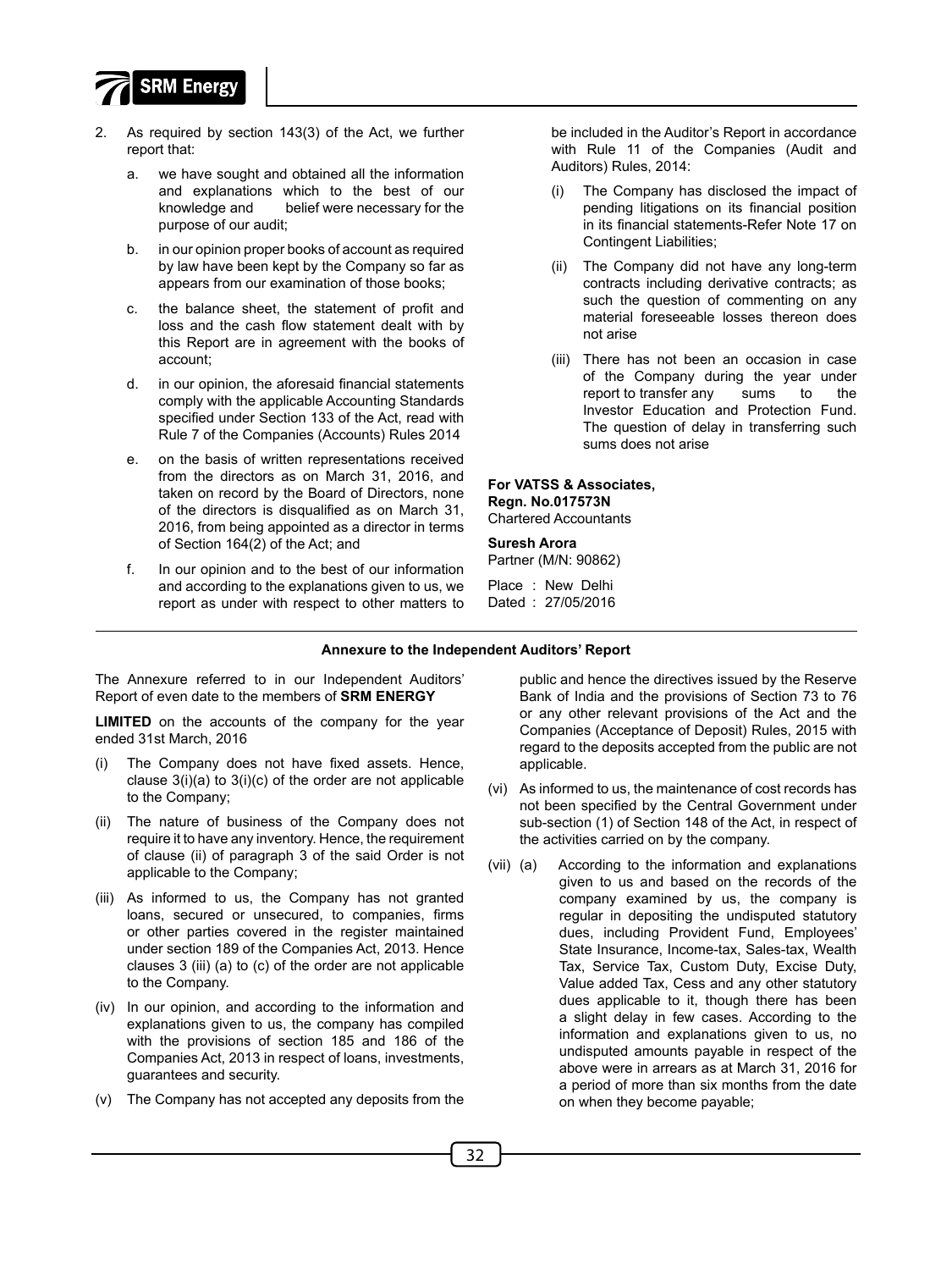2. As required by section 143(3) of the Act, we further report that:

   a. we have sought and obtained all the information and explanations which to the best of our knowledge and belief were necessary for the purpose of our audit;

   b. in our opinion proper books of account as required by law have been kept by the Company so far as appears from our examination of those books;

   c. the balance sheet, the statement of profit and loss and the cash flow statement dealt with by this Report are in agreement with the books of account;

   d. in our opinion, the aforesaid financial statements comply with the applicable Accounting Standards specified under Section 133 of the Act, read with Rule 7 of the Companies (Accounts) Rules 2014

   e. on the basis of written representations received from the directors as on March 31, 2016, and taken on record by the Board of Directors, none of the directors is disqualified as on March 31, 2016, from being appointed as a director in terms of Section 164(2) of the Act; and

   f. In our opinion and to the best of our information and according to the explanations given to us, we report as under with respect to other matters to be included in the Auditor's Report in accordance with Rule 11 of the Companies (Audit and Auditors) Rules, 2014:

      (i) The Company has disclosed the impact of pending litigations on its financial position in its financial statements-Refer Note 17 on Contingent Liabilities;

      (ii) The Company did not have any long-term contracts including derivative contracts; as such the question of commenting on any material foreseeable losses thereon does not arise

      (iii) There has not been an occasion in case of the Company during the year under report to transfer any sums to the Investor Education and Protection Fund. The question of delay in transferring such sums does not arise

**For VATSS & Associates,**
**Regn. No.017573N**
Chartered Accountants

**Suresh Arora**
Partner (M/N: 90862)

Place : New Delhi
Dated : 27/05/2016

**Annexure to the Independent Auditors' Report**

The Annexure referred to in our Independent Auditors' Report of even date to the members of **SRM ENERGY LIMITED** on the accounts of the company for the year ended 31st March, 2016

(i) The Company does not have fixed assets. Hence, clause 3(i)(a) to 3(i)(c) of the order are not applicable to the Company;

(ii) The nature of business of the Company does not require it to have any inventory. Hence, the requirement of clause (ii) of paragraph 3 of the said Order is not applicable to the Company;

(iii) As informed to us, the Company has not granted loans, secured or unsecured, to companies, firms or other parties covered in the register maintained under section 189 of the Companies Act, 2013. Hence clauses 3 (iii) (a) to (c) of the order are not applicable to the Company.

(iv) In our opinion, and according to the information and explanations given to us, the company has compiled with the provisions of section 185 and 186 of the Companies Act, 2013 in respect of loans, investments, guarantees and security.

(v) The Company has not accepted any deposits from the public and hence the directives issued by the Reserve Bank of India and the provisions of Section 73 to 76 or any other relevant provisions of the Act and the Companies (Acceptance of Deposit) Rules, 2015 with regard to the deposits accepted from the public are not applicable.

(vi) As informed to us, the maintenance of cost records has not been specified by the Central Government under sub-section (1) of Section 148 of the Act, in respect of the activities carried on by the company.

(vii) (a) According to the information and explanations given to us and based on the records of the company examined by us, the company is regular in depositing the undisputed statutory dues, including Provident Fund, Employees' State Insurance, Income-tax, Sales-tax, Wealth Tax, Service Tax, Custom Duty, Excise Duty, Value added Tax, Cess and any other statutory dues applicable to it, though there has been a slight delay in few cases. According to the information and explanations given to us, no undisputed amounts payable in respect of the above were in arrears as at March 31, 2016 for a period of more than six months from the date on when they become payable;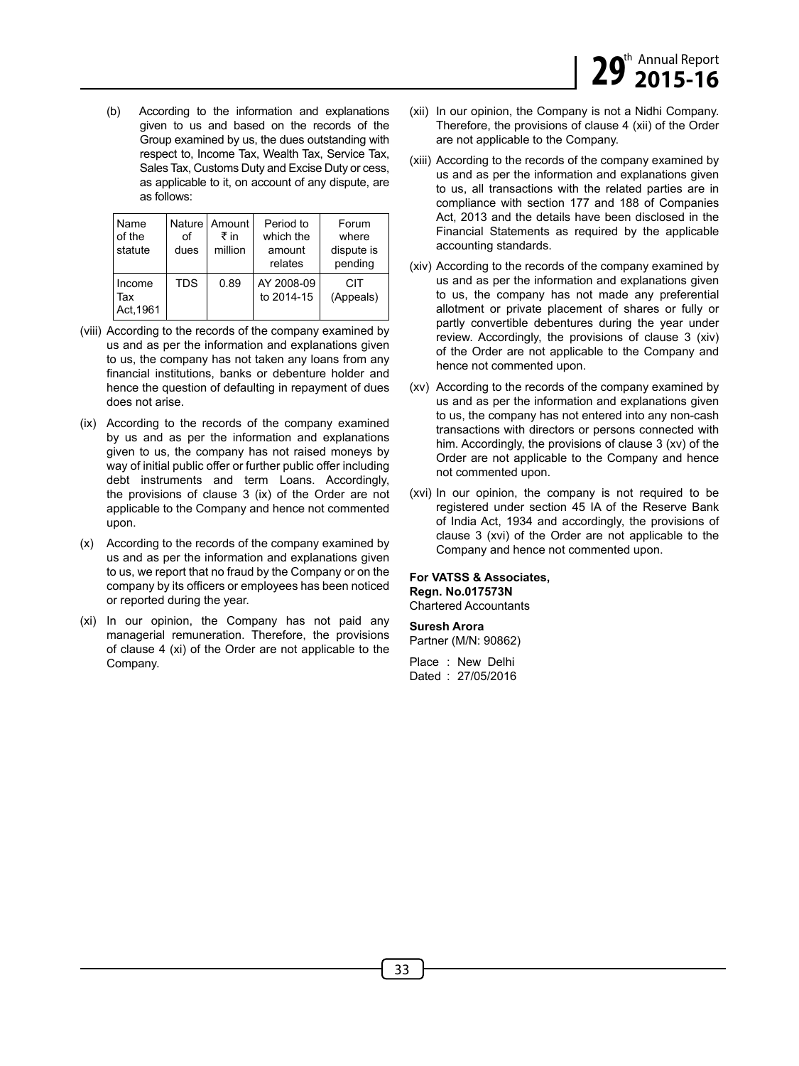(b) According to the information and explanations given to us and based on the records of the Group examined by us, the dues outstanding with respect to, Income Tax, Wealth Tax, Service Tax, Sales Tax, Customs Duty and Excise Duty or cess, as applicable to it, on account of any dispute, are as follows:

| Name of the statute | Nature of dues | Amount ₹ in million | Period to which the amount relates | Forum where dispute is pending |
|---|---|---|---|---|
| Income Tax Act,1961 | TDS | 0.89 | AY 2008-09 to 2014-15 | CIT (Appeals) |

(viii) According to the records of the company examined by us and as per the information and explanations given to us, the company has not taken any loans from any financial institutions, banks or debenture holder and hence the question of defaulting in repayment of dues does not arise.

(ix) According to the records of the company examined by us and as per the information and explanations given to us, the company has not raised moneys by way of initial public offer or further public offer including debt instruments and term Loans. Accordingly, the provisions of clause 3 (ix) of the Order are not applicable to the Company and hence not commented upon.

(x) According to the records of the company examined by us and as per the information and explanations given to us, we report that no fraud by the Company or on the company by its officers or employees has been noticed or reported during the year.

(xi) In our opinion, the Company has not paid any managerial remuneration. Therefore, the provisions of clause 4 (xi) of the Order are not applicable to the Company.

(xii) In our opinion, the Company is not a Nidhi Company. Therefore, the provisions of clause 4 (xii) of the Order are not applicable to the Company.

(xiii) According to the records of the company examined by us and as per the information and explanations given to us, all transactions with the related parties are in compliance with section 177 and 188 of Companies Act, 2013 and the details have been disclosed in the Financial Statements as required by the applicable accounting standards.

(xiv) According to the records of the company examined by us and as per the information and explanations given to us, the company has not made any preferential allotment or private placement of shares or fully or partly convertible debentures during the year under review. Accordingly, the provisions of clause 3 (xiv) of the Order are not applicable to the Company and hence not commented upon.

(xv) According to the records of the company examined by us and as per the information and explanations given to us, the company has not entered into any non-cash transactions with directors or persons connected with him. Accordingly, the provisions of clause 3 (xv) of the Order are not applicable to the Company and hence not commented upon.

(xvi) In our opinion, the company is not required to be registered under section 45 IA of the Reserve Bank of India Act, 1934 and accordingly, the provisions of clause 3 (xvi) of the Order are not applicable to the Company and hence not commented upon.

**For VATSS & Associates,**
**Regn. No.017573N**
Chartered Accountants

**Suresh Arora**
Partner (M/N: 90862)

Place : New Delhi
Dated : 27/05/2016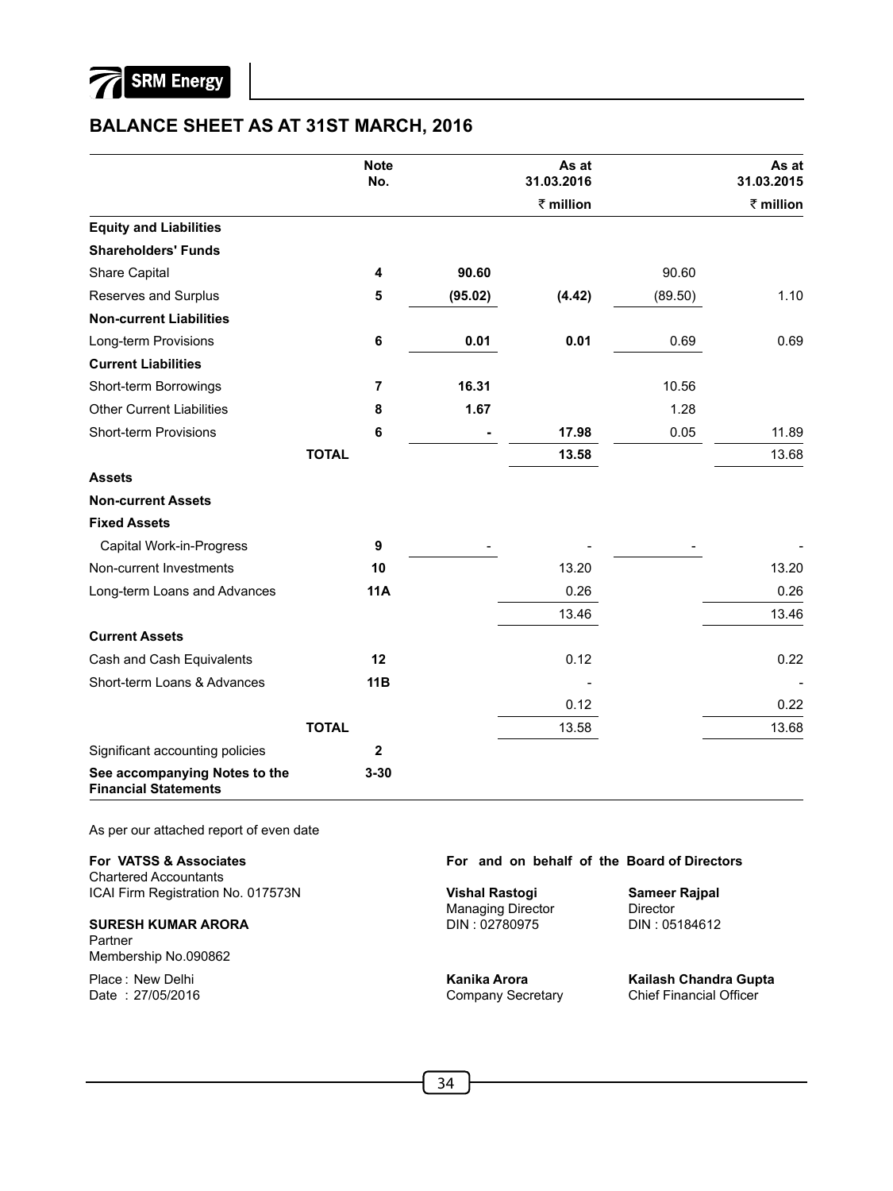## BALANCE SHEET AS AT 31ST MARCH, 2016

| | Note No. | | As at 31.03.2016 ₹ million | | As at 31.03.2015 ₹ million |
|---|---|---|---|---|---|
| **Equity and Liabilities** | | | | | |
| **Shareholders' Funds** | | | | | |
| Share Capital | **4** | **90.60** | | 90.60 | |
| Reserves and Surplus | **5** | **(95.02)** | **(4.42)** | (89.50) | 1.10 |
| **Non-current Liabilities** | | | | | |
| Long-term Provisions | **6** | **0.01** | **0.01** | 0.69 | 0.69 |
| **Current Liabilities** | | | | | |
| Short-term Borrowings | **7** | **16.31** | | 10.56 | |
| Other Current Liabilities | **8** | **1.67** | | 1.28 | |
| Short-term Provisions | **6** | **-** | **17.98** | 0.05 | 11.89 |
| **TOTAL** | | | **13.58** | | 13.68 |
| **Assets** | | | | | |
| **Non-current Assets** | | | | | |
| **Fixed Assets** | | | | | |
| Capital Work-in-Progress | **9** | - | - | - | - |
| Non-current Investments | **10** | | 13.20 | | 13.20 |
| Long-term Loans and Advances | **11A** | | 0.26 | | 0.26 |
| | | | 13.46 | | 13.46 |
| **Current Assets** | | | | | |
| Cash and Cash Equivalents | **12** | | 0.12 | | 0.22 |
| Short-term Loans & Advances | **11B** | | - | | - |
| | | | 0.12 | | 0.22 |
| **TOTAL** | | | 13.58 | | 13.68 |
| Significant accounting policies | **2** | | | | |
| **See accompanying Notes to the Financial Statements** | **3-30** | | | | |

As per our attached report of even date

**For VATSS & Associates**
Chartered Accountants
ICAI Firm Registration No. 017573N

**SURESH KUMAR ARORA**
Partner
Membership No.090862

Place : New Delhi
Date : 27/05/2016

**For and on behalf of the Board of Directors**

**Vishal Rastogi**
Managing Director
DIN : 02780975

**Sameer Rajpal**
Director
DIN : 05184612

**Kanika Arora**
Company Secretary

**Kailash Chandra Gupta**
Chief Financial Officer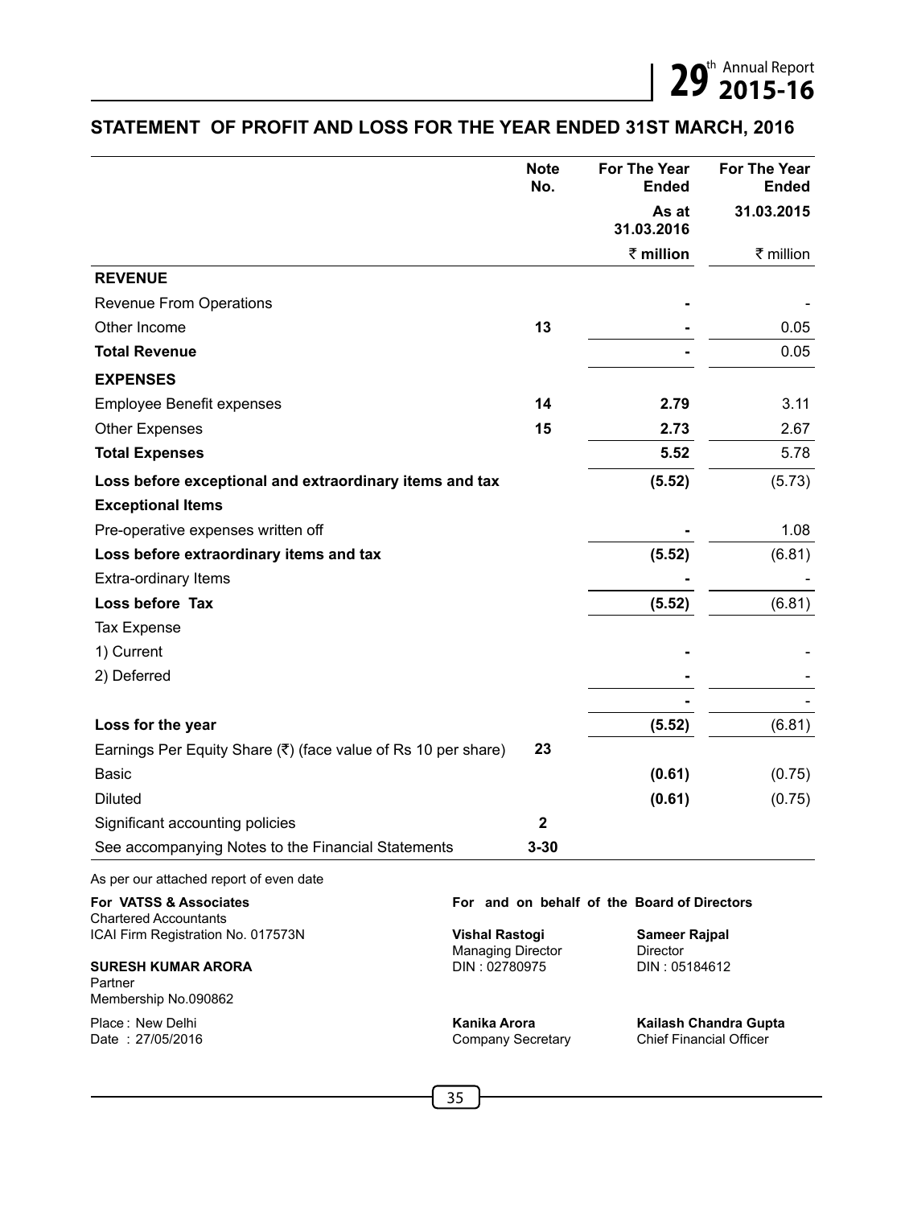## STATEMENT OF PROFIT AND LOSS FOR THE YEAR ENDED 31ST MARCH, 2016

| | Note No. | For The Year Ended As at 31.03.2016 ₹ million | For The Year Ended 31.03.2015 ₹ million |
|---|---|---|---|
| **REVENUE** | | | |
| Revenue From Operations | | - | - |
| Other Income | 13 | - | 0.05 |
| **Total Revenue** | | - | 0.05 |
| **EXPENSES** | | | |
| Employee Benefit expenses | 14 | **2.79** | 3.11 |
| Other Expenses | 15 | **2.73** | 2.67 |
| **Total Expenses** | | **5.52** | 5.78 |
| **Loss before exceptional and extraordinary items and tax** | | **(5.52)** | (5.73) |
| **Exceptional Items** | | | |
| Pre-operative expenses written off | | - | 1.08 |
| **Loss before extraordinary items and tax** | | **(5.52)** | (6.81) |
| Extra-ordinary Items | | - | - |
| **Loss before Tax** | | **(5.52)** | (6.81) |
| Tax Expense | | | |
| 1) Current | | - | - |
| 2) Deferred | | - | - |
| | | - | - |
| **Loss for the year** | | **(5.52)** | (6.81) |
| Earnings Per Equity Share (₹) (face value of Rs 10 per share) | 23 | | |
| Basic | | **(0.61)** | (0.75) |
| Diluted | | **(0.61)** | (0.75) |
| Significant accounting policies | 2 | | |
| See accompanying Notes to the Financial Statements | 3-30 | | |

As per our attached report of even date

**For VATSS & Associates**
Chartered Accountants
ICAI Firm Registration No. 017573N

**SURESH KUMAR ARORA**
Partner
Membership No.090862

Place : New Delhi
Date : 27/05/2016

**For and on behalf of the Board of Directors**

**Vishal Rastogi**
Managing Director
DIN : 02780975

**Sameer Rajpal**
Director
DIN : 05184612

**Kanika Arora**
Company Secretary

**Kailash Chandra Gupta**
Chief Financial Officer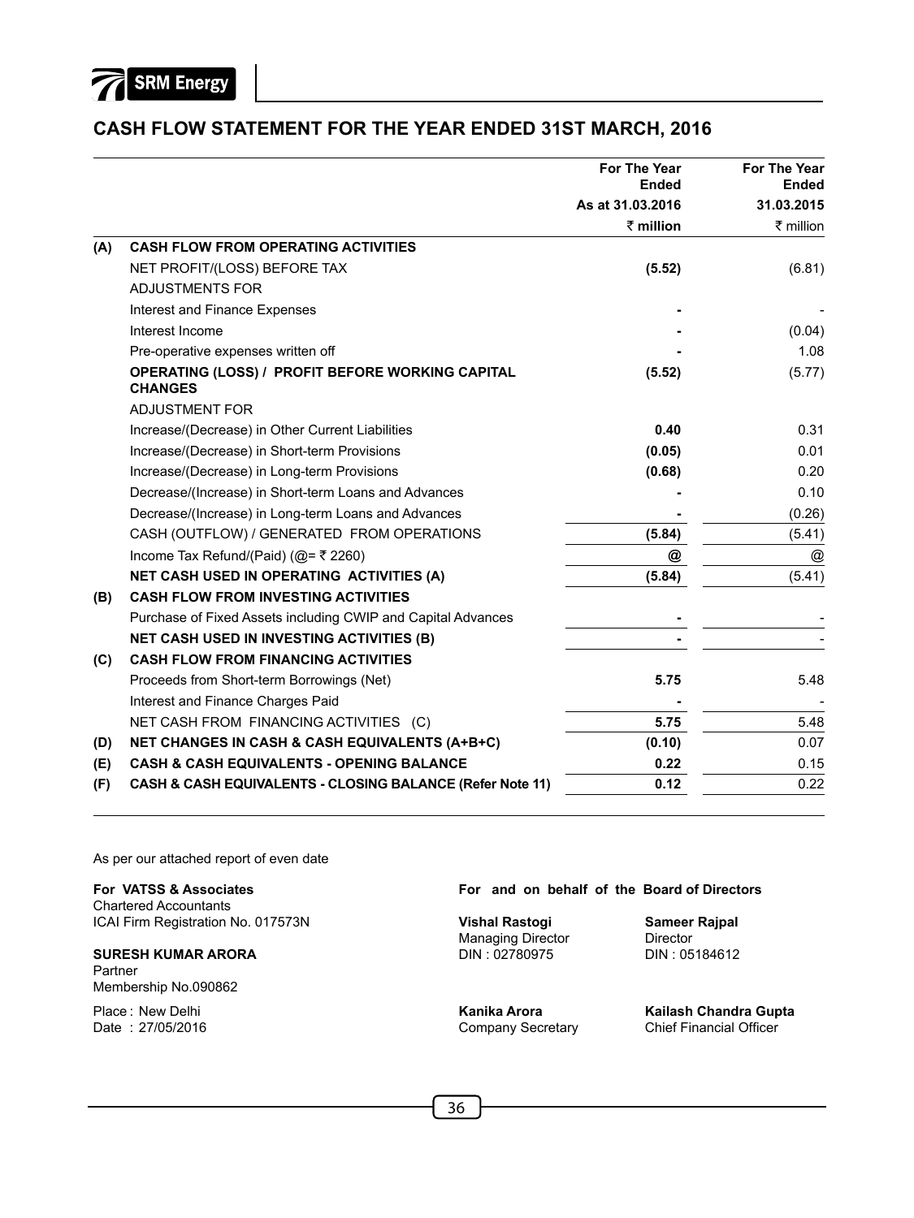## CASH FLOW STATEMENT FOR THE YEAR ENDED 31ST MARCH, 2016

| | | For The Year Ended As at 31.03.2016 ₹ million | For The Year Ended 31.03.2015 ₹ million |
|---|---|---|---|
| **(A)** | **CASH FLOW FROM OPERATING ACTIVITIES** | | |
| | NET PROFIT/(LOSS) BEFORE TAX | **(5.52)** | (6.81) |
| | ADJUSTMENTS FOR | | |
| | Interest and Finance Expenses | **-** | - |
| | Interest Income | **-** | (0.04) |
| | Pre-operative expenses written off | **-** | 1.08 |
| | **OPERATING (LOSS) / PROFIT BEFORE WORKING CAPITAL CHANGES** | **(5.52)** | (5.77) |
| | ADJUSTMENT FOR | | |
| | Increase/(Decrease) in Other Current Liabilities | **0.40** | 0.31 |
| | Increase/(Decrease) in Short-term Provisions | **(0.05)** | 0.01 |
| | Increase/(Decrease) in Long-term Provisions | **(0.68)** | 0.20 |
| | Decrease/(Increase) in Short-term Loans and Advances | **-** | 0.10 |
| | Decrease/(Increase) in Long-term Loans and Advances | **-** | (0.26) |
| | CASH (OUTFLOW) / GENERATED FROM OPERATIONS | **(5.84)** | (5.41) |
| | Income Tax Refund/(Paid) (@= ₹ 2260) | **@** | @ |
| | **NET CASH USED IN OPERATING ACTIVITIES (A)** | **(5.84)** | (5.41) |
| **(B)** | **CASH FLOW FROM INVESTING ACTIVITIES** | | |
| | Purchase of Fixed Assets including CWIP and Capital Advances | **-** | - |
| | **NET CASH USED IN INVESTING ACTIVITIES (B)** | **-** | - |
| **(C)** | **CASH FLOW FROM FINANCING ACTIVITIES** | | |
| | Proceeds from Short-term Borrowings (Net) | **5.75** | 5.48 |
| | Interest and Finance Charges Paid | **-** | - |
| | NET CASH FROM FINANCING ACTIVITIES (C) | **5.75** | 5.48 |
| **(D)** | **NET CHANGES IN CASH & CASH EQUIVALENTS (A+B+C)** | **(0.10)** | 0.07 |
| **(E)** | **CASH & CASH EQUIVALENTS - OPENING BALANCE** | **0.22** | 0.15 |
| **(F)** | **CASH & CASH EQUIVALENTS - CLOSING BALANCE (Refer Note 11)** | **0.12** | 0.22 |

As per our attached report of even date

**For VATSS & Associates**
Chartered Accountants
ICAI Firm Registration No. 017573N

**SURESH KUMAR ARORA**
Partner
Membership No.090862

Place : New Delhi
Date : 27/05/2016

**For and on behalf of the Board of Directors**

**Vishal Rastogi**
Managing Director
DIN : 02780975

**Sameer Rajpal**
Director
DIN : 05184612

**Kanika Arora**
Company Secretary

**Kailash Chandra Gupta**
Chief Financial Officer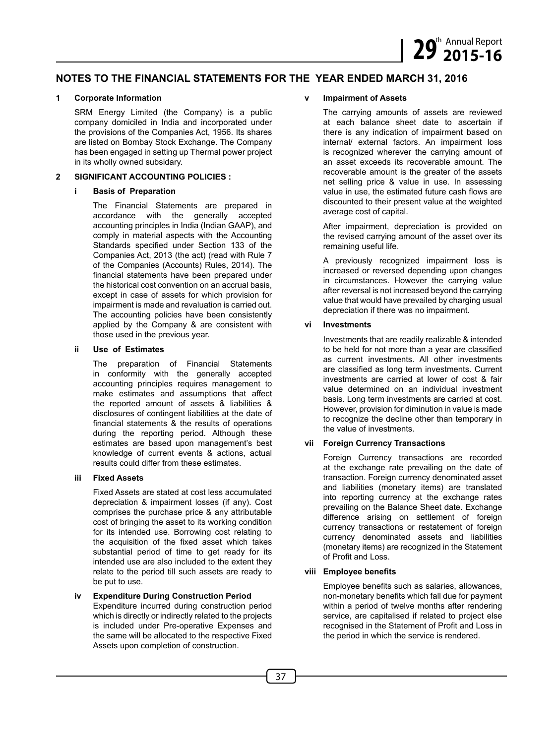## NOTES TO THE FINANCIAL STATEMENTS FOR THE YEAR ENDED MARCH 31, 2016

### 1 Corporate Information

SRM Energy Limited (the Company) is a public company domiciled in India and incorporated under the provisions of the Companies Act, 1956. Its shares are listed on Bombay Stock Exchange. The Company has been engaged in setting up Thermal power project in its wholly owned subsidary.

### 2 SIGNIFICANT ACCOUNTING POLICIES :

#### i Basis of Preparation

The Financial Statements are prepared in accordance with the generally accepted accounting principles in India (Indian GAAP), and comply in material aspects with the Accounting Standards specified under Section 133 of the Companies Act, 2013 (the act) (read with Rule 7 of the Companies (Accounts) Rules, 2014). The financial statements have been prepared under the historical cost convention on an accrual basis, except in case of assets for which provision for impairment is made and revaluation is carried out. The accounting policies have been consistently applied by the Company & are consistent with those used in the previous year.

#### ii Use of Estimates

The preparation of Financial Statements in conformity with the generally accepted accounting principles requires management to make estimates and assumptions that affect the reported amount of assets & liabilities & disclosures of contingent liabilities at the date of financial statements & the results of operations during the reporting period. Although these estimates are based upon management's best knowledge of current events & actions, actual results could differ from these estimates.

#### iii Fixed Assets

Fixed Assets are stated at cost less accumulated depreciation & impairment losses (if any). Cost comprises the purchase price & any attributable cost of bringing the asset to its working condition for its intended use. Borrowing cost relating to the acquisition of the fixed asset which takes substantial period of time to get ready for its intended use are also included to the extent they relate to the period till such assets are ready to be put to use.

#### iv Expenditure During Construction Period

Expenditure incurred during construction period which is directly or indirectly related to the projects is included under Pre-operative Expenses and the same will be allocated to the respective Fixed Assets upon completion of construction.

#### v Impairment of Assets

The carrying amounts of assets are reviewed at each balance sheet date to ascertain if there is any indication of impairment based on internal/ external factors. An impairment loss is recognized wherever the carrying amount of an asset exceeds its recoverable amount. The recoverable amount is the greater of the assets net selling price & value in use. In assessing value in use, the estimated future cash flows are discounted to their present value at the weighted average cost of capital.

After impairment, depreciation is provided on the revised carrying amount of the asset over its remaining useful life.

A previously recognized impairment loss is increased or reversed depending upon changes in circumstances. However the carrying value after reversal is not increased beyond the carrying value that would have prevailed by charging usual depreciation if there was no impairment.

#### vi Investments

Investments that are readily realizable & intended to be held for not more than a year are classified as current investments. All other investments are classified as long term investments. Current investments are carried at lower of cost & fair value determined on an individual investment basis. Long term investments are carried at cost. However, provision for diminution in value is made to recognize the decline other than temporary in the value of investments.

#### vii Foreign Currency Transactions

Foreign Currency transactions are recorded at the exchange rate prevailing on the date of transaction. Foreign currency denominated asset and liabilities (monetary items) are translated into reporting currency at the exchange rates prevailing on the Balance Sheet date. Exchange difference arising on settlement of foreign currency transactions or restatement of foreign currency denominated assets and liabilities (monetary items) are recognized in the Statement of Profit and Loss.

#### viii Employee benefits

Employee benefits such as salaries, allowances, non-monetary benefits which fall due for payment within a period of twelve months after rendering service, are capitalised if related to project else recognised in the Statement of Profit and Loss in the period in which the service is rendered.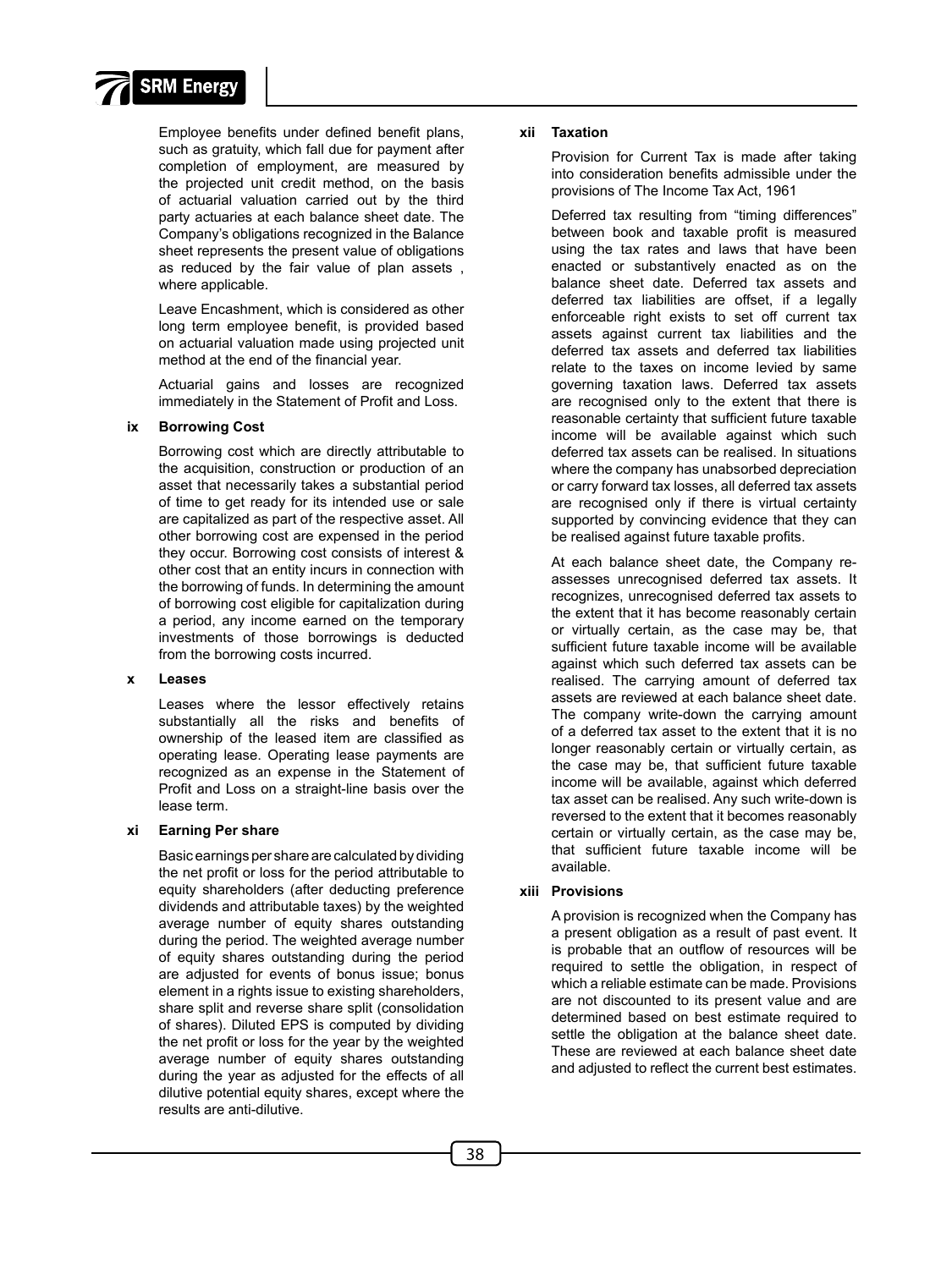Employee benefits under defined benefit plans, such as gratuity, which fall due for payment after completion of employment, are measured by the projected unit credit method, on the basis of actuarial valuation carried out by the third party actuaries at each balance sheet date. The Company's obligations recognized in the Balance sheet represents the present value of obligations as reduced by the fair value of plan assets , where applicable.

Leave Encashment, which is considered as other long term employee benefit, is provided based on actuarial valuation made using projected unit method at the end of the financial year.

Actuarial gains and losses are recognized immediately in the Statement of Profit and Loss.

**ix Borrowing Cost**

Borrowing cost which are directly attributable to the acquisition, construction or production of an asset that necessarily takes a substantial period of time to get ready for its intended use or sale are capitalized as part of the respective asset. All other borrowing cost are expensed in the period they occur. Borrowing cost consists of interest & other cost that an entity incurs in connection with the borrowing of funds. In determining the amount of borrowing cost eligible for capitalization during a period, any income earned on the temporary investments of those borrowings is deducted from the borrowing costs incurred.

**x Leases**

Leases where the lessor effectively retains substantially all the risks and benefits of ownership of the leased item are classified as operating lease. Operating lease payments are recognized as an expense in the Statement of Profit and Loss on a straight-line basis over the lease term.

**xi Earning Per share**

Basic earnings per share are calculated by dividing the net profit or loss for the period attributable to equity shareholders (after deducting preference dividends and attributable taxes) by the weighted average number of equity shares outstanding during the period. The weighted average number of equity shares outstanding during the period are adjusted for events of bonus issue; bonus element in a rights issue to existing shareholders, share split and reverse share split (consolidation of shares). Diluted EPS is computed by dividing the net profit or loss for the year by the weighted average number of equity shares outstanding during the year as adjusted for the effects of all dilutive potential equity shares, except where the results are anti-dilutive.

**xii Taxation**

Provision for Current Tax is made after taking into consideration benefits admissible under the provisions of The Income Tax Act, 1961

Deferred tax resulting from "timing differences" between book and taxable profit is measured using the tax rates and laws that have been enacted or substantively enacted as on the balance sheet date. Deferred tax assets and deferred tax liabilities are offset, if a legally enforceable right exists to set off current tax assets against current tax liabilities and the deferred tax assets and deferred tax liabilities relate to the taxes on income levied by same governing taxation laws. Deferred tax assets are recognised only to the extent that there is reasonable certainty that sufficient future taxable income will be available against which such deferred tax assets can be realised. In situations where the company has unabsorbed depreciation or carry forward tax losses, all deferred tax assets are recognised only if there is virtual certainty supported by convincing evidence that they can be realised against future taxable profits.

At each balance sheet date, the Company re-assesses unrecognised deferred tax assets. It recognizes, unrecognised deferred tax assets to the extent that it has become reasonably certain or virtually certain, as the case may be, that sufficient future taxable income will be available against which such deferred tax assets can be realised. The carrying amount of deferred tax assets are reviewed at each balance sheet date. The company write-down the carrying amount of a deferred tax asset to the extent that it is no longer reasonably certain or virtually certain, as the case may be, that sufficient future taxable income will be available, against which deferred tax asset can be realised. Any such write-down is reversed to the extent that it becomes reasonably certain or virtually certain, as the case may be, that sufficient future taxable income will be available.

**xiii Provisions**

A provision is recognized when the Company has a present obligation as a result of past event. It is probable that an outflow of resources will be required to settle the obligation, in respect of which a reliable estimate can be made. Provisions are not discounted to its present value and are determined based on best estimate required to settle the obligation at the balance sheet date. These are reviewed at each balance sheet date and adjusted to reflect the current best estimates.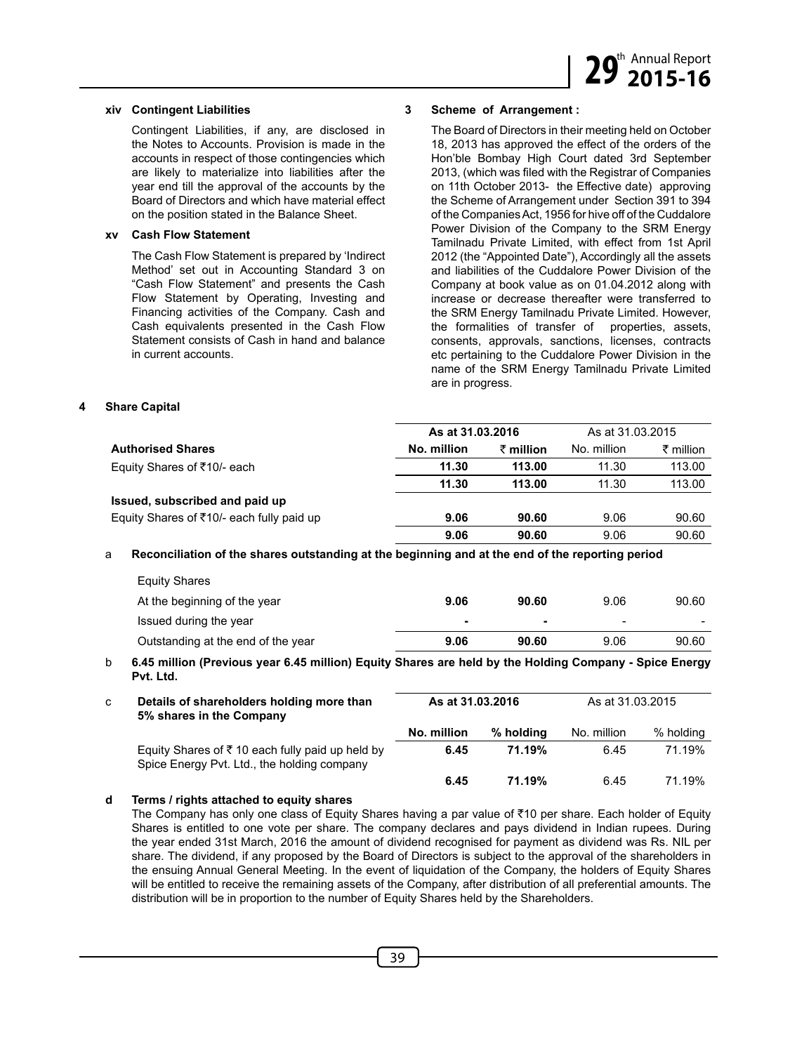### xiv Contingent Liabilities

Contingent Liabilities, if any, are disclosed in the Notes to Accounts. Provision is made in the accounts in respect of those contingencies which are likely to materialize into liabilities after the year end till the approval of the accounts by the Board of Directors and which have material effect on the position stated in the Balance Sheet.

### xv Cash Flow Statement

The Cash Flow Statement is prepared by 'Indirect Method' set out in Accounting Standard 3 on "Cash Flow Statement" and presents the Cash Flow Statement by Operating, Investing and Financing activities of the Company. Cash and Cash equivalents presented in the Cash Flow Statement consists of Cash in hand and balance in current accounts.

## 3 Scheme of Arrangement :

The Board of Directors in their meeting held on October 18, 2013 has approved the effect of the orders of the Hon'ble Bombay High Court dated 3rd September 2013, (which was filed with the Registrar of Companies on 11th October 2013- the Effective date) approving the Scheme of Arrangement under Section 391 to 394 of the Companies Act, 1956 for hive off of the Cuddalore Power Division of the Company to the SRM Energy Tamilnadu Private Limited, with effect from 1st April 2012 (the "Appointed Date"), Accordingly all the assets and liabilities of the Cuddalore Power Division of the Company at book value as on 01.04.2012 along with increase or decrease thereafter were transferred to the SRM Energy Tamilnadu Private Limited. However, the formalities of transfer of properties, assets, consents, approvals, sanctions, licenses, contracts etc pertaining to the Cuddalore Power Division in the name of the SRM Energy Tamilnadu Private Limited are in progress.

## 4 Share Capital

| | **As at 31.03.2016** | | As at 31.03.2015 | |
|---|---|---|---|---|
| **Authorised Shares** | **No. million** | **₹ million** | No. million | ₹ million |
| Equity Shares of ₹10/- each | **11.30** | **113.00** | 11.30 | 113.00 |
| | **11.30** | **113.00** | 11.30 | 113.00 |
| **Issued, subscribed and paid up** | | | | |
| Equity Shares of ₹10/- each fully paid up | **9.06** | **90.60** | 9.06 | 90.60 |
| | **9.06** | **90.60** | 9.06 | 90.60 |

**a Reconciliation of the shares outstanding at the beginning and at the end of the reporting period**

| | | | | |
|---|---|---|---|---|
| Equity Shares | | | | |
| At the beginning of the year | **9.06** | **90.60** | 9.06 | 90.60 |
| Issued during the year | **-** | **-** | - | - |
| Outstanding at the end of the year | **9.06** | **90.60** | 9.06 | 90.60 |

**b 6.45 million (Previous year 6.45 million) Equity Shares are held by the Holding Company - Spice Energy Pvt. Ltd.**

| **c Details of shareholders holding more than 5% shares in the Company** | **As at 31.03.2016** | | As at 31.03.2015 | |
|---|---|---|---|---|
| | **No. million** | **% holding** | No. million | % holding |
| Equity Shares of ₹ 10 each fully paid up held by Spice Energy Pvt. Ltd., the holding company | **6.45** | **71.19%** | 6.45 | 71.19% |
| | **6.45** | **71.19%** | 6.45 | 71.19% |

**d Terms / rights attached to equity shares**

The Company has only one class of Equity Shares having a par value of ₹10 per share. Each holder of Equity Shares is entitled to one vote per share. The company declares and pays dividend in Indian rupees. During the year ended 31st March, 2016 the amount of dividend recognised for payment as dividend was Rs. NIL per share. The dividend, if any proposed by the Board of Directors is subject to the approval of the shareholders in the ensuing Annual General Meeting. In the event of liquidation of the Company, the holders of Equity Shares will be entitled to receive the remaining assets of the Company, after distribution of all preferential amounts. The distribution will be in proportion to the number of Equity Shares held by the Shareholders.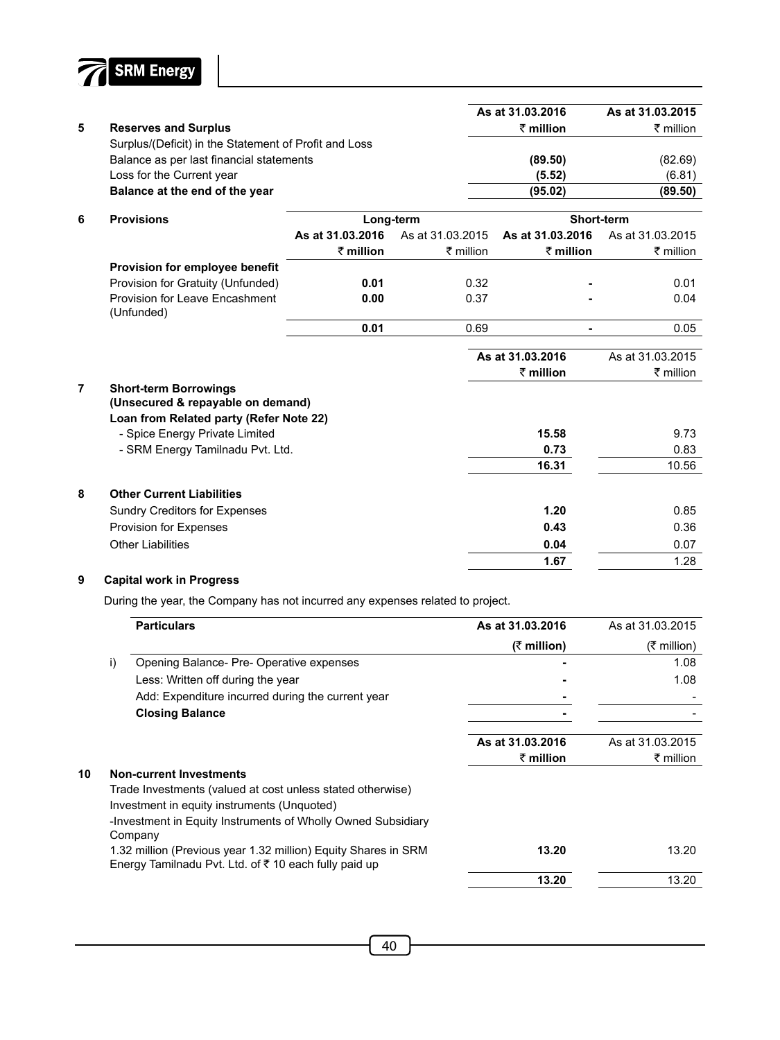| | | As at 31.03.2016 | As at 31.03.2015 |
|---|---|---|---|
| **5** | **Reserves and Surplus** | **₹ million** | ₹ million |
| | Surplus/(Deficit) in the Statement of Profit and Loss | | |
| | Balance as per last financial statements | **(89.50)** | (82.69) |
| | Loss for the Current year | **(5.52)** | (6.81) |
| | **Balance at the end of the year** | **(95.02)** | **(89.50)** |

| | | Long-term | | Short-term | |
|---|---|---|---|---|---|
| **6** | **Provisions** | **As at 31.03.2016** | As at 31.03.2015 | **As at 31.03.2016** | As at 31.03.2015 |
| | | **₹ million** | ₹ million | **₹ million** | ₹ million |
| | **Provision for employee benefit** | | | | |
| | Provision for Gratuity (Unfunded) | **0.01** | 0.32 | **-** | 0.01 |
| | Provision for Leave Encashment (Unfunded) | **0.00** | 0.37 | **-** | 0.04 |
| | | **0.01** | 0.69 | **-** | 0.05 |

| | | As at 31.03.2016 | As at 31.03.2015 |
|---|---|---|---|
| | | **₹ million** | ₹ million |
| **7** | **Short-term Borrowings (Unsecured & repayable on demand)** | | |
| | **Loan from Related party (Refer Note 22)** | | |
| | - Spice Energy Private Limited | **15.58** | 9.73 |
| | - SRM Energy Tamilnadu Pvt. Ltd. | **0.73** | 0.83 |
| | | **16.31** | 10.56 |
| **8** | **Other Current Liabilities** | | |
| | Sundry Creditors for Expenses | **1.20** | 0.85 |
| | Provision for Expenses | **0.43** | 0.36 |
| | Other Liabilities | **0.04** | 0.07 |
| | | **1.67** | 1.28 |

**9 Capital work in Progress**

During the year, the Company has not incurred any expenses related to project.

| | **Particulars** | **As at 31.03.2016** | As at 31.03.2015 |
|---|---|---|---|
| | | **(₹ million)** | (₹ million) |
| i) | Opening Balance- Pre- Operative expenses | **-** | 1.08 |
| | Less: Written off during the year | **-** | 1.08 |
| | Add: Expenditure incurred during the current year | **-** | - |
| | **Closing Balance** | **-** | - |

| | | As at 31.03.2016 | As at 31.03.2015 |
|---|---|---|---|
| | | **₹ million** | ₹ million |
| **10** | **Non-current Investments** | | |
| | Trade Investments (valued at cost unless stated otherwise) | | |
| | Investment in equity instruments (Unquoted) | | |
| | -Investment in Equity Instruments of Wholly Owned Subsidiary Company | | |
| | 1.32 million (Previous year 1.32 million) Equity Shares in SRM Energy Tamilnadu Pvt. Ltd. of ₹ 10 each fully paid up | **13.20** | 13.20 |
| | | **13.20** | 13.20 |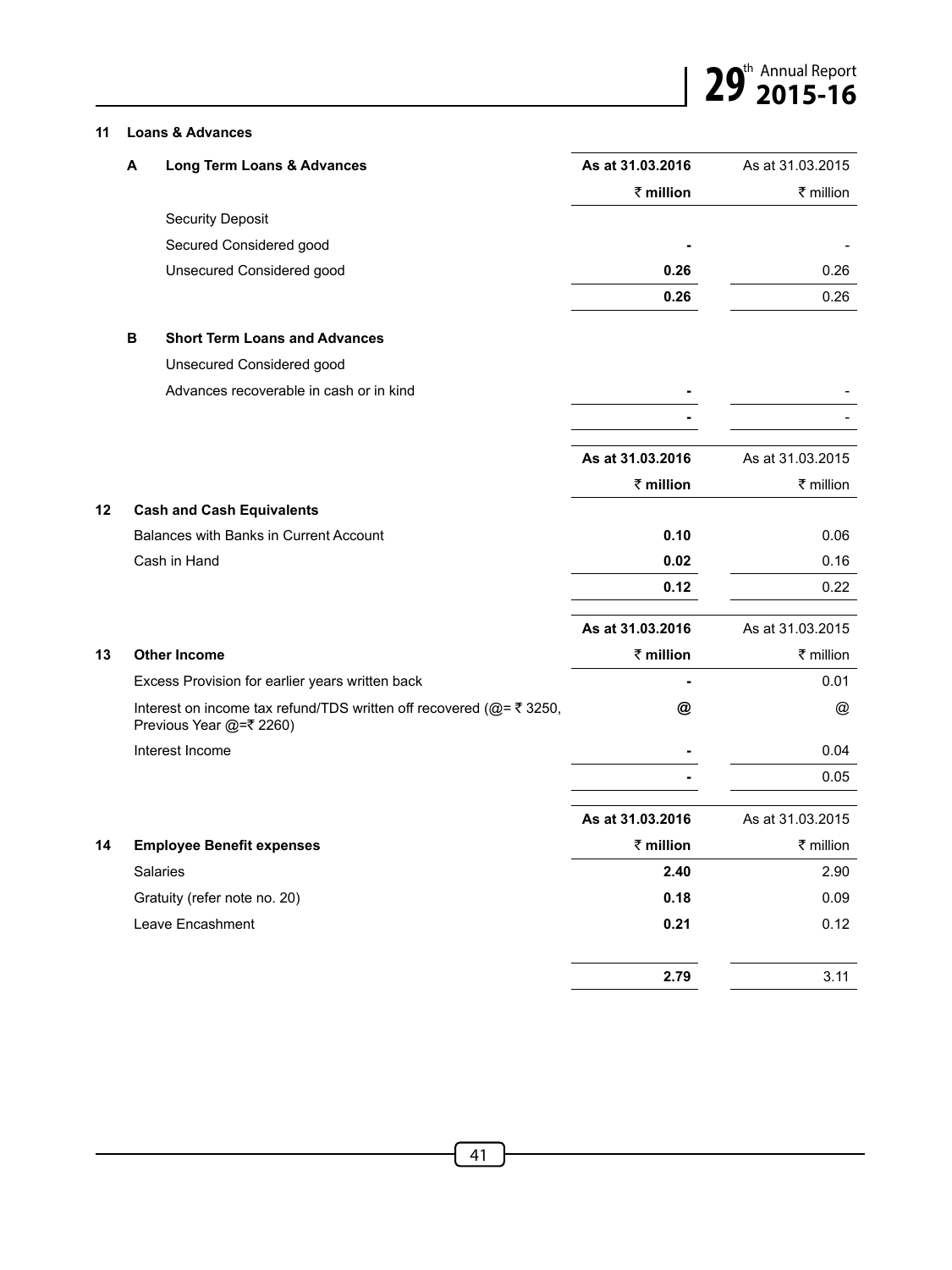## 11 Loans & Advances

### A Long Term Loans & Advances

| | As at 31.03.2016 | As at 31.03.2015 |
|---|---|---|
| | **₹ million** | ₹ million |
| Security Deposit | | |
| Secured Considered good | **-** | - |
| Unsecured Considered good | **0.26** | 0.26 |
| | **0.26** | 0.26 |

### B Short Term Loans and Advances

| | | |
|---|---|---|
| Unsecured Considered good | | |
| Advances recoverable in cash or in kind | **-** | - |
| | **-** | - |

## 12 Cash and Cash Equivalents

| | As at 31.03.2016 | As at 31.03.2015 |
|---|---|---|
| | **₹ million** | ₹ million |
| Balances with Banks in Current Account | **0.10** | 0.06 |
| Cash in Hand | **0.02** | 0.16 |
| | **0.12** | 0.22 |

## 13 Other Income

| | As at 31.03.2016 | As at 31.03.2015 |
|---|---|---|
| | **₹ million** | ₹ million |
| Excess Provision for earlier years written back | **-** | 0.01 |
| Interest on income tax refund/TDS written off recovered (@= ₹ 3250, Previous Year @=₹ 2260) | **@** | @ |
| Interest Income | **-** | 0.04 |
| | **-** | 0.05 |

## 14 Employee Benefit expenses

| | As at 31.03.2016 | As at 31.03.2015 |
|---|---|---|
| | **₹ million** | ₹ million |
| Salaries | **2.40** | 2.90 |
| Gratuity (refer note no. 20) | **0.18** | 0.09 |
| Leave Encashment | **0.21** | 0.12 |
| | **2.79** | 3.11 |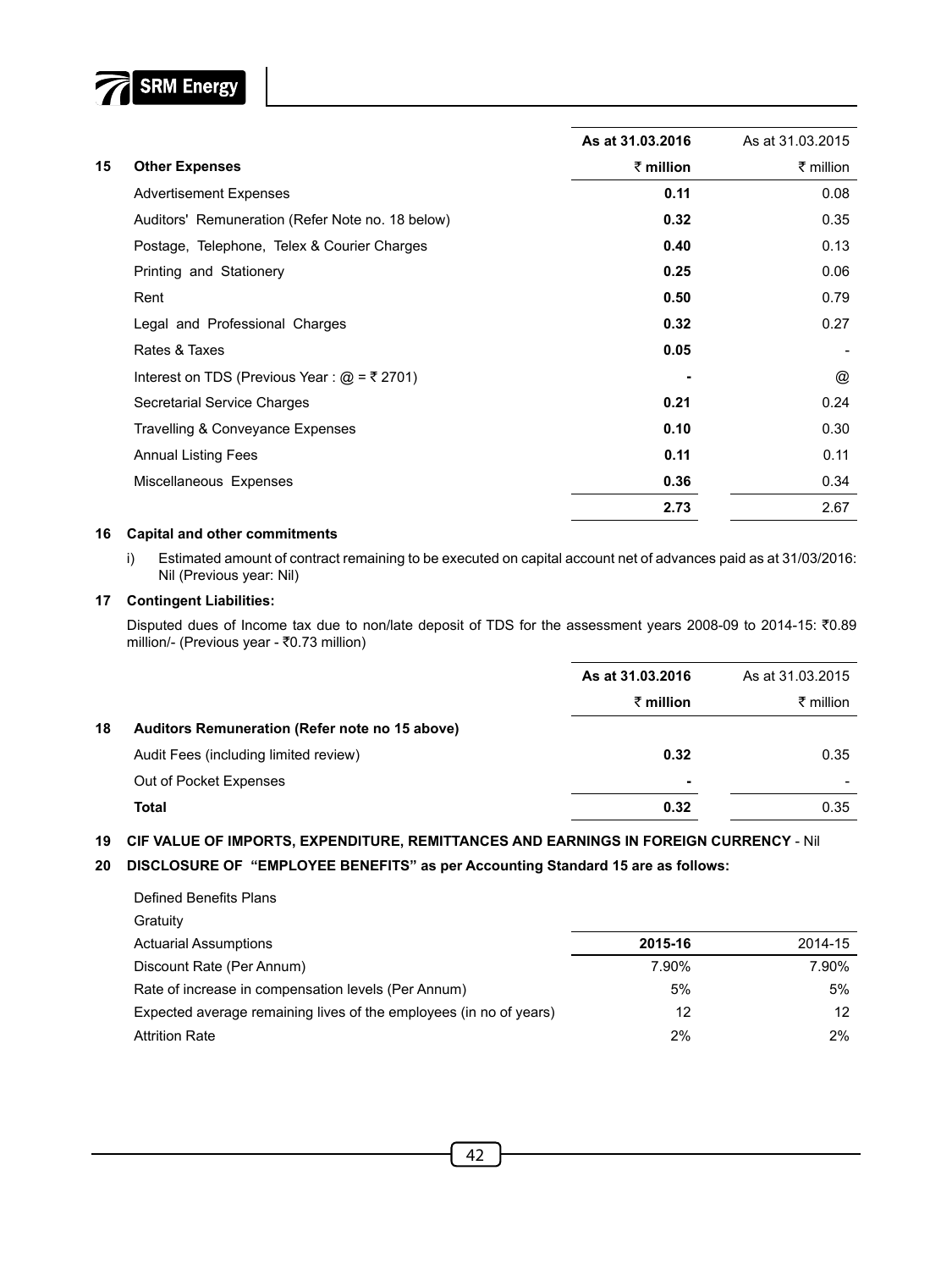| | | As at 31.03.2016 | As at 31.03.2015 |
|---|---|---|---|
| **15** | **Other Expenses** | **₹ million** | ₹ million |
| | Advertisement Expenses | **0.11** | 0.08 |
| | Auditors' Remuneration (Refer Note no. 18 below) | **0.32** | 0.35 |
| | Postage, Telephone, Telex & Courier Charges | **0.40** | 0.13 |
| | Printing and Stationery | **0.25** | 0.06 |
| | Rent | **0.50** | 0.79 |
| | Legal and Professional Charges | **0.32** | 0.27 |
| | Rates & Taxes | **0.05** | - |
| | Interest on TDS (Previous Year : @ = ₹ 2701) | **-** | @ |
| | Secretarial Service Charges | **0.21** | 0.24 |
| | Travelling & Conveyance Expenses | **0.10** | 0.30 |
| | Annual Listing Fees | **0.11** | 0.11 |
| | Miscellaneous Expenses | **0.36** | 0.34 |
| | | **2.73** | 2.67 |

**16 Capital and other commitments**

i) Estimated amount of contract remaining to be executed on capital account net of advances paid as at 31/03/2016: Nil (Previous year: Nil)

**17 Contingent Liabilities:**

Disputed dues of Income tax due to non/late deposit of TDS for the assessment years 2008-09 to 2014-15: ₹0.89 million/- (Previous year - ₹0.73 million)

| | | As at 31.03.2016 | As at 31.03.2015 |
|---|---|---|---|
| | | **₹ million** | ₹ million |
| **18** | **Auditors Remuneration (Refer note no 15 above)** | | |
| | Audit Fees (including limited review) | **0.32** | 0.35 |
| | Out of Pocket Expenses | **-** | - |
| | **Total** | **0.32** | 0.35 |

**19 CIF VALUE OF IMPORTS, EXPENDITURE, REMITTANCES AND EARNINGS IN FOREIGN CURRENCY** - Nil

**20 DISCLOSURE OF "EMPLOYEE BENEFITS" as per Accounting Standard 15 are as follows:**

Defined Benefits Plans

Gratuity

| Actuarial Assumptions | 2015-16 | 2014-15 |
|---|---|---|
| Discount Rate (Per Annum) | 7.90% | 7.90% |
| Rate of increase in compensation levels (Per Annum) | 5% | 5% |
| Expected average remaining lives of the employees (in no of years) | 12 | 12 |
| Attrition Rate | 2% | 2% |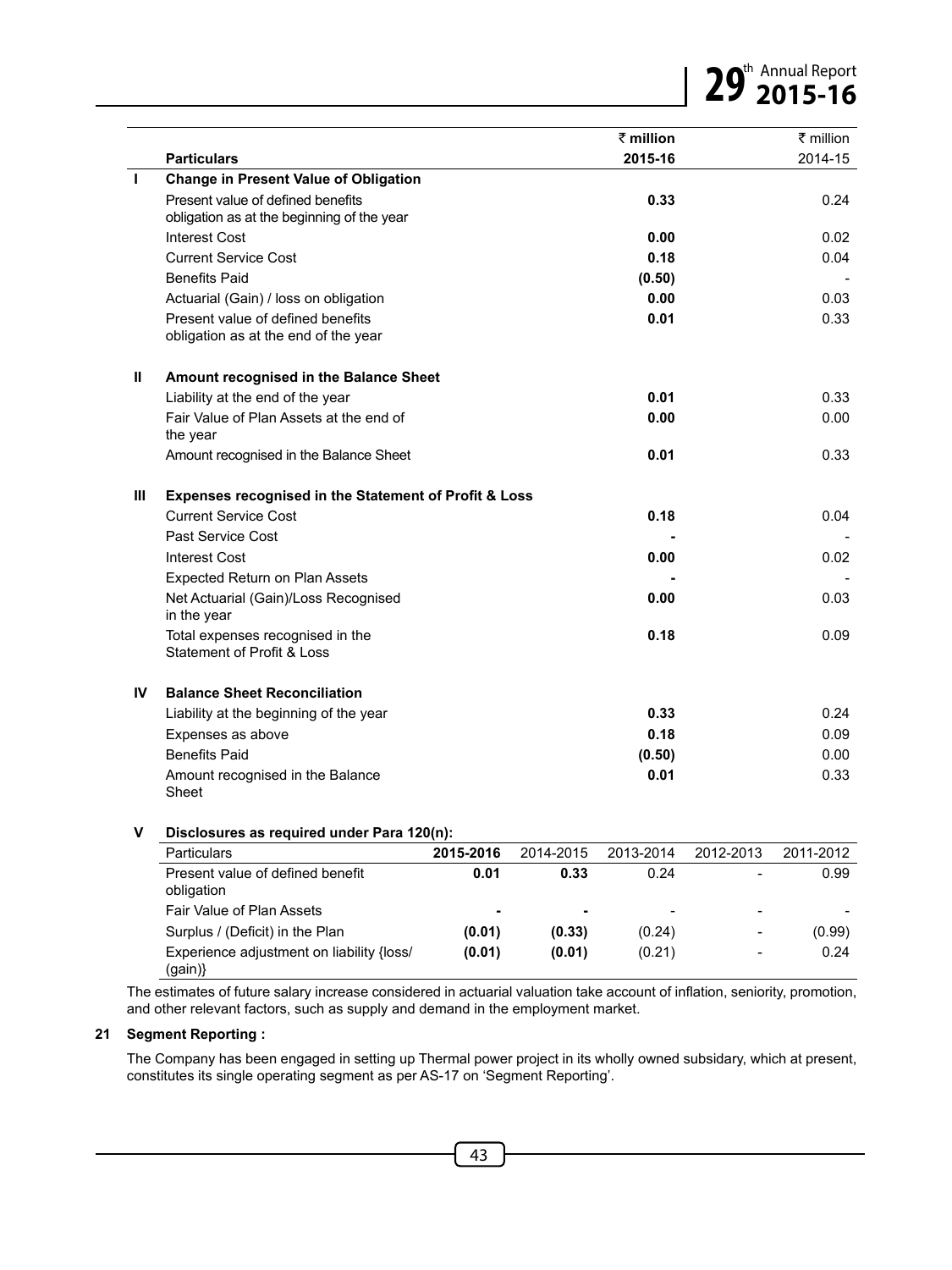| | Particulars | ₹ million 2015-16 | ₹ million 2014-15 |
|---|---|---|---|
| **I** | **Change in Present Value of Obligation** | | |
| | Present value of defined benefits obligation as at the beginning of the year | **0.33** | 0.24 |
| | Interest Cost | **0.00** | 0.02 |
| | Current Service Cost | **0.18** | 0.04 |
| | Benefits Paid | **(0.50)** | - |
| | Actuarial (Gain) / loss on obligation | **0.00** | 0.03 |
| | Present value of defined benefits obligation as at the end of the year | **0.01** | 0.33 |
| **II** | **Amount recognised in the Balance Sheet** | | |
| | Liability at the end of the year | **0.01** | 0.33 |
| | Fair Value of Plan Assets at the end of the year | **0.00** | 0.00 |
| | Amount recognised in the Balance Sheet | **0.01** | 0.33 |
| **III** | **Expenses recognised in the Statement of Profit & Loss** | | |
| | Current Service Cost | **0.18** | 0.04 |
| | Past Service Cost | **-** | - |
| | Interest Cost | **0.00** | 0.02 |
| | Expected Return on Plan Assets | **-** | - |
| | Net Actuarial (Gain)/Loss Recognised in the year | **0.00** | 0.03 |
| | Total expenses recognised in the Statement of Profit & Loss | **0.18** | 0.09 |
| **IV** | **Balance Sheet Reconciliation** | | |
| | Liability at the beginning of the year | **0.33** | 0.24 |
| | Expenses as above | **0.18** | 0.09 |
| | Benefits Paid | **(0.50)** | 0.00 |
| | Amount recognised in the Balance Sheet | **0.01** | 0.33 |

**V Disclosures as required under Para 120(n):**

| Particulars | 2015-2016 | 2014-2015 | 2013-2014 | 2012-2013 | 2011-2012 |
|---|---|---|---|---|---|
| Present value of defined benefit obligation | **0.01** | **0.33** | 0.24 | - | 0.99 |
| Fair Value of Plan Assets | **-** | **-** | - | - | - |
| Surplus / (Deficit) in the Plan | **(0.01)** | **(0.33)** | (0.24) | - | (0.99) |
| Experience adjustment on liability {loss/(gain)} | **(0.01)** | **(0.01)** | (0.21) | - | 0.24 |

The estimates of future salary increase considered in actuarial valuation take account of inflation, seniority, promotion, and other relevant factors, such as supply and demand in the employment market.

**21 Segment Reporting :**

The Company has been engaged in setting up Thermal power project in its wholly owned subsidary, which at present, constitutes its single operating segment as per AS-17 on 'Segment Reporting'.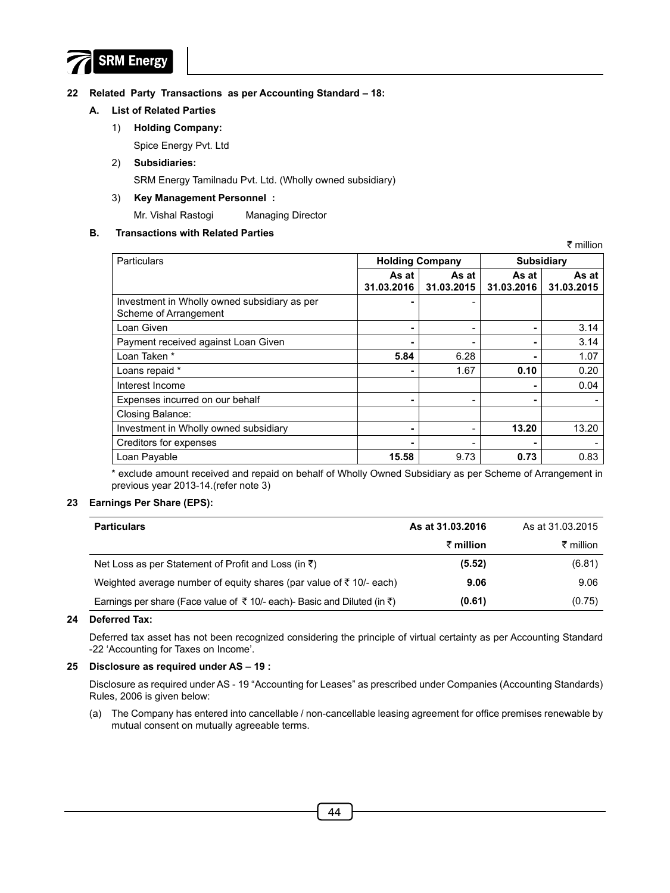**22 Related Party Transactions as per Accounting Standard – 18:**

**A. List of Related Parties**

1) **Holding Company:**

Spice Energy Pvt. Ltd

2) **Subsidiaries:**

SRM Energy Tamilnadu Pvt. Ltd. (Wholly owned subsidiary)

3) **Key Management Personnel :**

Mr. Vishal Rastogi Managing Director

**B. Transactions with Related Parties**

₹ million

| Particulars | Holding Company | | Subsidiary | |
|---|---|---|---|---|
| | **As at 31.03.2016** | As at 31.03.2015 | **As at 31.03.2016** | As at 31.03.2015 |
| Investment in Wholly owned subsidiary as per Scheme of Arrangement | **-** | - | | |
| Loan Given | **-** | - | **-** | 3.14 |
| Payment received against Loan Given | **-** | - | **-** | 3.14 |
| Loan Taken * | **5.84** | 6.28 | **-** | 1.07 |
| Loans repaid * | **-** | 1.67 | **0.10** | 0.20 |
| Interest Income | | | **-** | 0.04 |
| Expenses incurred on our behalf | **-** | - | **-** | - |
| Closing Balance: | | | | |
| Investment in Wholly owned subsidiary | **-** | - | **13.20** | 13.20 |
| Creditors for expenses | **-** | - | **-** | - |
| Loan Payable | **15.58** | 9.73 | **0.73** | 0.83 |

\* exclude amount received and repaid on behalf of Wholly Owned Subsidiary as per Scheme of Arrangement in previous year 2013-14.(refer note 3)

**23 Earnings Per Share (EPS):**

| **Particulars** | **As at 31.03.2016** | As at 31.03.2015 |
|---|---|---|
| | **₹ million** | ₹ million |
| Net Loss as per Statement of Profit and Loss (in ₹) | **(5.52)** | (6.81) |
| Weighted average number of equity shares (par value of ₹ 10/- each) | **9.06** | 9.06 |
| Earnings per share (Face value of ₹ 10/- each)- Basic and Diluted (in ₹) | **(0.61)** | (0.75) |

**24 Deferred Tax:**

Deferred tax asset has not been recognized considering the principle of virtual certainty as per Accounting Standard -22 'Accounting for Taxes on Income'.

**25 Disclosure as required under AS – 19 :**

Disclosure as required under AS - 19 "Accounting for Leases" as prescribed under Companies (Accounting Standards) Rules, 2006 is given below:

(a) The Company has entered into cancellable / non-cancellable leasing agreement for office premises renewable by mutual consent on mutually agreeable terms.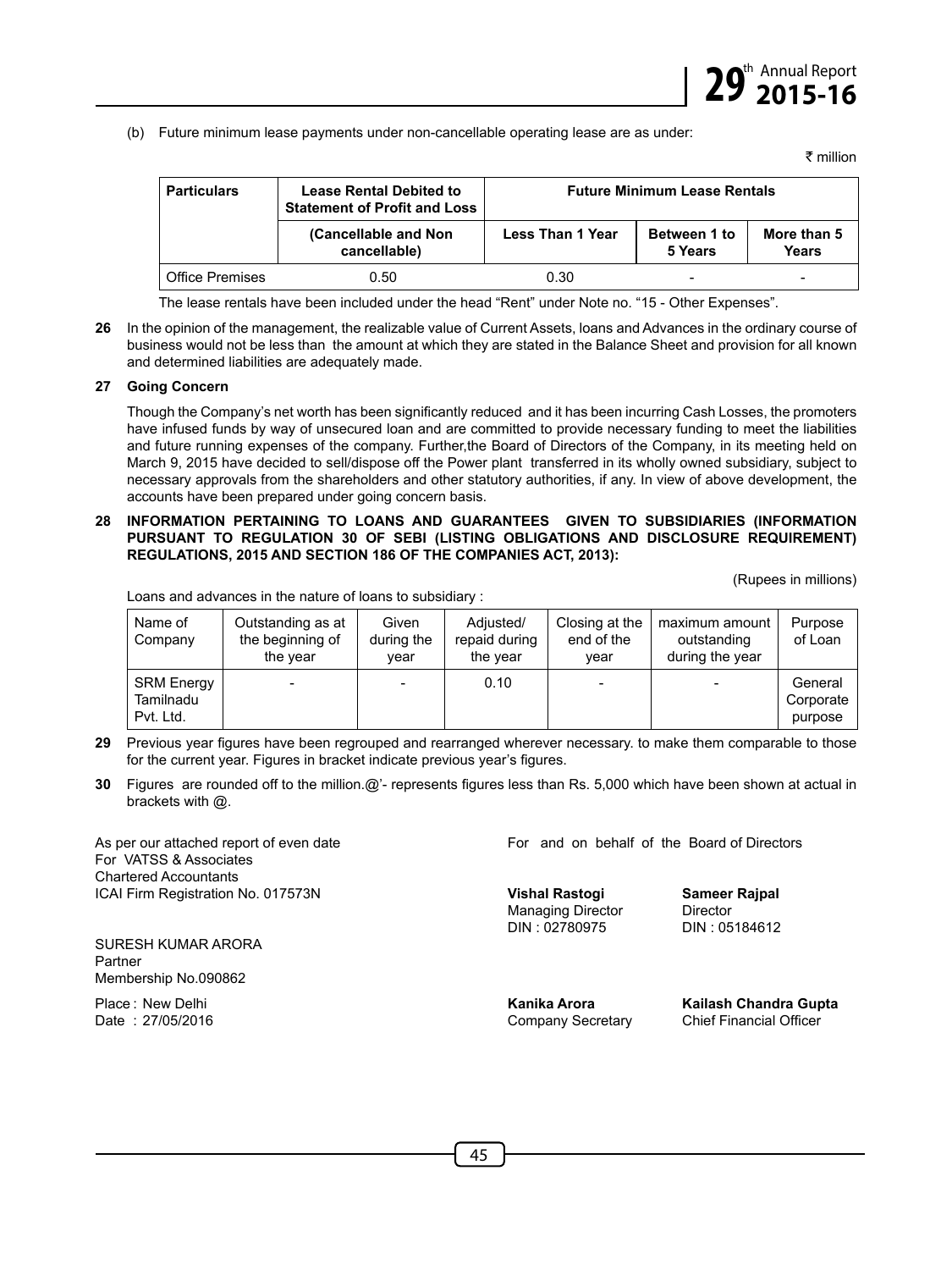(b) Future minimum lease payments under non-cancellable operating lease are as under:

₹ million

| Particulars | Lease Rental Debited to Statement of Profit and Loss | Future Minimum Lease Rentals | | |
|---|---|---|---|---|
| | (Cancellable and Non cancellable) | Less Than 1 Year | Between 1 to 5 Years | More than 5 Years |
| Office Premises | 0.50 | 0.30 | - | - |

The lease rentals have been included under the head "Rent" under Note no. "15 - Other Expenses".

**26** In the opinion of the management, the realizable value of Current Assets, loans and Advances in the ordinary course of business would not be less than the amount at which they are stated in the Balance Sheet and provision for all known and determined liabilities are adequately made.

**27 Going Concern**

Though the Company's net worth has been significantly reduced and it has been incurring Cash Losses, the promoters have infused funds by way of unsecured loan and are committed to provide necessary funding to meet the liabilities and future running expenses of the company. Further,the Board of Directors of the Company, in its meeting held on March 9, 2015 have decided to sell/dispose off the Power plant transferred in its wholly owned subsidiary, subject to necessary approvals from the shareholders and other statutory authorities, if any. In view of above development, the accounts have been prepared under going concern basis.

**28 INFORMATION PERTAINING TO LOANS AND GUARANTEES GIVEN TO SUBSIDIARIES (INFORMATION PURSUANT TO REGULATION 30 OF SEBI (LISTING OBLIGATIONS AND DISCLOSURE REQUIREMENT) REGULATIONS, 2015 AND SECTION 186 OF THE COMPANIES ACT, 2013):**

(Rupees in millions)

Loans and advances in the nature of loans to subsidiary :

| Name of Company | Outstanding as at the beginning of the year | Given during the year | Adjusted/ repaid during the year | Closing at the end of the year | maximum amount outstanding during the year | Purpose of Loan |
|---|---|---|---|---|---|---|
| SRM Energy Tamilnadu Pvt. Ltd. | - | - | 0.10 | - | - | General Corporate purpose |

**29** Previous year figures have been regrouped and rearranged wherever necessary. to make them comparable to those for the current year. Figures in bracket indicate previous year's figures.

**30** Figures are rounded off to the million.@'- represents figures less than Rs. 5,000 which have been shown at actual in brackets with @.

As per our attached report of even date
For VATSS & Associates
Chartered Accountants
ICAI Firm Registration No. 017573N

SURESH KUMAR ARORA
Partner
Membership No.090862

Place : New Delhi
Date : 27/05/2016

For and on behalf of the Board of Directors

**Vishal Rastogi**
Managing Director
DIN : 02780975

**Sameer Rajpal**
Director
DIN : 05184612

**Kanika Arora**
Company Secretary

**Kailash Chandra Gupta**
Chief Financial Officer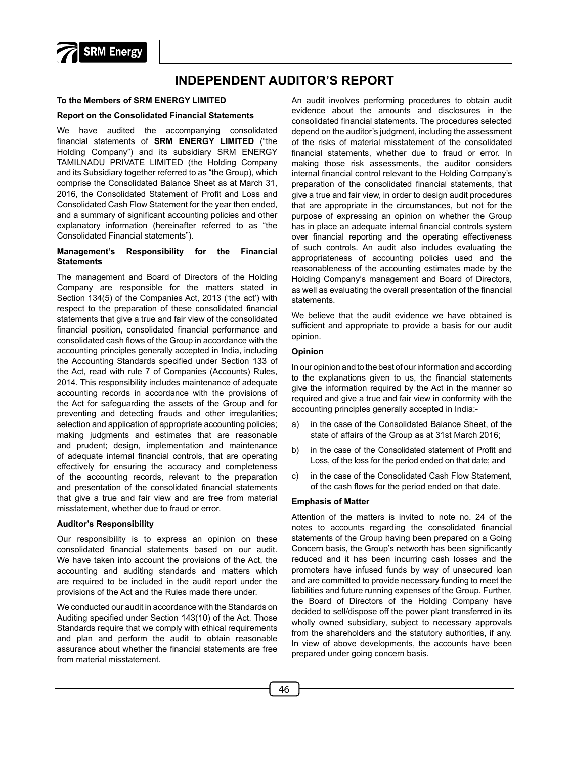# INDEPENDENT AUDITOR'S REPORT

**To the Members of SRM ENERGY LIMITED**

**Report on the Consolidated Financial Statements**

We have audited the accompanying consolidated financial statements of **SRM ENERGY LIMITED** ("the Holding Company") and its subsidiary SRM ENERGY TAMILNADU PRIVATE LIMITED (the Holding Company and its Subsidiary together referred to as "the Group), which comprise the Consolidated Balance Sheet as at March 31, 2016, the Consolidated Statement of Profit and Loss and Consolidated Cash Flow Statement for the year then ended, and a summary of significant accounting policies and other explanatory information (hereinafter referred to as "the Consolidated Financial statements").

**Management's Responsibility for the Financial Statements**

The management and Board of Directors of the Holding Company are responsible for the matters stated in Section 134(5) of the Companies Act, 2013 ('the act') with respect to the preparation of these consolidated financial statements that give a true and fair view of the consolidated financial position, consolidated financial performance and consolidated cash flows of the Group in accordance with the accounting principles generally accepted in India, including the Accounting Standards specified under Section 133 of the Act, read with rule 7 of Companies (Accounts) Rules, 2014. This responsibility includes maintenance of adequate accounting records in accordance with the provisions of the Act for safeguarding the assets of the Group and for preventing and detecting frauds and other irregularities; selection and application of appropriate accounting policies; making judgments and estimates that are reasonable and prudent; design, implementation and maintenance of adequate internal financial controls, that are operating effectively for ensuring the accuracy and completeness of the accounting records, relevant to the preparation and presentation of the consolidated financial statements that give a true and fair view and are free from material misstatement, whether due to fraud or error.

**Auditor's Responsibility**

Our responsibility is to express an opinion on these consolidated financial statements based on our audit. We have taken into account the provisions of the Act, the accounting and auditing standards and matters which are required to be included in the audit report under the provisions of the Act and the Rules made there under.

We conducted our audit in accordance with the Standards on Auditing specified under Section 143(10) of the Act. Those Standards require that we comply with ethical requirements and plan and perform the audit to obtain reasonable assurance about whether the financial statements are free from material misstatement.

An audit involves performing procedures to obtain audit evidence about the amounts and disclosures in the consolidated financial statements. The procedures selected depend on the auditor's judgment, including the assessment of the risks of material misstatement of the consolidated financial statements, whether due to fraud or error. In making those risk assessments, the auditor considers internal financial control relevant to the Holding Company's preparation of the consolidated financial statements, that give a true and fair view, in order to design audit procedures that are appropriate in the circumstances, but not for the purpose of expressing an opinion on whether the Group has in place an adequate internal financial controls system over financial reporting and the operating effectiveness of such controls. An audit also includes evaluating the appropriateness of accounting policies used and the reasonableness of the accounting estimates made by the Holding Company's management and Board of Directors, as well as evaluating the overall presentation of the financial statements.

We believe that the audit evidence we have obtained is sufficient and appropriate to provide a basis for our audit opinion.

**Opinion**

In our opinion and to the best of our information and according to the explanations given to us, the financial statements give the information required by the Act in the manner so required and give a true and fair view in conformity with the accounting principles generally accepted in India:-

a) in the case of the Consolidated Balance Sheet, of the state of affairs of the Group as at 31st March 2016;

b) in the case of the Consolidated statement of Profit and Loss, of the loss for the period ended on that date; and

c) in the case of the Consolidated Cash Flow Statement, of the cash flows for the period ended on that date.

**Emphasis of Matter**

Attention of the matters is invited to note no. 24 of the notes to accounts regarding the consolidated financial statements of the Group having been prepared on a Going Concern basis, the Group's networth has been significantly reduced and it has been incurring cash losses and the promoters have infused funds by way of unsecured loan and are committed to provide necessary funding to meet the liabilities and future running expenses of the Group. Further, the Board of Directors of the Holding Company have decided to sell/dispose off the power plant transferred in its wholly owned subsidiary, subject to necessary approvals from the shareholders and the statutory authorities, if any. In view of above developments, the accounts have been prepared under going concern basis.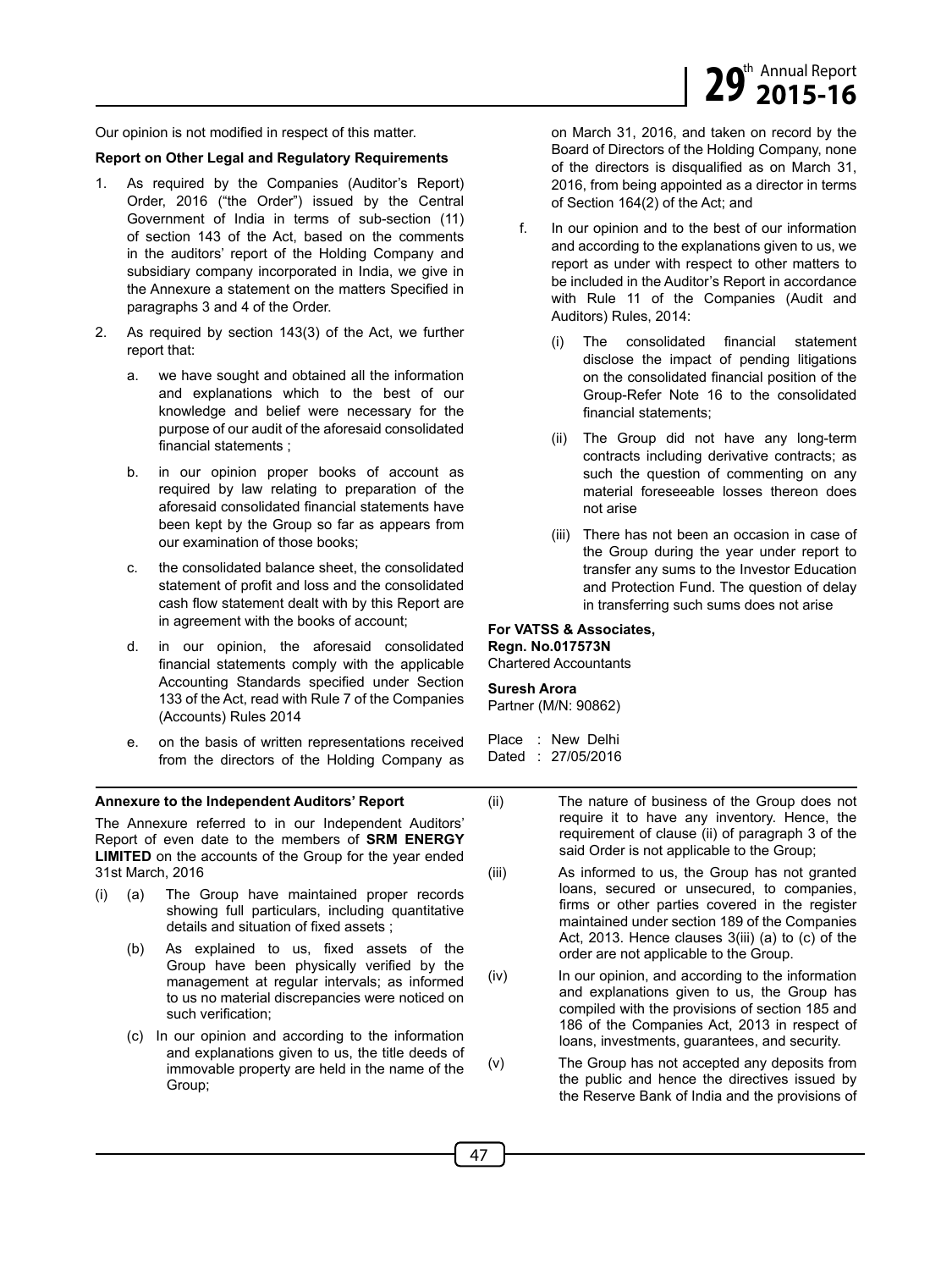Our opinion is not modified in respect of this matter.

**Report on Other Legal and Regulatory Requirements**

1. As required by the Companies (Auditor's Report) Order, 2016 ("the Order") issued by the Central Government of India in terms of sub-section (11) of section 143 of the Act, based on the comments in the auditors' report of the Holding Company and subsidiary company incorporated in India, we give in the Annexure a statement on the matters Specified in paragraphs 3 and 4 of the Order.

2. As required by section 143(3) of the Act, we further report that:

   a. we have sought and obtained all the information and explanations which to the best of our knowledge and belief were necessary for the purpose of our audit of the aforesaid consolidated financial statements ;

   b. in our opinion proper books of account as required by law relating to preparation of the aforesaid consolidated financial statements have been kept by the Group so far as appears from our examination of those books;

   c. the consolidated balance sheet, the consolidated statement of profit and loss and the consolidated cash flow statement dealt with by this Report are in agreement with the books of account;

   d. in our opinion, the aforesaid consolidated financial statements comply with the applicable Accounting Standards specified under Section 133 of the Act, read with Rule 7 of the Companies (Accounts) Rules 2014

   e. on the basis of written representations received from the directors of the Holding Company as on March 31, 2016, and taken on record by the Board of Directors of the Holding Company, none of the directors is disqualified as on March 31, 2016, from being appointed as a director in terms of Section 164(2) of the Act; and

   f. In our opinion and to the best of our information and according to the explanations given to us, we report as under with respect to other matters to be included in the Auditor's Report in accordance with Rule 11 of the Companies (Audit and Auditors) Rules, 2014:

      (i) The consolidated financial statement disclose the impact of pending litigations on the consolidated financial position of the Group-Refer Note 16 to the consolidated financial statements;

      (ii) The Group did not have any long-term contracts including derivative contracts; as such the question of commenting on any material foreseeable losses thereon does not arise

      (iii) There has not been an occasion in case of the Group during the year under report to transfer any sums to the Investor Education and Protection Fund. The question of delay in transferring such sums does not arise

**For VATSS & Associates,**
**Regn. No.017573N**
Chartered Accountants

**Suresh Arora**
Partner (M/N: 90862)

Place : New Delhi
Dated : 27/05/2016

**Annexure to the Independent Auditors' Report**

The Annexure referred to in our Independent Auditors' Report of even date to the members of **SRM ENERGY LIMITED** on the accounts of the Group for the year ended 31st March, 2016

(i) (a) The Group have maintained proper records showing full particulars, including quantitative details and situation of fixed assets ;

(b) As explained to us, fixed assets of the Group have been physically verified by the management at regular intervals; as informed to us no material discrepancies were noticed on such verification;

(c) In our opinion and according to the information and explanations given to us, the title deeds of immovable property are held in the name of the Group;

(ii) The nature of business of the Group does not require it to have any inventory. Hence, the requirement of clause (ii) of paragraph 3 of the said Order is not applicable to the Group;

(iii) As informed to us, the Group has not granted loans, secured or unsecured, to companies, firms or other parties covered in the register maintained under section 189 of the Companies Act, 2013. Hence clauses 3(iii) (a) to (c) of the order are not applicable to the Group.

(iv) In our opinion, and according to the information and explanations given to us, the Group has compiled with the provisions of section 185 and 186 of the Companies Act, 2013 in respect of loans, investments, guarantees, and security.

(v) The Group has not accepted any deposits from the public and hence the directives issued by the Reserve Bank of India and the provisions of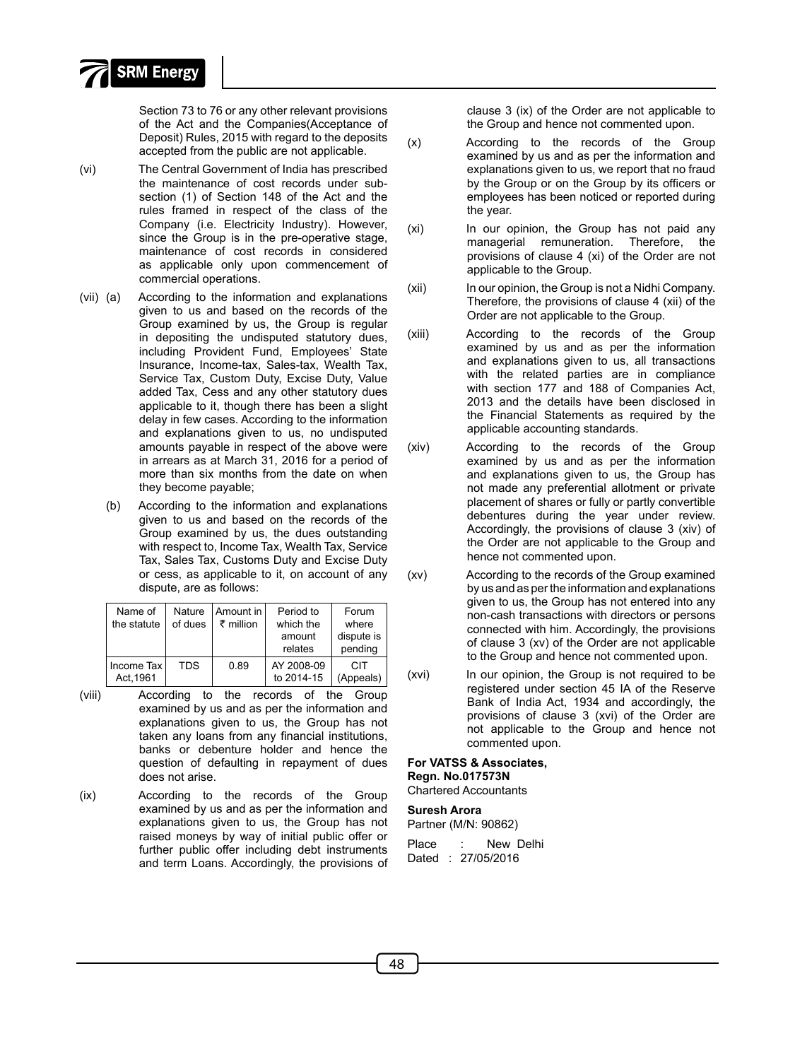Section 73 to 76 or any other relevant provisions of the Act and the Companies(Acceptance of Deposit) Rules, 2015 with regard to the deposits accepted from the public are not applicable.

(vi) The Central Government of India has prescribed the maintenance of cost records under sub-section (1) of Section 148 of the Act and the rules framed in respect of the class of the Company (i.e. Electricity Industry). However, since the Group is in the pre-operative stage, maintenance of cost records in considered as applicable only upon commencement of commercial operations.

(vii) (a) According to the information and explanations given to us and based on the records of the Group examined by us, the Group is regular in depositing the undisputed statutory dues, including Provident Fund, Employees' State Insurance, Income-tax, Sales-tax, Wealth Tax, Service Tax, Custom Duty, Excise Duty, Value added Tax, Cess and any other statutory dues applicable to it, though there has been a slight delay in few cases. According to the information and explanations given to us, no undisputed amounts payable in respect of the above were in arrears as at March 31, 2016 for a period of more than six months from the date on when they become payable;

(b) According to the information and explanations given to us and based on the records of the Group examined by us, the dues outstanding with respect to, Income Tax, Wealth Tax, Service Tax, Sales Tax, Customs Duty and Excise Duty or cess, as applicable to it, on account of any dispute, are as follows:

| Name of the statute | Nature of dues | Amount in ₹ million | Period to which the amount relates | Forum where dispute is pending |
|---|---|---|---|---|
| Income Tax Act,1961 | TDS | 0.89 | AY 2008-09 to 2014-15 | CIT (Appeals) |

(viii) According to the records of the Group examined by us and as per the information and explanations given to us, the Group has not taken any loans from any financial institutions, banks or debenture holder and hence the question of defaulting in repayment of dues does not arise.

(ix) According to the records of the Group examined by us and as per the information and explanations given to us, the Group has not raised moneys by way of initial public offer or further public offer including debt instruments and term Loans. Accordingly, the provisions of clause 3 (ix) of the Order are not applicable to the Group and hence not commented upon.

(x) According to the records of the Group examined by us and as per the information and explanations given to us, we report that no fraud by the Group or on the Group by its officers or employees has been noticed or reported during the year.

(xi) In our opinion, the Group has not paid any managerial remuneration. Therefore, the provisions of clause 4 (xi) of the Order are not applicable to the Group.

(xii) In our opinion, the Group is not a Nidhi Company. Therefore, the provisions of clause 4 (xii) of the Order are not applicable to the Group.

(xiii) According to the records of the Group examined by us and as per the information and explanations given to us, all transactions with the related parties are in compliance with section 177 and 188 of Companies Act, 2013 and the details have been disclosed in the Financial Statements as required by the applicable accounting standards.

(xiv) According to the records of the Group examined by us and as per the information and explanations given to us, the Group has not made any preferential allotment or private placement of shares or fully or partly convertible debentures during the year under review. Accordingly, the provisions of clause 3 (xiv) of the Order are not applicable to the Group and hence not commented upon.

(xv) According to the records of the Group examined by us and as per the information and explanations given to us, the Group has not entered into any non-cash transactions with directors or persons connected with him. Accordingly, the provisions of clause 3 (xv) of the Order are not applicable to the Group and hence not commented upon.

(xvi) In our opinion, the Group is not required to be registered under section 45 IA of the Reserve Bank of India Act, 1934 and accordingly, the provisions of clause 3 (xvi) of the Order are not applicable to the Group and hence not commented upon.

**For VATSS & Associates,**
**Regn. No.017573N**
Chartered Accountants

**Suresh Arora**
Partner (M/N: 90862)

Place : New Delhi
Dated : 27/05/2016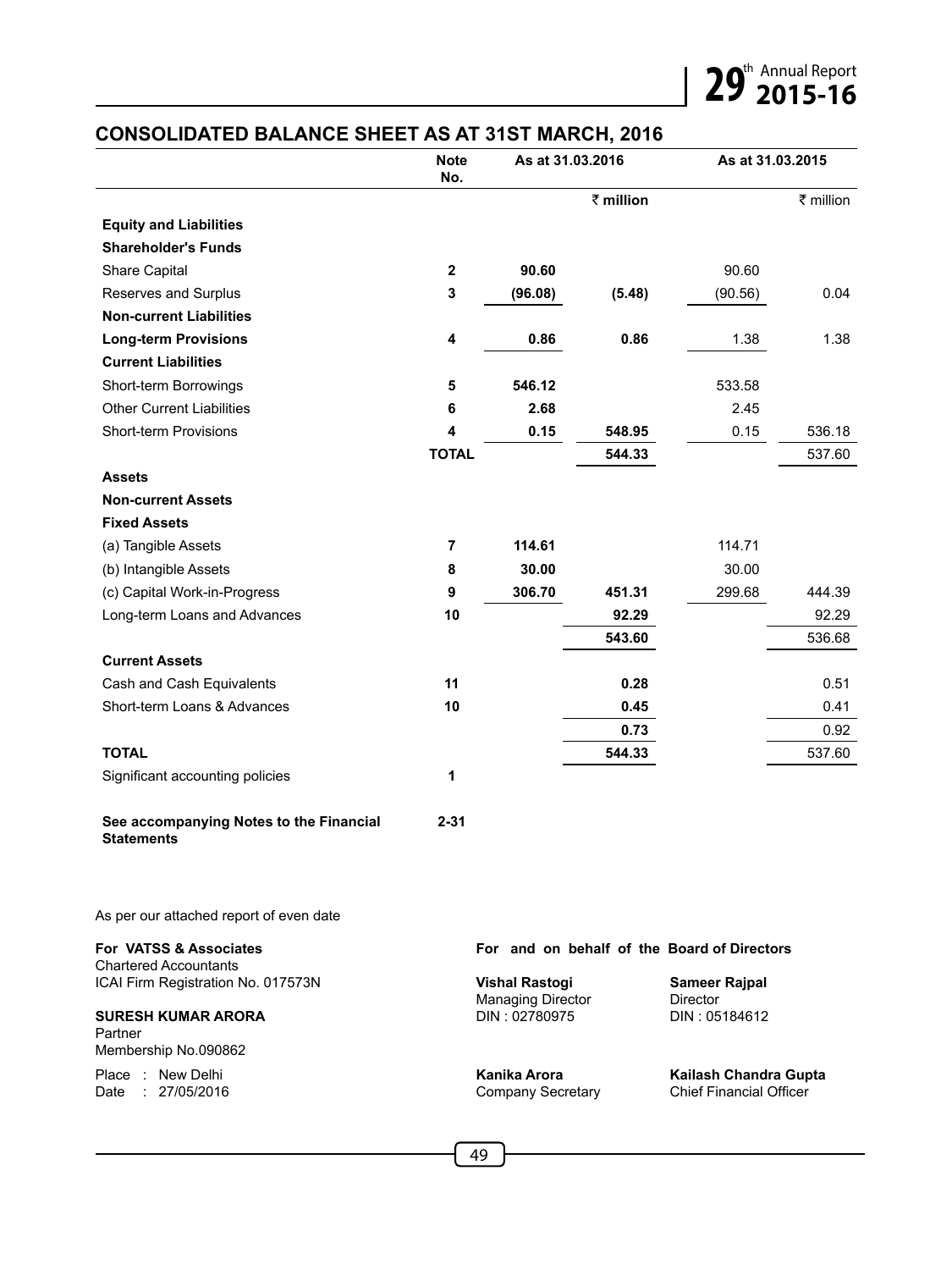## CONSOLIDATED BALANCE SHEET AS AT 31ST MARCH, 2016

| | Note No. | As at 31.03.2016 | | As at 31.03.2015 | |
|---|---|---|---|---|---|
| | | | ₹ million | | ₹ million |
| **Equity and Liabilities** | | | | | |
| **Shareholder's Funds** | | | | | |
| Share Capital | **2** | **90.60** | | 90.60 | |
| Reserves and Surplus | **3** | **(96.08)** | **(5.48)** | (90.56) | 0.04 |
| **Non-current Liabilities** | | | | | |
| **Long-term Provisions** | **4** | **0.86** | **0.86** | 1.38 | 1.38 |
| **Current Liabilities** | | | | | |
| Short-term Borrowings | **5** | **546.12** | | 533.58 | |
| Other Current Liabilities | **6** | **2.68** | | 2.45 | |
| Short-term Provisions | **4** | **0.15** | **548.95** | 0.15 | 536.18 |
| | **TOTAL** | | **544.33** | | 537.60 |
| **Assets** | | | | | |
| **Non-current Assets** | | | | | |
| **Fixed Assets** | | | | | |
| (a) Tangible Assets | **7** | **114.61** | | 114.71 | |
| (b) Intangible Assets | **8** | **30.00** | | 30.00 | |
| (c) Capital Work-in-Progress | **9** | **306.70** | **451.31** | 299.68 | 444.39 |
| Long-term Loans and Advances | **10** | | **92.29** | | 92.29 |
| | | | **543.60** | | 536.68 |
| **Current Assets** | | | | | |
| Cash and Cash Equivalents | **11** | | **0.28** | | 0.51 |
| Short-term Loans & Advances | **10** | | **0.45** | | 0.41 |
| | | | **0.73** | | 0.92 |
| **TOTAL** | | | **544.33** | | 537.60 |
| Significant accounting policies | **1** | | | | |
| **See accompanying Notes to the Financial Statements** | **2-31** | | | | |

As per our attached report of even date

**For VATSS & Associates**
Chartered Accountants
ICAI Firm Registration No. 017573N

**SURESH KUMAR ARORA**
Partner
Membership No.090862

Place : New Delhi
Date : 27/05/2016

**For and on behalf of the Board of Directors**

**Vishal Rastogi**
Managing Director
DIN : 02780975

**Sameer Rajpal**
Director
DIN : 05184612

**Kanika Arora**
Company Secretary

**Kailash Chandra Gupta**
Chief Financial Officer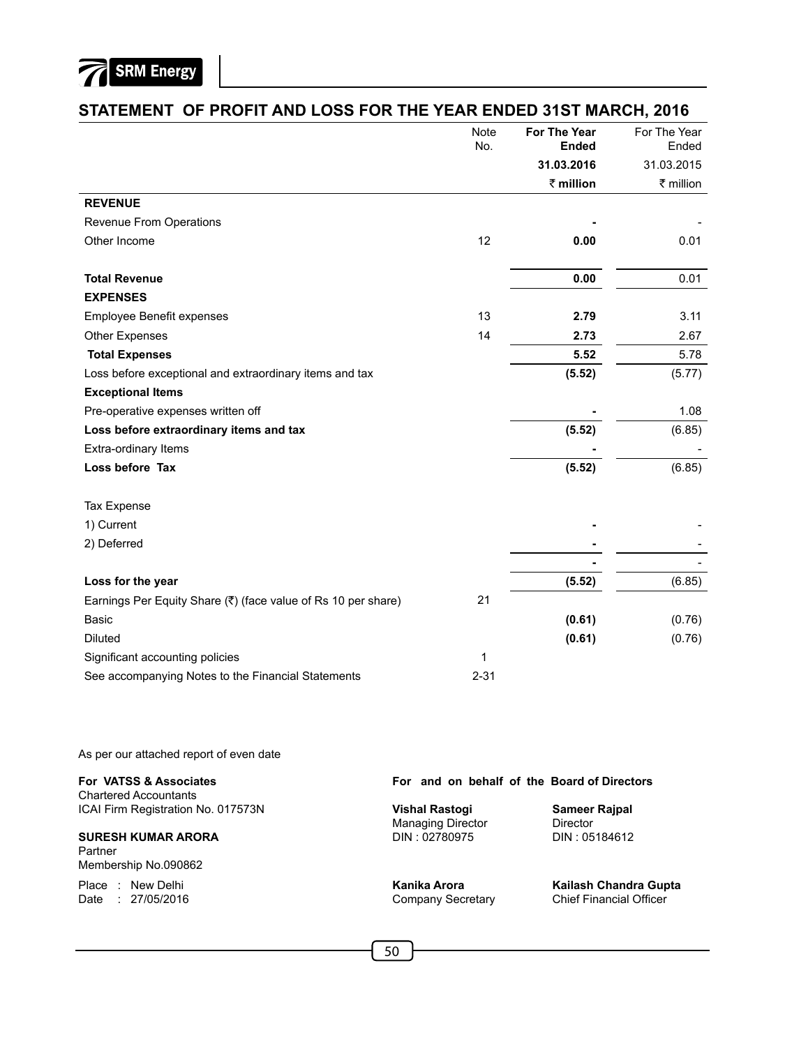## STATEMENT OF PROFIT AND LOSS FOR THE YEAR ENDED 31ST MARCH, 2016

| | Note No. | **For The Year Ended 31.03.2016 ₹ million** | For The Year Ended 31.03.2015 ₹ million |
|---|---|---|---|
| **REVENUE** | | | |
| Revenue From Operations | | **-** | - |
| Other Income | 12 | **0.00** | 0.01 |
| **Total Revenue** | | **0.00** | 0.01 |
| **EXPENSES** | | | |
| Employee Benefit expenses | 13 | **2.79** | 3.11 |
| Other Expenses | 14 | **2.73** | 2.67 |
| **Total Expenses** | | **5.52** | 5.78 |
| Loss before exceptional and extraordinary items and tax | | **(5.52)** | (5.77) |
| **Exceptional Items** | | | |
| Pre-operative expenses written off | | **-** | 1.08 |
| **Loss before extraordinary items and tax** | | **(5.52)** | (6.85) |
| Extra-ordinary Items | | **-** | - |
| **Loss before Tax** | | **(5.52)** | (6.85) |
| Tax Expense | | | |
| 1) Current | | **-** | - |
| 2) Deferred | | **-** | - |
| | | **-** | - |
| **Loss for the year** | | **(5.52)** | (6.85) |
| Earnings Per Equity Share (₹) (face value of Rs 10 per share) | 21 | | |
| Basic | | **(0.61)** | (0.76) |
| Diluted | | **(0.61)** | (0.76) |
| Significant accounting policies | 1 | | |
| See accompanying Notes to the Financial Statements | 2-31 | | |

As per our attached report of even date

**For VATSS & Associates**
Chartered Accountants
ICAI Firm Registration No. 017573N

**SURESH KUMAR ARORA**
Partner
Membership No.090862

Place : New Delhi
Date : 27/05/2016

**For and on behalf of the Board of Directors**

**Vishal Rastogi**
Managing Director
DIN : 02780975

**Sameer Rajpal**
Director
DIN : 05184612

**Kanika Arora**
Company Secretary

**Kailash Chandra Gupta**
Chief Financial Officer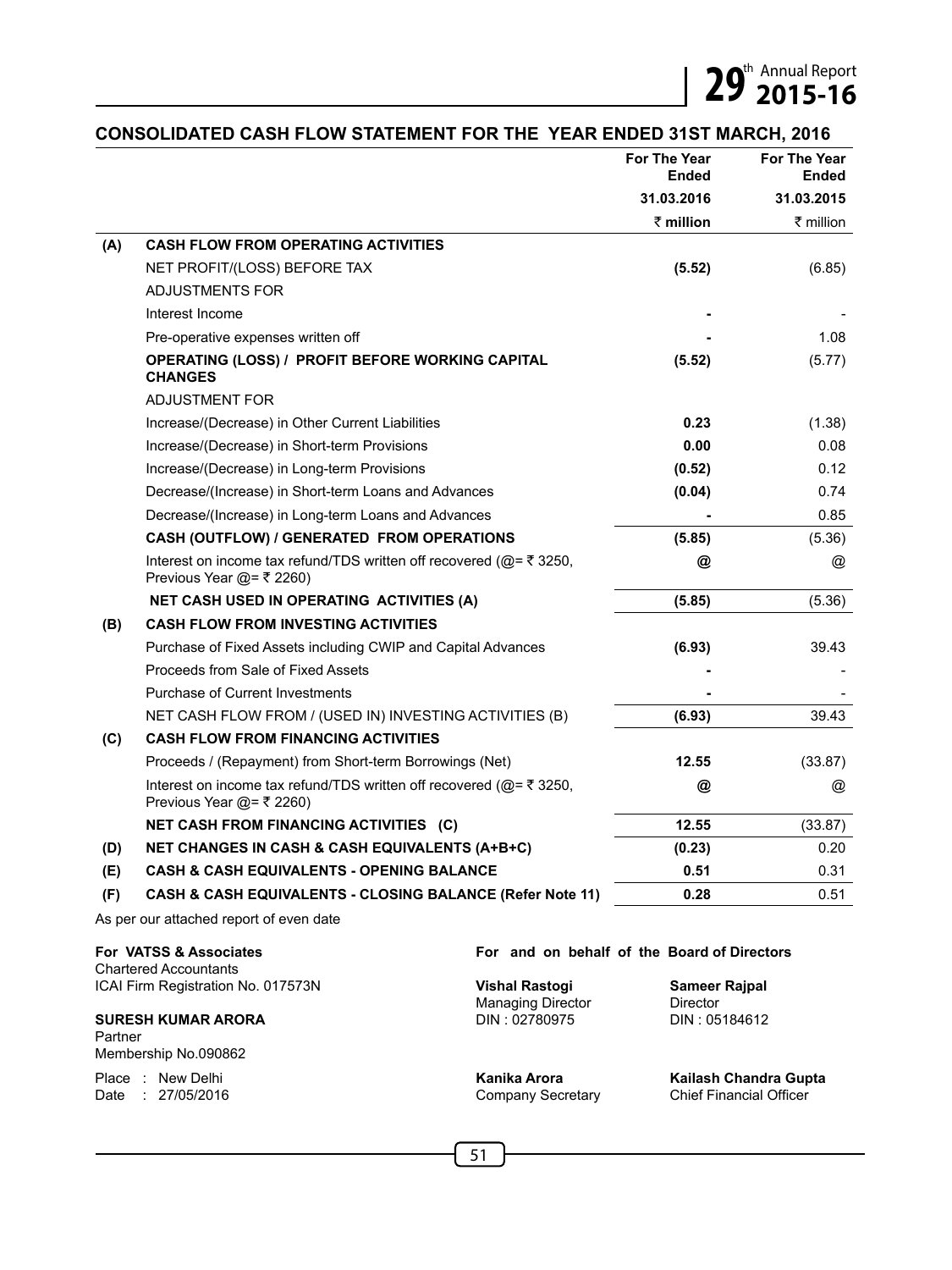## CONSOLIDATED CASH FLOW STATEMENT FOR THE YEAR ENDED 31ST MARCH, 2016

| | | For The Year Ended 31.03.2016 ₹ million | For The Year Ended 31.03.2015 ₹ million |
|---|---|---|---|
| **(A)** | **CASH FLOW FROM OPERATING ACTIVITIES** | | |
| | NET PROFIT/(LOSS) BEFORE TAX | **(5.52)** | (6.85) |
| | ADJUSTMENTS FOR | | |
| | Interest Income | **-** | - |
| | Pre-operative expenses written off | **-** | 1.08 |
| | **OPERATING (LOSS) / PROFIT BEFORE WORKING CAPITAL CHANGES** | **(5.52)** | (5.77) |
| | ADJUSTMENT FOR | | |
| | Increase/(Decrease) in Other Current Liabilities | **0.23** | (1.38) |
| | Increase/(Decrease) in Short-term Provisions | **0.00** | 0.08 |
| | Increase/(Decrease) in Long-term Provisions | **(0.52)** | 0.12 |
| | Decrease/(Increase) in Short-term Loans and Advances | **(0.04)** | 0.74 |
| | Decrease/(Increase) in Long-term Loans and Advances | **-** | 0.85 |
| | **CASH (OUTFLOW) / GENERATED FROM OPERATIONS** | **(5.85)** | (5.36) |
| | Interest on income tax refund/TDS written off recovered (@= ₹ 3250, Previous Year @= ₹ 2260) | **@** | @ |
| | **NET CASH USED IN OPERATING ACTIVITIES (A)** | **(5.85)** | (5.36) |
| **(B)** | **CASH FLOW FROM INVESTING ACTIVITIES** | | |
| | Purchase of Fixed Assets including CWIP and Capital Advances | **(6.93)** | 39.43 |
| | Proceeds from Sale of Fixed Assets | **-** | - |
| | Purchase of Current Investments | **-** | - |
| | NET CASH FLOW FROM / (USED IN) INVESTING ACTIVITIES (B) | **(6.93)** | 39.43 |
| **(C)** | **CASH FLOW FROM FINANCING ACTIVITIES** | | |
| | Proceeds / (Repayment) from Short-term Borrowings (Net) | **12.55** | (33.87) |
| | Interest on income tax refund/TDS written off recovered (@= ₹ 3250, Previous Year @= ₹ 2260) | **@** | @ |
| | **NET CASH FROM FINANCING ACTIVITIES (C)** | **12.55** | (33.87) |
| **(D)** | **NET CHANGES IN CASH & CASH EQUIVALENTS (A+B+C)** | **(0.23)** | 0.20 |
| **(E)** | **CASH & CASH EQUIVALENTS - OPENING BALANCE** | **0.51** | 0.31 |
| **(F)** | **CASH & CASH EQUIVALENTS - CLOSING BALANCE (Refer Note 11)** | **0.28** | 0.51 |

As per our attached report of even date

**For VATSS & Associates**
Chartered Accountants
ICAI Firm Registration No. 017573N

**SURESH KUMAR ARORA**
Partner
Membership No.090862

Place : New Delhi
Date : 27/05/2016

**For and on behalf of the Board of Directors**

**Vishal Rastogi**
Managing Director
DIN : 02780975

**Sameer Rajpal**
Director
DIN : 05184612

**Kanika Arora**
Company Secretary

**Kailash Chandra Gupta**
Chief Financial Officer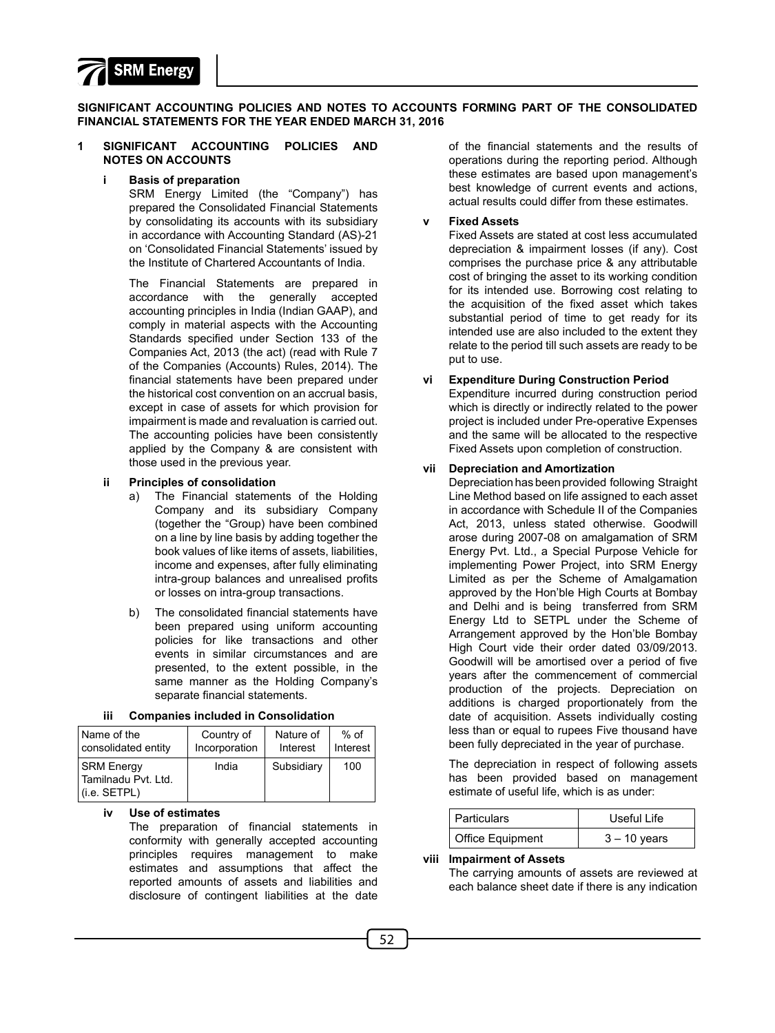**SIGNIFICANT ACCOUNTING POLICIES AND NOTES TO ACCOUNTS FORMING PART OF THE CONSOLIDATED FINANCIAL STATEMENTS FOR THE YEAR ENDED MARCH 31, 2016**

## 1 SIGNIFICANT ACCOUNTING POLICIES AND NOTES ON ACCOUNTS

### i Basis of preparation

SRM Energy Limited (the "Company") has prepared the Consolidated Financial Statements by consolidating its accounts with its subsidiary in accordance with Accounting Standard (AS)-21 on 'Consolidated Financial Statements' issued by the Institute of Chartered Accountants of India.

The Financial Statements are prepared in accordance with the generally accepted accounting principles in India (Indian GAAP), and comply in material aspects with the Accounting Standards specified under Section 133 of the Companies Act, 2013 (the act) (read with Rule 7 of the Companies (Accounts) Rules, 2014). The financial statements have been prepared under the historical cost convention on an accrual basis, except in case of assets for which provision for impairment is made and revaluation is carried out. The accounting policies have been consistently applied by the Company & are consistent with those used in the previous year.

### ii Principles of consolidation

a) The Financial statements of the Holding Company and its subsidiary Company (together the "Group) have been combined on a line by line basis by adding together the book values of like items of assets, liabilities, income and expenses, after fully eliminating intra-group balances and unrealised profits or losses on intra-group transactions.

b) The consolidated financial statements have been prepared using uniform accounting policies for like transactions and other events in similar circumstances and are presented, to the extent possible, in the same manner as the Holding Company's separate financial statements.

### iii Companies included in Consolidation

| Name of the consolidated entity | Country of Incorporation | Nature of Interest | % of Interest |
|---|---|---|---|
| SRM Energy Tamilnadu Pvt. Ltd. (i.e. SETPL) | India | Subsidiary | 100 |

### iv Use of estimates

The preparation of financial statements in conformity with generally accepted accounting principles requires management to make estimates and assumptions that affect the reported amounts of assets and liabilities and disclosure of contingent liabilities at the date of the financial statements and the results of operations during the reporting period. Although these estimates are based upon management's best knowledge of current events and actions, actual results could differ from these estimates.

### v Fixed Assets

Fixed Assets are stated at cost less accumulated depreciation & impairment losses (if any). Cost comprises the purchase price & any attributable cost of bringing the asset to its working condition for its intended use. Borrowing cost relating to the acquisition of the fixed asset which takes substantial period of time to get ready for its intended use are also included to the extent they relate to the period till such assets are ready to be put to use.

### vi Expenditure During Construction Period

Expenditure incurred during construction period which is directly or indirectly related to the power project is included under Pre-operative Expenses and the same will be allocated to the respective Fixed Assets upon completion of construction.

### vii Depreciation and Amortization

Depreciation has been provided following Straight Line Method based on life assigned to each asset in accordance with Schedule II of the Companies Act, 2013, unless stated otherwise. Goodwill arose during 2007-08 on amalgamation of SRM Energy Pvt. Ltd., a Special Purpose Vehicle for implementing Power Project, into SRM Energy Limited as per the Scheme of Amalgamation approved by the Hon'ble High Courts at Bombay and Delhi and is being transferred from SRM Energy Ltd to SETPL under the Scheme of Arrangement approved by the Hon'ble Bombay High Court vide their order dated 03/09/2013. Goodwill will be amortised over a period of five years after the commencement of commercial production of the projects. Depreciation on additions is charged proportionately from the date of acquisition. Assets individually costing less than or equal to rupees Five thousand have been fully depreciated in the year of purchase.

The depreciation in respect of following assets has been provided based on management estimate of useful life, which is as under:

| Particulars | Useful Life |
|---|---|
| Office Equipment | 3 – 10 years |

### viii Impairment of Assets

The carrying amounts of assets are reviewed at each balance sheet date if there is any indication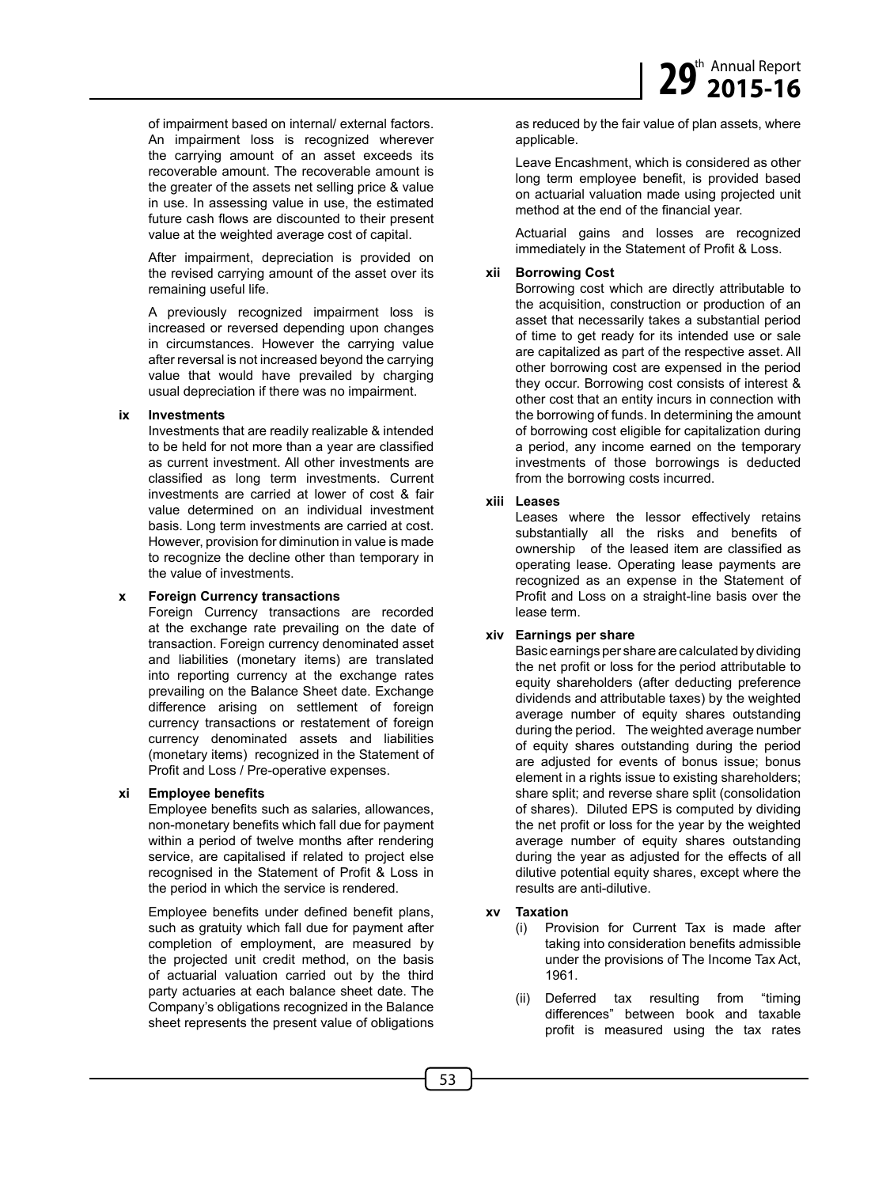of impairment based on internal/ external factors. An impairment loss is recognized wherever the carrying amount of an asset exceeds its recoverable amount. The recoverable amount is the greater of the assets net selling price & value in use. In assessing value in use, the estimated future cash flows are discounted to their present value at the weighted average cost of capital.

After impairment, depreciation is provided on the revised carrying amount of the asset over its remaining useful life.

A previously recognized impairment loss is increased or reversed depending upon changes in circumstances. However the carrying value after reversal is not increased beyond the carrying value that would have prevailed by charging usual depreciation if there was no impairment.

**ix Investments**

Investments that are readily realizable & intended to be held for not more than a year are classified as current investment. All other investments are classified as long term investments. Current investments are carried at lower of cost & fair value determined on an individual investment basis. Long term investments are carried at cost. However, provision for diminution in value is made to recognize the decline other than temporary in the value of investments.

**x Foreign Currency transactions**

Foreign Currency transactions are recorded at the exchange rate prevailing on the date of transaction. Foreign currency denominated asset and liabilities (monetary items) are translated into reporting currency at the exchange rates prevailing on the Balance Sheet date. Exchange difference arising on settlement of foreign currency transactions or restatement of foreign currency denominated assets and liabilities (monetary items) recognized in the Statement of Profit and Loss / Pre-operative expenses.

**xi Employee benefits**

Employee benefits such as salaries, allowances, non-monetary benefits which fall due for payment within a period of twelve months after rendering service, are capitalised if related to project else recognised in the Statement of Profit & Loss in the period in which the service is rendered.

Employee benefits under defined benefit plans, such as gratuity which fall due for payment after completion of employment, are measured by the projected unit credit method, on the basis of actuarial valuation carried out by the third party actuaries at each balance sheet date. The Company's obligations recognized in the Balance sheet represents the present value of obligations as reduced by the fair value of plan assets, where applicable.

Leave Encashment, which is considered as other long term employee benefit, is provided based on actuarial valuation made using projected unit method at the end of the financial year.

Actuarial gains and losses are recognized immediately in the Statement of Profit & Loss.

**xii Borrowing Cost**

Borrowing cost which are directly attributable to the acquisition, construction or production of an asset that necessarily takes a substantial period of time to get ready for its intended use or sale are capitalized as part of the respective asset. All other borrowing cost are expensed in the period they occur. Borrowing cost consists of interest & other cost that an entity incurs in connection with the borrowing of funds. In determining the amount of borrowing cost eligible for capitalization during a period, any income earned on the temporary investments of those borrowings is deducted from the borrowing costs incurred.

**xiii Leases**

Leases where the lessor effectively retains substantially all the risks and benefits of ownership of the leased item are classified as operating lease. Operating lease payments are recognized as an expense in the Statement of Profit and Loss on a straight-line basis over the lease term.

**xiv Earnings per share**

Basic earnings per share are calculated by dividing the net profit or loss for the period attributable to equity shareholders (after deducting preference dividends and attributable taxes) by the weighted average number of equity shares outstanding during the period. The weighted average number of equity shares outstanding during the period are adjusted for events of bonus issue; bonus element in a rights issue to existing shareholders; share split; and reverse share split (consolidation of shares). Diluted EPS is computed by dividing the net profit or loss for the year by the weighted average number of equity shares outstanding during the year as adjusted for the effects of all dilutive potential equity shares, except where the results are anti-dilutive.

**xv Taxation**

(i) Provision for Current Tax is made after taking into consideration benefits admissible under the provisions of The Income Tax Act, 1961.

(ii) Deferred tax resulting from "timing differences" between book and taxable profit is measured using the tax rates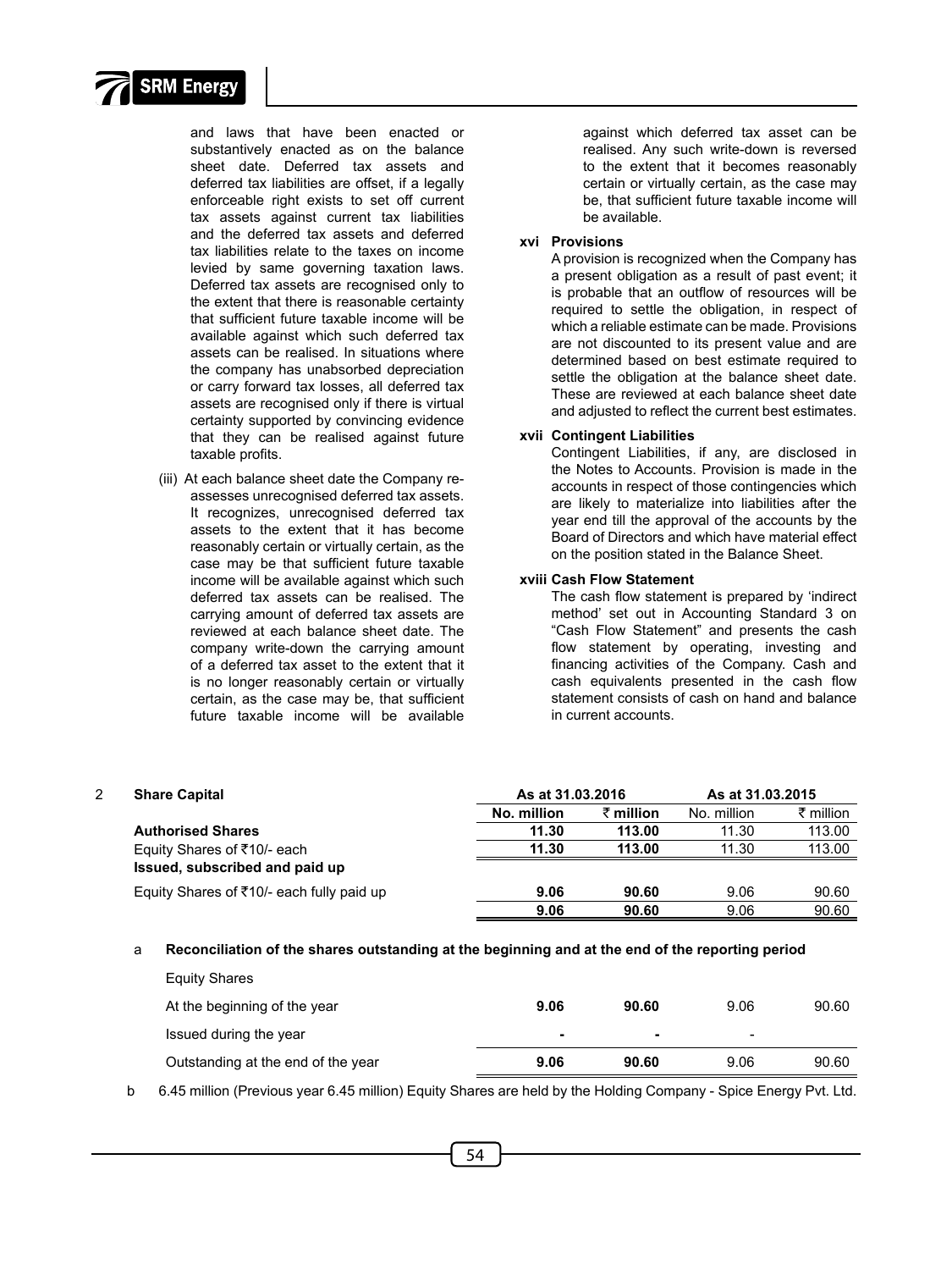and laws that have been enacted or substantively enacted as on the balance sheet date. Deferred tax assets and deferred tax liabilities are offset, if a legally enforceable right exists to set off current tax assets against current tax liabilities and the deferred tax assets and deferred tax liabilities relate to the taxes on income levied by same governing taxation laws. Deferred tax assets are recognised only to the extent that there is reasonable certainty that sufficient future taxable income will be available against which such deferred tax assets can be realised. In situations where the company has unabsorbed depreciation or carry forward tax losses, all deferred tax assets are recognised only if there is virtual certainty supported by convincing evidence that they can be realised against future taxable profits.

(iii) At each balance sheet date the Company re-assesses unrecognised deferred tax assets. It recognizes, unrecognised deferred tax assets to the extent that it has become reasonably certain or virtually certain, as the case may be that sufficient future taxable income will be available against which such deferred tax assets can be realised. The carrying amount of deferred tax assets are reviewed at each balance sheet date. The company write-down the carrying amount of a deferred tax asset to the extent that it is no longer reasonably certain or virtually certain, as the case may be, that sufficient future taxable income will be available against which deferred tax asset can be realised. Any such write-down is reversed to the extent that it becomes reasonably certain or virtually certain, as the case may be, that sufficient future taxable income will be available.

**xvi Provisions**

A provision is recognized when the Company has a present obligation as a result of past event; it is probable that an outflow of resources will be required to settle the obligation, in respect of which a reliable estimate can be made. Provisions are not discounted to its present value and are determined based on best estimate required to settle the obligation at the balance sheet date. These are reviewed at each balance sheet date and adjusted to reflect the current best estimates.

**xvii Contingent Liabilities**

Contingent Liabilities, if any, are disclosed in the Notes to Accounts. Provision is made in the accounts in respect of those contingencies which are likely to materialize into liabilities after the year end till the approval of the accounts by the Board of Directors and which have material effect on the position stated in the Balance Sheet.

**xviii Cash Flow Statement**

The cash flow statement is prepared by 'indirect method' set out in Accounting Standard 3 on "Cash Flow Statement" and presents the cash flow statement by operating, investing and financing activities of the Company. Cash and cash equivalents presented in the cash flow statement consists of cash on hand and balance in current accounts.

| 2 **Share Capital** | **As at 31.03.2016** | | **As at 31.03.2015** | |
|---|---|---|---|---|
| | **No. million** | **₹ million** | No. million | ₹ million |
| **Authorised Shares** | **11.30** | **113.00** | 11.30 | 113.00 |
| Equity Shares of ₹10/- each | **11.30** | **113.00** | 11.30 | 113.00 |
| **Issued, subscribed and paid up** | | | | |
| Equity Shares of ₹10/- each fully paid up | **9.06** | **90.60** | 9.06 | 90.60 |
| | **9.06** | **90.60** | 9.06 | 90.60 |

a **Reconciliation of the shares outstanding at the beginning and at the end of the reporting period**

| Equity Shares | | | | |
|---|---|---|---|---|
| At the beginning of the year | **9.06** | **90.60** | 9.06 | 90.60 |
| Issued during the year | **-** | **-** | - | |
| Outstanding at the end of the year | **9.06** | **90.60** | 9.06 | 90.60 |

b 6.45 million (Previous year 6.45 million) Equity Shares are held by the Holding Company - Spice Energy Pvt. Ltd.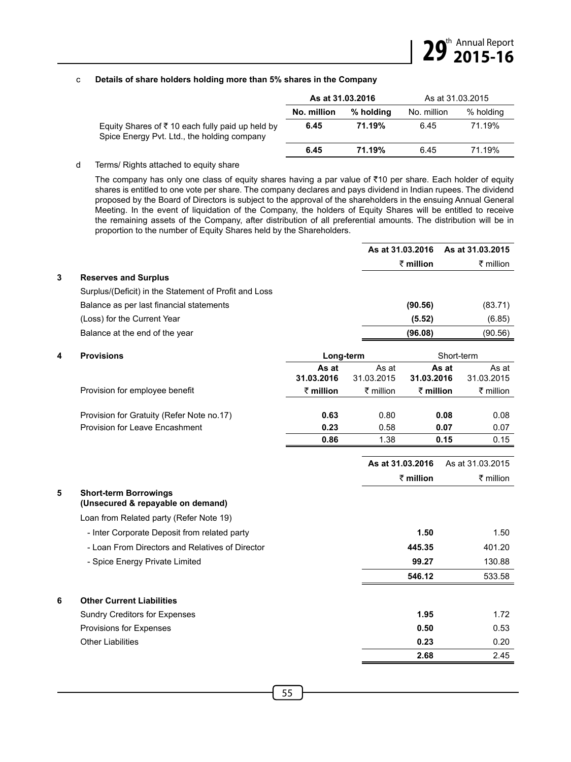c **Details of share holders holding more than 5% shares in the Company**

| | As at 31.03.2016 | | As at 31.03.2015 | |
|---|---|---|---|---|
| | **No. million** | **% holding** | No. million | % holding |
| Equity Shares of ₹ 10 each fully paid up held by Spice Energy Pvt. Ltd., the holding company | **6.45** | **71.19%** | 6.45 | 71.19% |
| | **6.45** | **71.19%** | 6.45 | 71.19% |

d Terms/ Rights attached to equity share

The company has only one class of equity shares having a par value of ₹10 per share. Each holder of equity shares is entitled to one vote per share. The company declares and pays dividend in Indian rupees. The dividend proposed by the Board of Directors is subject to the approval of the shareholders in the ensuing Annual General Meeting. In the event of liquidation of the Company, the holders of Equity Shares will be entitled to receive the remaining assets of the Company, after distribution of all preferential amounts. The distribution will be in proportion to the number of Equity Shares held by the Shareholders.

| | | As at 31.03.2016 | As at 31.03.2015 |
|---|---|---|---|
| | | **₹ million** | ₹ million |
| **3** | **Reserves and Surplus** | | |
| | Surplus/(Deficit) in the Statement of Profit and Loss | | |
| | Balance as per last financial statements | **(90.56)** | (83.71) |
| | (Loss) for the Current Year | **(5.52)** | (6.85) |
| | Balance at the end of the year | **(96.08)** | (90.56) |

| | | Long-term | | Short-term | |
|---|---|---|---|---|---|
| **4** | **Provisions** | **As at 31.03.2016** | As at 31.03.2015 | **As at 31.03.2016** | As at 31.03.2015 |
| | Provision for employee benefit | **₹ million** | ₹ million | **₹ million** | ₹ million |
| | Provision for Gratuity (Refer Note no.17) | **0.63** | 0.80 | **0.08** | 0.08 |
| | Provision for Leave Encashment | **0.23** | 0.58 | **0.07** | 0.07 |
| | | **0.86** | 1.38 | **0.15** | 0.15 |

| | | As at 31.03.2016 | As at 31.03.2015 |
|---|---|---|---|
| | | **₹ million** | ₹ million |
| **5** | **Short-term Borrowings (Unsecured & repayable on demand)** | | |
| | Loan from Related party (Refer Note 19) | | |
| | - Inter Corporate Deposit from related party | **1.50** | 1.50 |
| | - Loan From Directors and Relatives of Director | **445.35** | 401.20 |
| | - Spice Energy Private Limited | **99.27** | 130.88 |
| | | **546.12** | 533.58 |
| **6** | **Other Current Liabilities** | | |
| | Sundry Creditors for Expenses | **1.95** | 1.72 |
| | Provisions for Expenses | **0.50** | 0.53 |
| | Other Liabilities | **0.23** | 0.20 |
| | | **2.68** | 2.45 |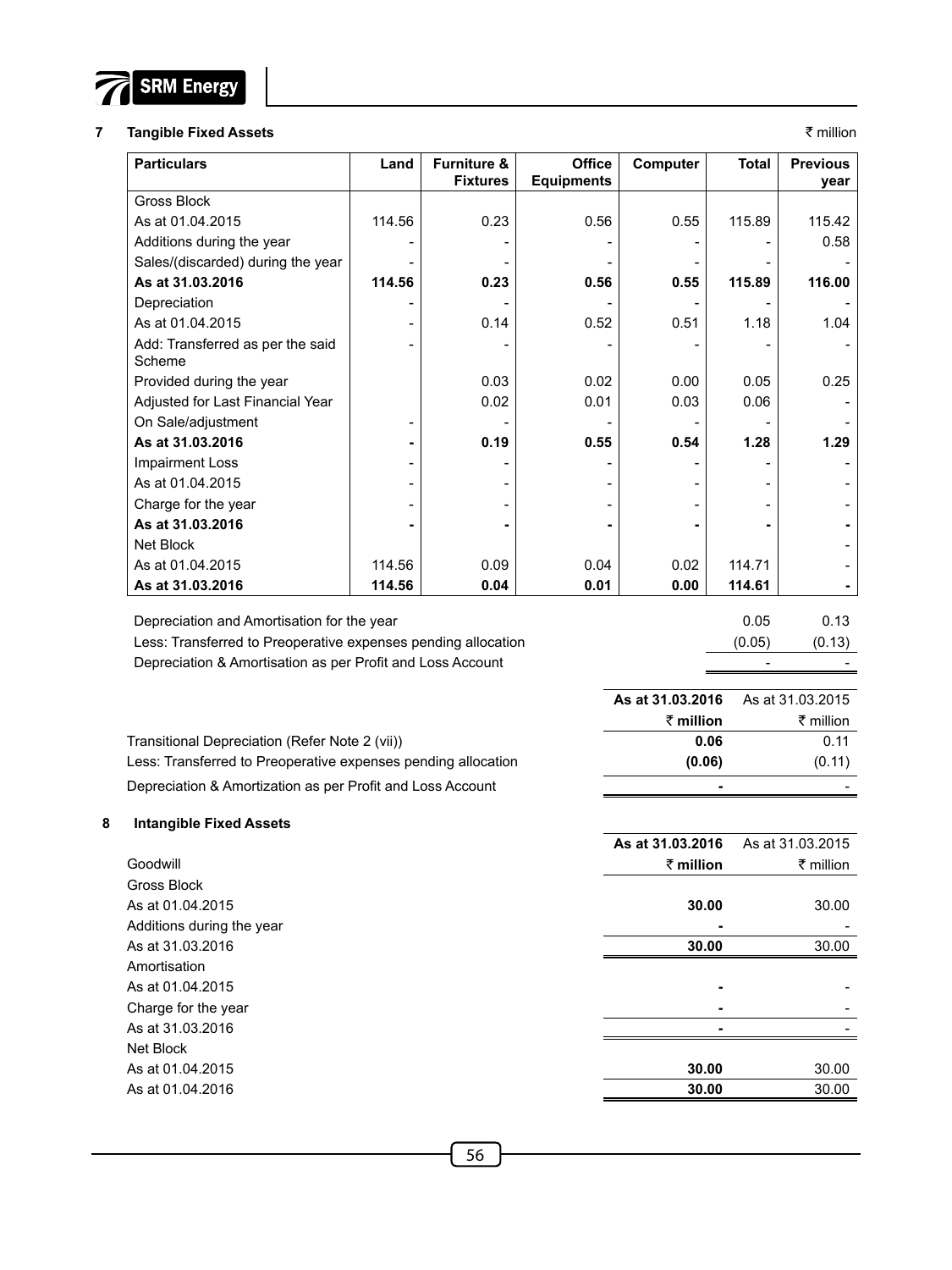## 7 Tangible Fixed Assets

₹ million

| Particulars | Land | Furniture & Fixtures | Office Equipments | Computer | Total | Previous year |
|---|---|---|---|---|---|---|
| Gross Block | | | | | | |
| As at 01.04.2015 | 114.56 | 0.23 | 0.56 | 0.55 | 115.89 | 115.42 |
| Additions during the year | - | - | - | - | - | 0.58 |
| Sales/(discarded) during the year | - | - | - | - | - | - |
| **As at 31.03.2016** | **114.56** | **0.23** | **0.56** | **0.55** | **115.89** | **116.00** |
| Depreciation | - | - | - | - | - | - |
| As at 01.04.2015 | - | 0.14 | 0.52 | 0.51 | 1.18 | 1.04 |
| Add: Transferred as per the said Scheme | - | - | - | - | - | - |
| Provided during the year | | 0.03 | 0.02 | 0.00 | 0.05 | 0.25 |
| Adjusted for Last Financial Year | | 0.02 | 0.01 | 0.03 | 0.06 | - |
| On Sale/adjustment | - | - | - | - | - | - |
| **As at 31.03.2016** | **-** | **0.19** | **0.55** | **0.54** | **1.28** | **1.29** |
| Impairment Loss | - | - | - | - | - | - |
| As at 01.04.2015 | - | - | - | - | - | - |
| Charge for the year | - | - | - | - | - | - |
| **As at 31.03.2016** | **-** | **-** | **-** | **-** | **-** | **-** |
| Net Block | | | | | | - |
| As at 01.04.2015 | 114.56 | 0.09 | 0.04 | 0.02 | 114.71 | - |
| **As at 31.03.2016** | **114.56** | **0.04** | **0.01** | **0.00** | **114.61** | **-** |

| | | |
|---|---|---|
| Depreciation and Amortisation for the year | 0.05 | 0.13 |
| Less: Transferred to Preoperative expenses pending allocation | (0.05) | (0.13) |
| Depreciation & Amortisation as per Profit and Loss Account | - | - |

| | As at 31.03.2016 ₹ million | As at 31.03.2015 ₹ million |
|---|---|---|
| Transitional Depreciation (Refer Note 2 (vii)) | **0.06** | 0.11 |
| Less: Transferred to Preoperative expenses pending allocation | **(0.06)** | (0.11) |
| Depreciation & Amortization as per Profit and Loss Account | **-** | - |

## 8 Intangible Fixed Assets

| Goodwill | As at 31.03.2016 ₹ million | As at 31.03.2015 ₹ million |
|---|---|---|
| Gross Block | | |
| As at 01.04.2015 | **30.00** | 30.00 |
| Additions during the year | **-** | - |
| As at 31.03.2016 | **30.00** | 30.00 |
| Amortisation | | |
| As at 01.04.2015 | **-** | - |
| Charge for the year | **-** | - |
| As at 31.03.2016 | **-** | - |
| Net Block | | |
| As at 01.04.2015 | **30.00** | 30.00 |
| As at 01.04.2016 | **30.00** | 30.00 |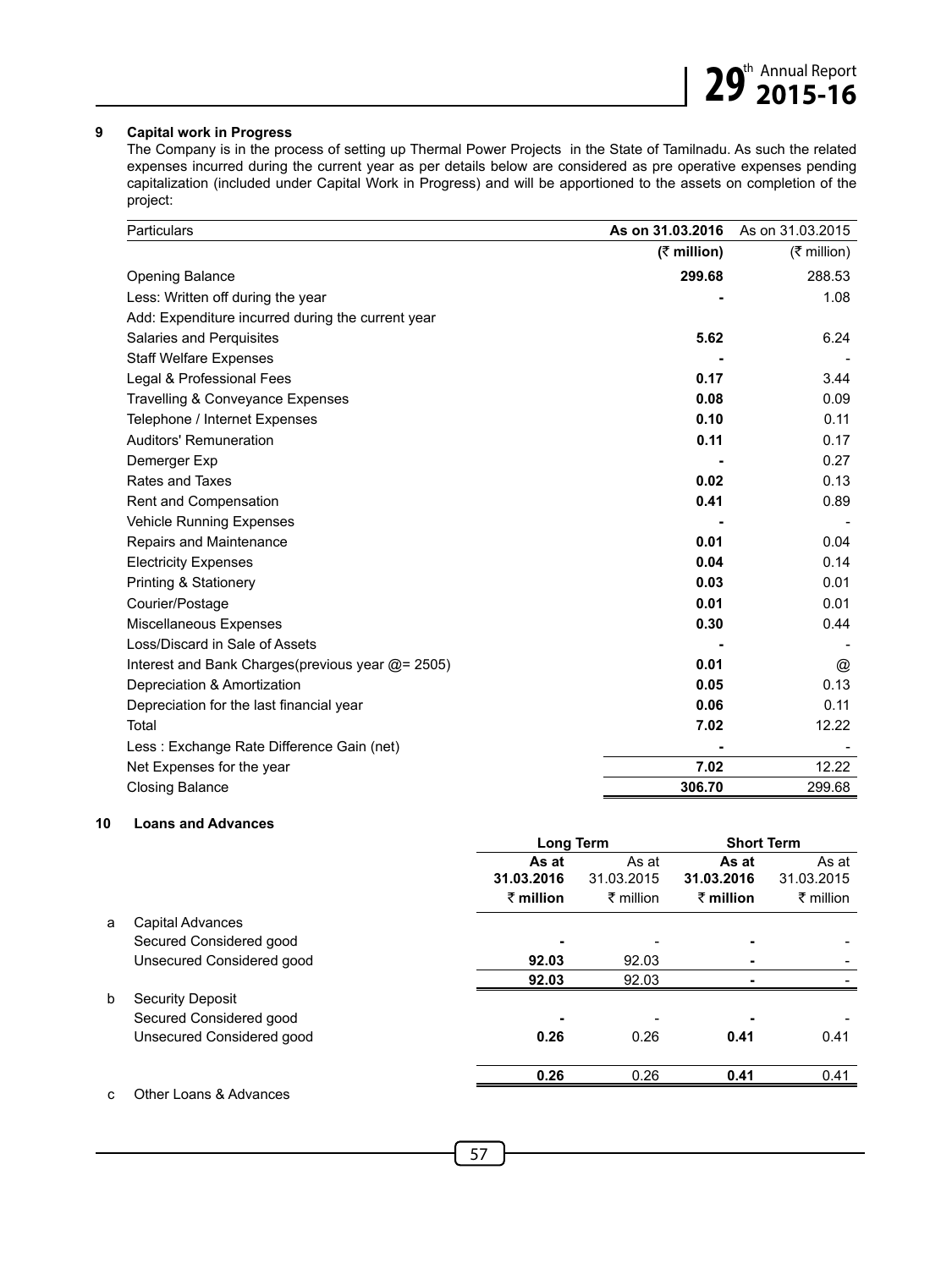### 9 Capital work in Progress

The Company is in the process of setting up Thermal Power Projects in the State of Tamilnadu. As such the related expenses incurred during the current year as per details below are considered as pre operative expenses pending capitalization (included under Capital Work in Progress) and will be apportioned to the assets on completion of the project:

| Particulars | As on 31.03.2016 | As on 31.03.2015 |
|---|---|---|
| | **(₹ million)** | (₹ million) |
| Opening Balance | **299.68** | 288.53 |
| Less: Written off during the year | **-** | 1.08 |
| Add: Expenditure incurred during the current year | | |
| Salaries and Perquisites | **5.62** | 6.24 |
| Staff Welfare Expenses | **-** | - |
| Legal & Professional Fees | **0.17** | 3.44 |
| Travelling & Conveyance Expenses | **0.08** | 0.09 |
| Telephone / Internet Expenses | **0.10** | 0.11 |
| Auditors' Remuneration | **0.11** | 0.17 |
| Demerger Exp | **-** | 0.27 |
| Rates and Taxes | **0.02** | 0.13 |
| Rent and Compensation | **0.41** | 0.89 |
| Vehicle Running Expenses | **-** | - |
| Repairs and Maintenance | **0.01** | 0.04 |
| Electricity Expenses | **0.04** | 0.14 |
| Printing & Stationery | **0.03** | 0.01 |
| Courier/Postage | **0.01** | 0.01 |
| Miscellaneous Expenses | **0.30** | 0.44 |
| Loss/Discard in Sale of Assets | **-** | - |
| Interest and Bank Charges(previous year @= 2505) | **0.01** | @ |
| Depreciation & Amortization | **0.05** | 0.13 |
| Depreciation for the last financial year | **0.06** | 0.11 |
| Total | **7.02** | 12.22 |
| Less : Exchange Rate Difference Gain (net) | **-** | - |
| Net Expenses for the year | **7.02** | 12.22 |
| Closing Balance | **306.70** | 299.68 |

### 10 Loans and Advances

| | | Long Term | | Short Term | |
|---|---|---|---|---|---|
| | | **As at 31.03.2016 ₹ million** | As at 31.03.2015 ₹ million | **As at 31.03.2016 ₹ million** | As at 31.03.2015 ₹ million |
| a | Capital Advances | | | | |
| | Secured Considered good | **-** | - | **-** | - |
| | Unsecured Considered good | **92.03** | 92.03 | **-** | - |
| | | **92.03** | 92.03 | **-** | - |
| b | Security Deposit | | | | |
| | Secured Considered good | **-** | - | **-** | - |
| | Unsecured Considered good | **0.26** | 0.26 | **0.41** | 0.41 |
| | | **0.26** | 0.26 | **0.41** | 0.41 |
| c | Other Loans & Advances | | | | |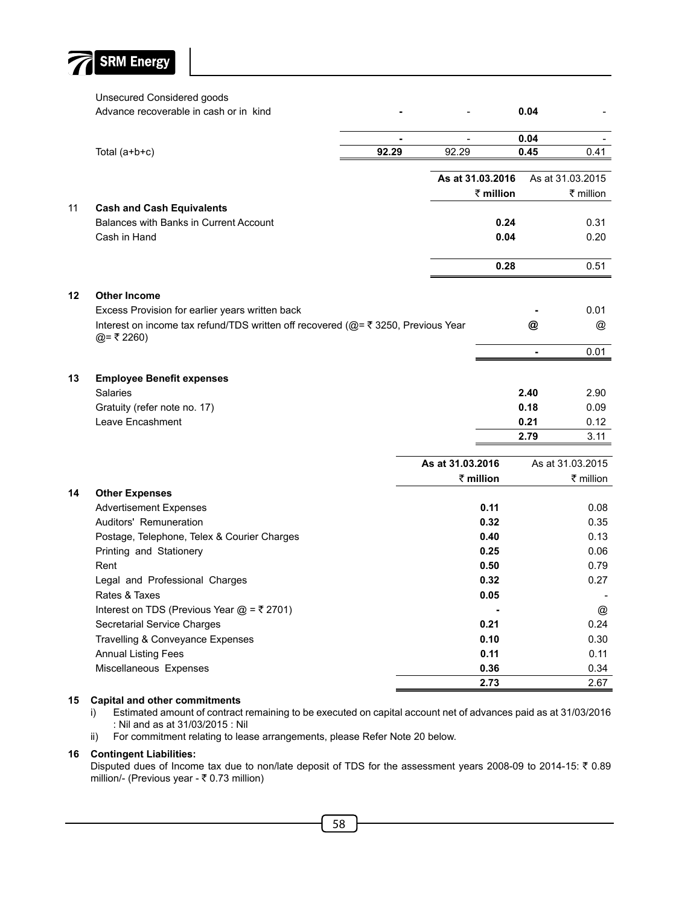| | | | | |
|---|---|---|---|---|
| Unsecured Considered goods | | | | |
| Advance recoverable in cash or in kind | **-** | - | **0.04** | - |
| | **-** | - | **0.04** | - |
| Total (a+b+c) | **92.29** | 92.29 | **0.45** | 0.41 |

| | | As at 31.03.2016 | As at 31.03.2015 |
|---|---|---|---|
| | | **₹ million** | ₹ million |
| 11 | **Cash and Cash Equivalents** | | |
| | Balances with Banks in Current Account | **0.24** | 0.31 |
| | Cash in Hand | **0.04** | 0.20 |
| | | **0.28** | 0.51 |
| **12** | **Other Income** | | |
| | Excess Provision for earlier years written back | **-** | 0.01 |
| | Interest on income tax refund/TDS written off recovered (@= ₹ 3250, Previous Year @= ₹ 2260) | **@** | @ |
| | | **-** | 0.01 |
| **13** | **Employee Benefit expenses** | | |
| | Salaries | **2.40** | 2.90 |
| | Gratuity (refer note no. 17) | **0.18** | 0.09 |
| | Leave Encashment | **0.21** | 0.12 |
| | | **2.79** | 3.11 |

| | | As at 31.03.2016 | As at 31.03.2015 |
|---|---|---|---|
| | | **₹ million** | ₹ million |
| **14** | **Other Expenses** | | |
| | Advertisement Expenses | **0.11** | 0.08 |
| | Auditors' Remuneration | **0.32** | 0.35 |
| | Postage, Telephone, Telex & Courier Charges | **0.40** | 0.13 |
| | Printing and Stationery | **0.25** | 0.06 |
| | Rent | **0.50** | 0.79 |
| | Legal and Professional Charges | **0.32** | 0.27 |
| | Rates & Taxes | **0.05** | - |
| | Interest on TDS (Previous Year @ = ₹ 2701) | **-** | @ |
| | Secretarial Service Charges | **0.21** | 0.24 |
| | Travelling & Conveyance Expenses | **0.10** | 0.30 |
| | Annual Listing Fees | **0.11** | 0.11 |
| | Miscellaneous Expenses | **0.36** | 0.34 |
| | | **2.73** | 2.67 |

**15 Capital and other commitments**

i) Estimated amount of contract remaining to be executed on capital account net of advances paid as at 31/03/2016 : Nil and as at 31/03/2015 : Nil

ii) For commitment relating to lease arrangements, please Refer Note 20 below.

**16 Contingent Liabilities:**

Disputed dues of Income tax due to non/late deposit of TDS for the assessment years 2008-09 to 2014-15: ₹ 0.89 million/- (Previous year - ₹ 0.73 million)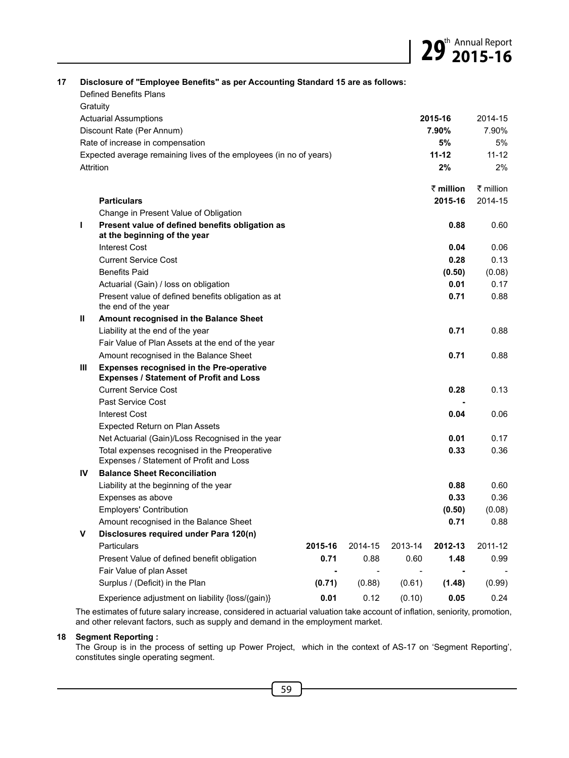**17 Disclosure of "Employee Benefits" as per Accounting Standard 15 are as follows:**

Defined Benefits Plans

Gratuity

| Actuarial Assumptions | **2015-16** | 2014-15 |
|---|---|---|
| Discount Rate (Per Annum) | **7.90%** | 7.90% |
| Rate of increase in compensation | **5%** | 5% |
| Expected average remaining lives of the employees (in no of years) | **11-12** | 11-12 |
| Attrition | **2%** | 2% |

| | **Particulars** | **₹ million 2015-16** | ₹ million 2014-15 |
|---|---|---|---|
| | Change in Present Value of Obligation | | |
| **I** | **Present value of defined benefits obligation as at the beginning of the year** | **0.88** | 0.60 |
| | Interest Cost | **0.04** | 0.06 |
| | Current Service Cost | **0.28** | 0.13 |
| | Benefits Paid | **(0.50)** | (0.08) |
| | Actuarial (Gain) / loss on obligation | **0.01** | 0.17 |
| | Present value of defined benefits obligation as at the end of the year | **0.71** | 0.88 |
| **II** | **Amount recognised in the Balance Sheet** | | |
| | Liability at the end of the year | **0.71** | 0.88 |
| | Fair Value of Plan Assets at the end of the year | | |
| | Amount recognised in the Balance Sheet | **0.71** | 0.88 |
| **III** | **Expenses recognised in the Pre-operative Expenses / Statement of Profit and Loss** | | |
| | Current Service Cost | **0.28** | 0.13 |
| | Past Service Cost | **-** | |
| | Interest Cost | **0.04** | 0.06 |
| | Expected Return on Plan Assets | | |
| | Net Actuarial (Gain)/Loss Recognised in the year | **0.01** | 0.17 |
| | Total expenses recognised in the Preoperative Expenses / Statement of Profit and Loss | **0.33** | 0.36 |
| **IV** | **Balance Sheet Reconciliation** | | |
| | Liability at the beginning of the year | **0.88** | 0.60 |
| | Expenses as above | **0.33** | 0.36 |
| | Employers' Contribution | **(0.50)** | (0.08) |
| | Amount recognised in the Balance Sheet | **0.71** | 0.88 |

**V Disclosures required under Para 120(n)**

| Particulars | **2015-16** | 2014-15 | 2013-14 | **2012-13** | 2011-12 |
|---|---|---|---|---|---|
| Present Value of defined benefit obligation | **0.71** | 0.88 | 0.60 | **1.48** | 0.99 |
| Fair Value of plan Asset | **-** | - | - | **-** | - |
| Surplus / (Deficit) in the Plan | **(0.71)** | (0.88) | (0.61) | **(1.48)** | (0.99) |
| Experience adjustment on liability {loss/(gain)} | **0.01** | 0.12 | (0.10) | **0.05** | 0.24 |

The estimates of future salary increase, considered in actuarial valuation take account of inflation, seniority, promotion, and other relevant factors, such as supply and demand in the employment market.

**18 Segment Reporting :**

The Group is in the process of setting up Power Project, which in the context of AS-17 on 'Segment Reporting', constitutes single operating segment.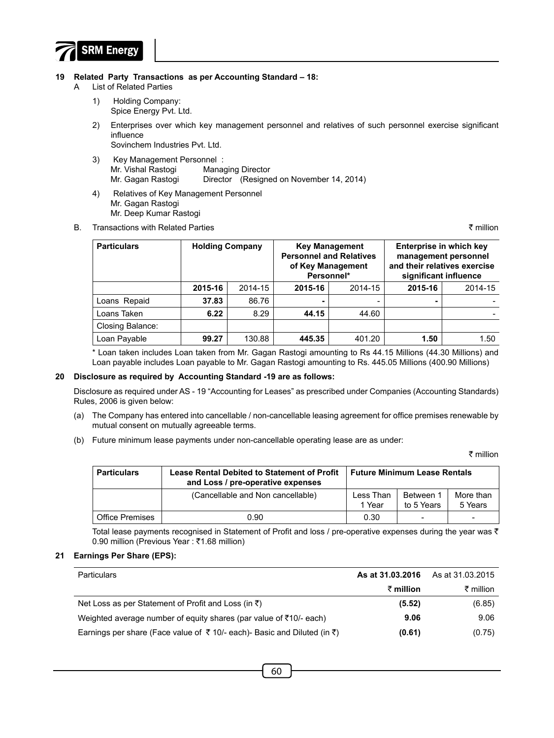## 19 Related Party Transactions as per Accounting Standard – 18:

A List of Related Parties

1) Holding Company:
   Spice Energy Pvt. Ltd.

2) Enterprises over which key management personnel and relatives of such personnel exercise significant influence
   Sovinchem Industries Pvt. Ltd.

3) Key Management Personnel :
   Mr. Vishal Rastogi — Managing Director
   Mr. Gagan Rastogi — Director (Resigned on November 14, 2014)

4) Relatives of Key Management Personnel
   Mr. Gagan Rastogi
   Mr. Deep Kumar Rastogi

B. Transactions with Related Parties ₹ million

| Particulars | Holding Company | | Key Management Personnel and Relatives of Key Management Personnel* | | Enterprise in which key management personnel and their relatives exercise significant influence | |
|---|---|---|---|---|---|---|
| | **2015-16** | 2014-15 | **2015-16** | 2014-15 | **2015-16** | 2014-15 |
| Loans Repaid | **37.83** | 86.76 | **-** | - | **-** | - |
| Loans Taken | **6.22** | 8.29 | **44.15** | 44.60 | | - |
| Closing Balance: | | | | | | |
| Loan Payable | **99.27** | 130.88 | **445.35** | 401.20 | **1.50** | 1.50 |

\* Loan taken includes Loan taken from Mr. Gagan Rastogi amounting to Rs 44.15 Millions (44.30 Millions) and Loan payable includes Loan payable to Mr. Gagan Rastogi amounting to Rs. 445.05 Millions (400.90 Millions)

## 20 Disclosure as required by Accounting Standard -19 are as follows:

Disclosure as required under AS - 19 "Accounting for Leases" as prescribed under Companies (Accounting Standards) Rules, 2006 is given below:

(a) The Company has entered into cancellable / non-cancellable leasing agreement for office premises renewable by mutual consent on mutually agreeable terms.

(b) Future minimum lease payments under non-cancellable operating lease are as under:

₹ million

| Particulars | Lease Rental Debited to Statement of Profit and Loss / pre-operative expenses | Future Minimum Lease Rentals | | |
|---|---|---|---|---|
| | (Cancellable and Non cancellable) | Less Than 1 Year | Between 1 to 5 Years | More than 5 Years |
| Office Premises | 0.90 | 0.30 | - | - |

Total lease payments recognised in Statement of Profit and loss / pre-operative expenses during the year was ₹ 0.90 million (Previous Year : ₹1.68 million)

## 21 Earnings Per Share (EPS):

| Particulars | As at 31.03.2016 | As at 31.03.2015 |
|---|---|---|
| | **₹ million** | ₹ million |
| Net Loss as per Statement of Profit and Loss (in ₹) | **(5.52)** | (6.85) |
| Weighted average number of equity shares (par value of ₹10/- each) | **9.06** | 9.06 |
| Earnings per share (Face value of ₹ 10/- each)- Basic and Diluted (in ₹) | **(0.61)** | (0.75) |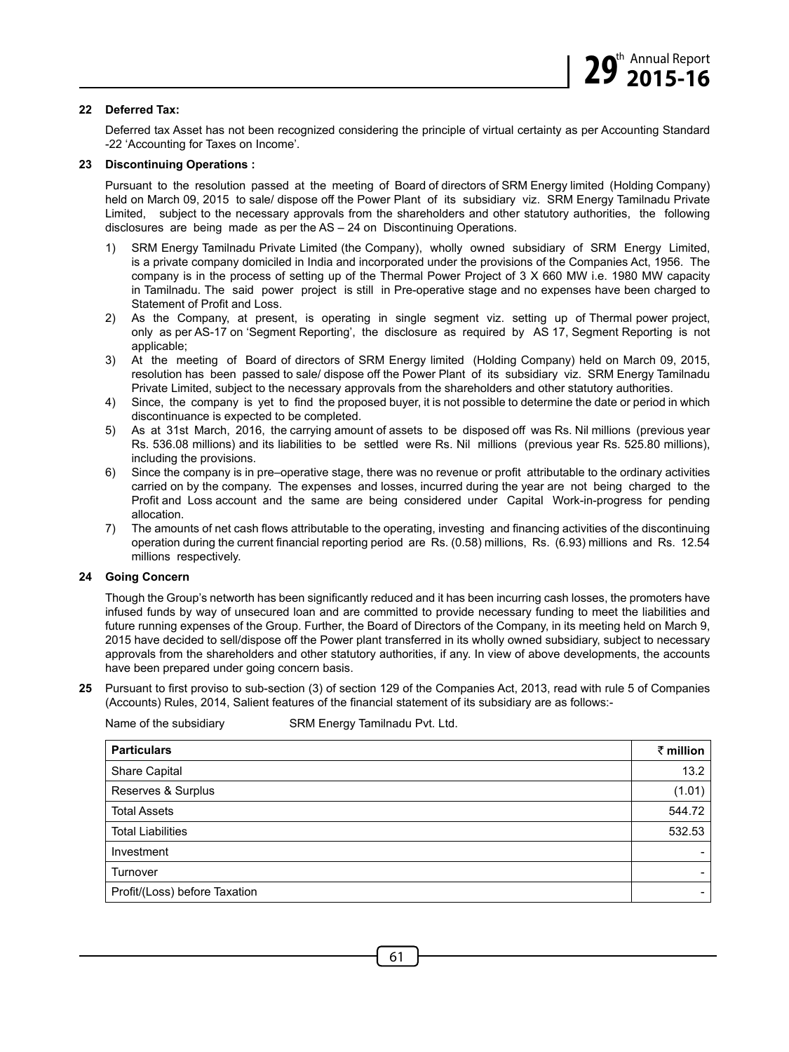**22 Deferred Tax:**

Deferred tax Asset has not been recognized considering the principle of virtual certainty as per Accounting Standard -22 'Accounting for Taxes on Income'.

**23 Discontinuing Operations :**

Pursuant to the resolution passed at the meeting of Board of directors of SRM Energy limited (Holding Company) held on March 09, 2015 to sale/ dispose off the Power Plant of its subsidiary viz. SRM Energy Tamilnadu Private Limited, subject to the necessary approvals from the shareholders and other statutory authorities, the following disclosures are being made as per the AS – 24 on Discontinuing Operations.

1) SRM Energy Tamilnadu Private Limited (the Company), wholly owned subsidiary of SRM Energy Limited, is a private company domiciled in India and incorporated under the provisions of the Companies Act, 1956. The company is in the process of setting up of the Thermal Power Project of 3 X 660 MW i.e. 1980 MW capacity in Tamilnadu. The said power project is still in Pre-operative stage and no expenses have been charged to Statement of Profit and Loss.
2) As the Company, at present, is operating in single segment viz. setting up of Thermal power project, only as per AS-17 on 'Segment Reporting', the disclosure as required by AS 17, Segment Reporting is not applicable;
3) At the meeting of Board of directors of SRM Energy limited (Holding Company) held on March 09, 2015, resolution has been passed to sale/ dispose off the Power Plant of its subsidiary viz. SRM Energy Tamilnadu Private Limited, subject to the necessary approvals from the shareholders and other statutory authorities.
4) Since, the company is yet to find the proposed buyer, it is not possible to determine the date or period in which discontinuance is expected to be completed.
5) As at 31st March, 2016, the carrying amount of assets to be disposed off was Rs. Nil millions (previous year Rs. 536.08 millions) and its liabilities to be settled were Rs. Nil millions (previous year Rs. 525.80 millions), including the provisions.
6) Since the company is in pre–operative stage, there was no revenue or profit attributable to the ordinary activities carried on by the company. The expenses and losses, incurred during the year are not being charged to the Profit and Loss account and the same are being considered under Capital Work-in-progress for pending allocation.
7) The amounts of net cash flows attributable to the operating, investing and financing activities of the discontinuing operation during the current financial reporting period are Rs. (0.58) millions, Rs. (6.93) millions and Rs. 12.54 millions respectively.

**24 Going Concern**

Though the Group's networth has been significantly reduced and it has been incurring cash losses, the promoters have infused funds by way of unsecured loan and are committed to provide necessary funding to meet the liabilities and future running expenses of the Group. Further, the Board of Directors of the Company, in its meeting held on March 9, 2015 have decided to sell/dispose off the Power plant transferred in its wholly owned subsidiary, subject to necessary approvals from the shareholders and other statutory authorities, if any. In view of above developments, the accounts have been prepared under going concern basis.

**25** Pursuant to first proviso to sub-section (3) of section 129 of the Companies Act, 2013, read with rule 5 of Companies (Accounts) Rules, 2014, Salient features of the financial statement of its subsidiary are as follows:-

Name of the subsidiary SRM Energy Tamilnadu Pvt. Ltd.

| Particulars | ₹ million |
|---|---|
| Share Capital | 13.2 |
| Reserves & Surplus | (1.01) |
| Total Assets | 544.72 |
| Total Liabilities | 532.53 |
| Investment | - |
| Turnover | - |
| Profit/(Loss) before Taxation | - |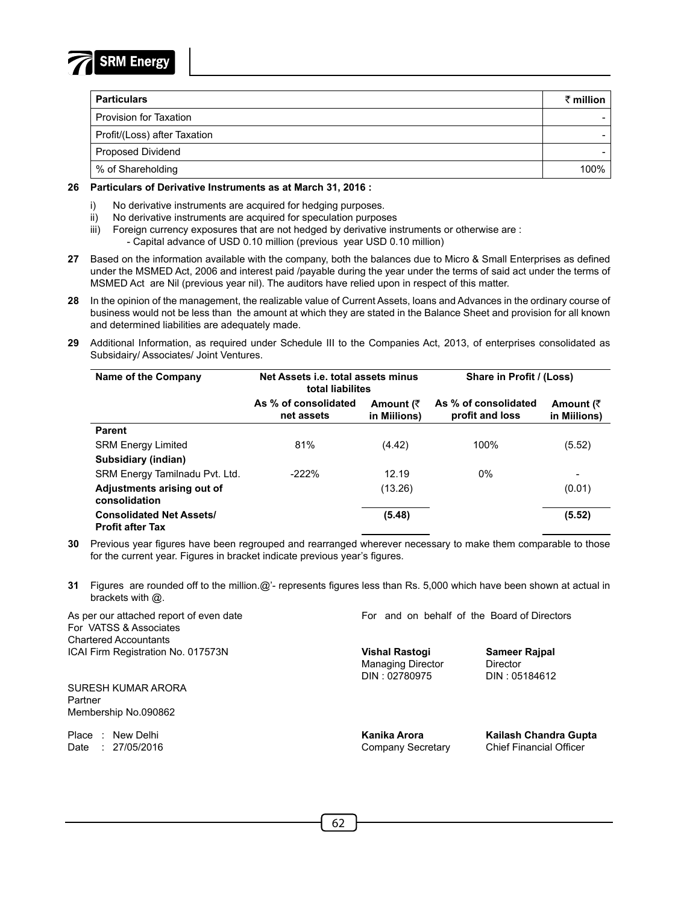| Particulars | ₹ million |
|---|---|
| Provision for Taxation | - |
| Profit/(Loss) after Taxation | - |
| Proposed Dividend | - |
| % of Shareholding | 100% |

**26 Particulars of Derivative Instruments as at March 31, 2016 :**

i) No derivative instruments are acquired for hedging purposes.

ii) No derivative instruments are acquired for speculation purposes

iii) Foreign currency exposures that are not hedged by derivative instruments or otherwise are :
  - Capital advance of USD 0.10 million (previous year USD 0.10 million)

**27** Based on the information available with the company, both the balances due to Micro & Small Enterprises as defined under the MSMED Act, 2006 and interest paid /payable during the year under the terms of said act under the terms of MSMED Act are Nil (previous year nil). The auditors have relied upon in respect of this matter.

**28** In the opinion of the management, the realizable value of Current Assets, loans and Advances in the ordinary course of business would not be less than the amount at which they are stated in the Balance Sheet and provision for all known and determined liabilities are adequately made.

**29** Additional Information, as required under Schedule III to the Companies Act, 2013, of enterprises consolidated as Subsidairy/ Associates/ Joint Ventures.

| Name of the Company | Net Assets i.e. total assets minus total liabilites | | Share in Profit / (Loss) | |
|---|---|---|---|---|
| | As % of consolidated net assets | Amount (₹ in Miilions) | As % of consolidated profit and loss | Amount (₹ in Miilions) |
| **Parent** | | | | |
| SRM Energy Limited | 81% | (4.42) | 100% | (5.52) |
| **Subsidiary (indian)** | | | | |
| SRM Energy Tamilnadu Pvt. Ltd. | -222% | 12.19 | 0% | - |
| **Adjustments arising out of consolidation** | | (13.26) | | (0.01) |
| **Consolidated Net Assets/ Profit after Tax** | | **(5.48)** | | **(5.52)** |

**30** Previous year figures have been regrouped and rearranged wherever necessary to make them comparable to those for the current year. Figures in bracket indicate previous year's figures.

**31** Figures are rounded off to the million.@'- represents figures less than Rs. 5,000 which have been shown at actual in brackets with @.

As per our attached report of even date
For VATSS & Associates
Chartered Accountants
ICAI Firm Registration No. 017573N

SURESH KUMAR ARORA
Partner
Membership No.090862

Place : New Delhi
Date : 27/05/2016

For and on behalf of the Board of Directors

**Vishal Rastogi**
Managing Director
DIN : 02780975

**Sameer Rajpal**
Director
DIN : 05184612

**Kanika Arora**
Company Secretary

**Kailash Chandra Gupta**
Chief Financial Officer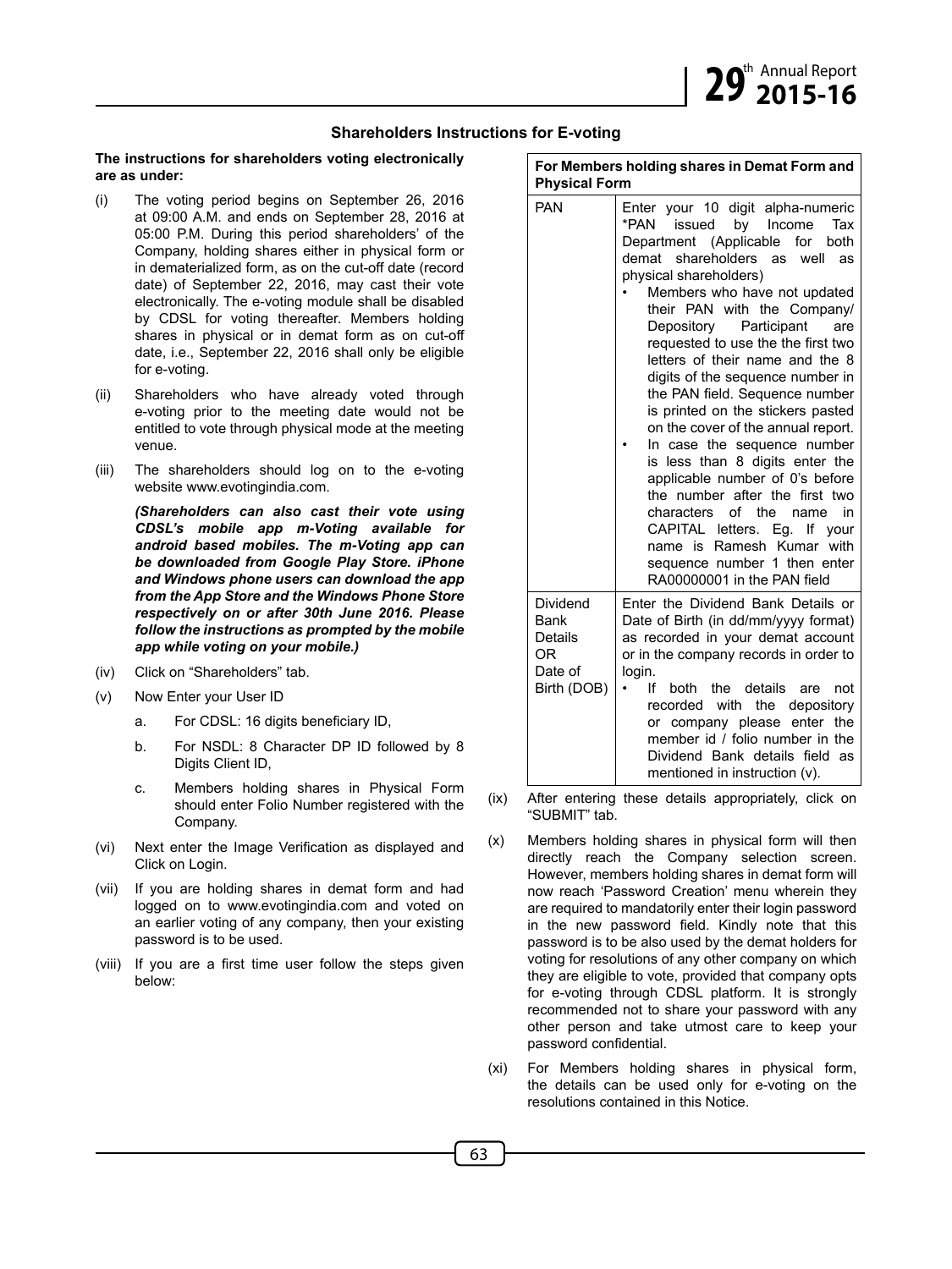## Shareholders Instructions for E-voting

**The instructions for shareholders voting electronically are as under:**

(i) The voting period begins on September 26, 2016 at 09:00 A.M. and ends on September 28, 2016 at 05:00 P.M. During this period shareholders' of the Company, holding shares either in physical form or in dematerialized form, as on the cut-off date (record date) of September 22, 2016, may cast their vote electronically. The e-voting module shall be disabled by CDSL for voting thereafter. Members holding shares in physical or in demat form as on cut-off date, i.e., September 22, 2016 shall only be eligible for e-voting.

(ii) Shareholders who have already voted through e-voting prior to the meeting date would not be entitled to vote through physical mode at the meeting venue.

(iii) The shareholders should log on to the e-voting website www.evotingindia.com.

***(Shareholders can also cast their vote using CDSL's mobile app m-Voting available for android based mobiles. The m-Voting app can be downloaded from Google Play Store. iPhone and Windows phone users can download the app from the App Store and the Windows Phone Store respectively on or after 30th June 2016. Please follow the instructions as prompted by the mobile app while voting on your mobile.)***

(iv) Click on "Shareholders" tab.

(v) Now Enter your User ID

   a. For CDSL: 16 digits beneficiary ID,

   b. For NSDL: 8 Character DP ID followed by 8 Digits Client ID,

   c. Members holding shares in Physical Form should enter Folio Number registered with the Company.

(vi) Next enter the Image Verification as displayed and Click on Login.

(vii) If you are holding shares in demat form and had logged on to www.evotingindia.com and voted on an earlier voting of any company, then your existing password is to be used.

(viii) If you are a first time user follow the steps given below:

| **For Members holding shares in Demat Form and Physical Form** | |
|---|---|
| PAN | Enter your 10 digit alpha-numeric *PAN issued by Income Tax Department (Applicable for both demat shareholders as well as physical shareholders)<br>• Members who have not updated their PAN with the Company/ Depository Participant are requested to use the the first two letters of their name and the 8 digits of the sequence number in the PAN field. Sequence number is printed on the stickers pasted on the cover of the annual report.<br>• In case the sequence number is less than 8 digits enter the applicable number of 0's before the number after the first two characters of the name in CAPITAL letters. Eg. If your name is Ramesh Kumar with sequence number 1 then enter RA00000001 in the PAN field |
| Dividend Bank Details OR Date of Birth (DOB) | Enter the Dividend Bank Details or Date of Birth (in dd/mm/yyyy format) as recorded in your demat account or in the company records in order to login.<br>• If both the details are not recorded with the depository or company please enter the member id / folio number in the Dividend Bank details field as mentioned in instruction (v). |

(ix) After entering these details appropriately, click on "SUBMIT" tab.

(x) Members holding shares in physical form will then directly reach the Company selection screen. However, members holding shares in demat form will now reach 'Password Creation' menu wherein they are required to mandatorily enter their login password in the new password field. Kindly note that this password is to be also used by the demat holders for voting for resolutions of any other company on which they are eligible to vote, provided that company opts for e-voting through CDSL platform. It is strongly recommended not to share your password with any other person and take utmost care to keep your password confidential.

(xi) For Members holding shares in physical form, the details can be used only for e-voting on the resolutions contained in this Notice.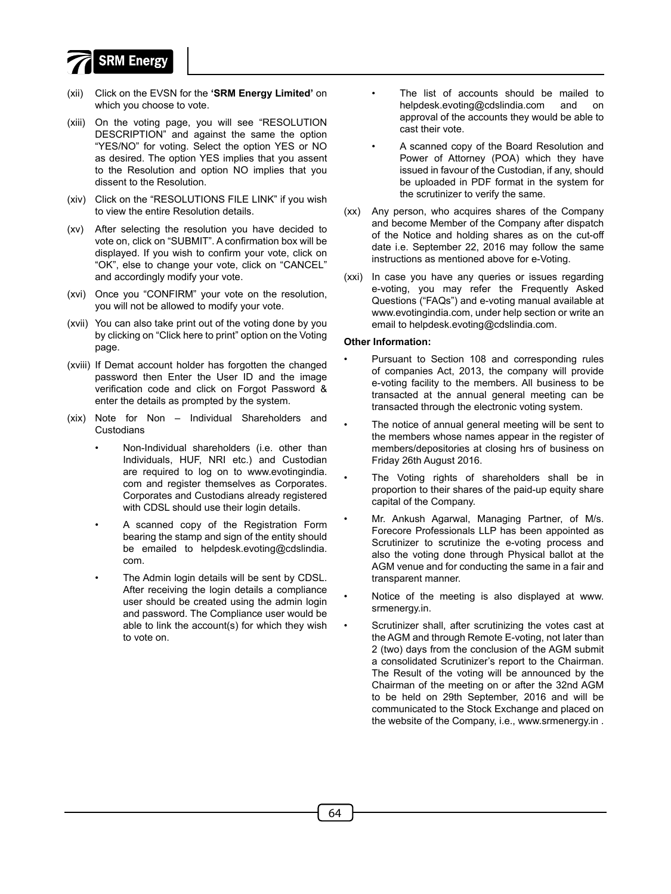(xii) Click on the EVSN for the **'SRM Energy Limited'** on which you choose to vote.

(xiii) On the voting page, you will see "RESOLUTION DESCRIPTION" and against the same the option "YES/NO" for voting. Select the option YES or NO as desired. The option YES implies that you assent to the Resolution and option NO implies that you dissent to the Resolution.

(xiv) Click on the "RESOLUTIONS FILE LINK" if you wish to view the entire Resolution details.

(xv) After selecting the resolution you have decided to vote on, click on "SUBMIT". A confirmation box will be displayed. If you wish to confirm your vote, click on "OK", else to change your vote, click on "CANCEL" and accordingly modify your vote.

(xvi) Once you "CONFIRM" your vote on the resolution, you will not be allowed to modify your vote.

(xvii) You can also take print out of the voting done by you by clicking on "Click here to print" option on the Voting page.

(xviii) If Demat account holder has forgotten the changed password then Enter the User ID and the image verification code and click on Forgot Password & enter the details as prompted by the system.

(xix) Note for Non – Individual Shareholders and Custodians

- Non-Individual shareholders (i.e. other than Individuals, HUF, NRI etc.) and Custodian are required to log on to www.evotingindia.com and register themselves as Corporates. Corporates and Custodians already registered with CDSL should use their login details.
- A scanned copy of the Registration Form bearing the stamp and sign of the entity should be emailed to helpdesk.evoting@cdslindia.com.
- The Admin login details will be sent by CDSL. After receiving the login details a compliance user should be created using the admin login and password. The Compliance user would be able to link the account(s) for which they wish to vote on.
- The list of accounts should be mailed to helpdesk.evoting@cdslindia.com and on approval of the accounts they would be able to cast their vote.
- A scanned copy of the Board Resolution and Power of Attorney (POA) which they have issued in favour of the Custodian, if any, should be uploaded in PDF format in the system for the scrutinizer to verify the same.

(xx) Any person, who acquires shares of the Company and become Member of the Company after dispatch of the Notice and holding shares as on the cut-off date i.e. September 22, 2016 may follow the same instructions as mentioned above for e-Voting.

(xxi) In case you have any queries or issues regarding e-voting, you may refer the Frequently Asked Questions ("FAQs") and e-voting manual available at www.evotingindia.com, under help section or write an email to helpdesk.evoting@cdslindia.com.

**Other Information:**

- Pursuant to Section 108 and corresponding rules of companies Act, 2013, the company will provide e-voting facility to the members. All business to be transacted at the annual general meeting can be transacted through the electronic voting system.
- The notice of annual general meeting will be sent to the members whose names appear in the register of members/depositories at closing hrs of business on Friday 26th August 2016.
- The Voting rights of shareholders shall be in proportion to their shares of the paid-up equity share capital of the Company.
- Mr. Ankush Agarwal, Managing Partner, of M/s. Forecore Professionals LLP has been appointed as Scrutinizer to scrutinize the e-voting process and also the voting done through Physical ballot at the AGM venue and for conducting the same in a fair and transparent manner.
- Notice of the meeting is also displayed at www.srmenergy.in.
- Scrutinizer shall, after scrutinizing the votes cast at the AGM and through Remote E-voting, not later than 2 (two) days from the conclusion of the AGM submit a consolidated Scrutinizer's report to the Chairman. The Result of the voting will be announced by the Chairman of the meeting on or after the 32nd AGM to be held on 29th September, 2016 and will be communicated to the Stock Exchange and placed on the website of the Company, i.e., www.srmenergy.in .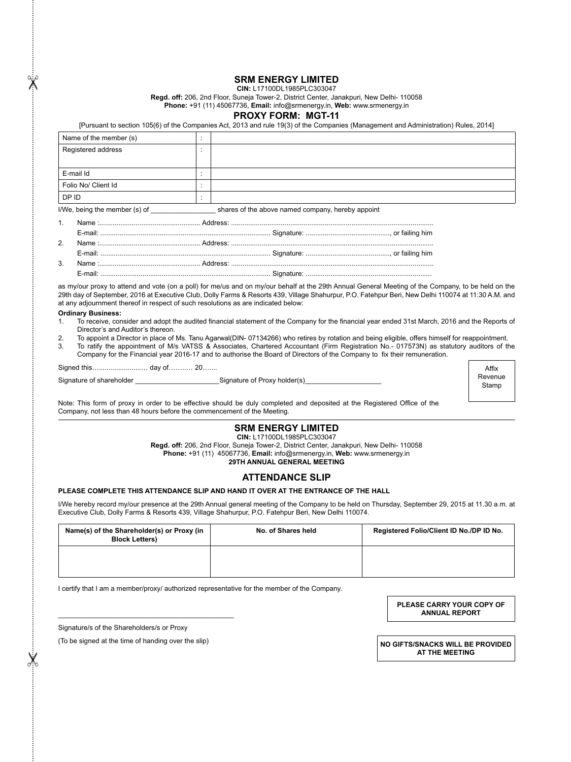# SRM ENERGY LIMITED

**CIN:** L17100DL1985PLC303047
**Regd. off:** 206, 2nd Floor, Suneja Tower-2, District Center, Janakpuri, New Delhi- 110058
**Phone:** +91 (11) 45067736, **Email:** info@srmenergy.in, **Web:** www.srmenergy.in

## PROXY FORM: MGT-11

[Pursuant to section 105(6) of the Companies Act, 2013 and rule 19(3) of the Companies (Management and Administration) Rules, 2014]

| | | |
|---|---|---|
| Name of the member (s) | : | |
| Registered address | : | |
| E-mail Id | : | |
| Folio No/ Client Id | : | |
| DP ID | : | |

I/We, being the member (s) of _________________ shares of the above named company, hereby appoint

1. Name :..................................................... Address: ..........................................................................................................
   E-mail: ....................................................................................... Signature: ............................................, or failing him
2. Name :..................................................... Address: ..........................................................................................................
   E-mail: ....................................................................................... Signature: ............................................, or failing him
3. Name :..................................................... Address: ..........................................................................................................
   E-mail: ....................................................................................... Signature: .................................................................

as my/our proxy to attend and vote (on a poll) for me/us and on my/our behalf at the 29th Annual General Meeting of the Company, to be held on the 29th day of September, 2016 at Executive Club, Dolly Farms & Resorts 439, Village Shahurpur, P.O. Fatehpur Beri, New Delhi 110074 at 11:30 A.M. and at any adjournment thereof in respect of such resolutions as are indicated below:

**Ordinary Business:**

1. To receive, consider and adopt the audited financial statement of the Company for the financial year ended 31st March, 2016 and the Reports of Director's and Auditor's thereon.
2. To appoint a Director in place of Ms. Tanu Agarwal(DIN- 07134266) who retires by rotation and being eligible, offers himself for reappointment.
3. To ratify the appointment of M/s VATSS & Associates, Chartered Accountant (Firm Registration No.- 017573N) as statutory auditors of the Company for the Financial year 2016-17 and to authorise the Board of Directors of the Company to fix their remuneration.

Signed this…......................…. day of……..… 20…....

Signature of shareholder ______________________Signature of Proxy holder(s)____________________

Affix Revenue Stamp

Note: This form of proxy in order to be effective should be duly completed and deposited at the Registered Office of the Company, not less than 48 hours before the commencement of the Meeting.

---

# SRM ENERGY LIMITED

**CIN:** L17100DL1985PLC303047
**Regd. off:** 206, 2nd Floor, Suneja Tower-2, District Center, Janakpuri, New Delhi- 110058
**Phone:** +91 (11) 45067736, **Email:** info@srmenergy.in, **Web:** www.srmenergy.in
**29TH ANNUAL GENERAL MEETING**

## ATTENDANCE SLIP

**PLEASE COMPLETE THIS ATTENDANCE SLIP AND HAND IT OVER AT THE ENTRANCE OF THE HALL**

I/We hereby record my/our presence at the 29th Annual general meeting of the Company to be held on Thursday, September 29, 2015 at 11.30 a.m. at Executive Club, Dolly Farms & Resorts 439, Village Shahurpur, P.O. Fatehpur Beri, New Delhi 110074.

| Name(s) of the Shareholder(s) or Proxy (in Block Letters) | No. of Shares held | Registered Folio/Client ID No./DP ID No. |
|---|---|---|
| | | |

I certify that I am a member/proxy/ authorized representative for the member of the Company.

**PLEASE CARRY YOUR COPY OF ANNUAL REPORT**

_____________________________________________

Signature/s of the Shareholders/s or Proxy

(To be signed at the time of handing over the slip)

**NO GIFTS/SNACKS WILL BE PROVIDED AT THE MEETING**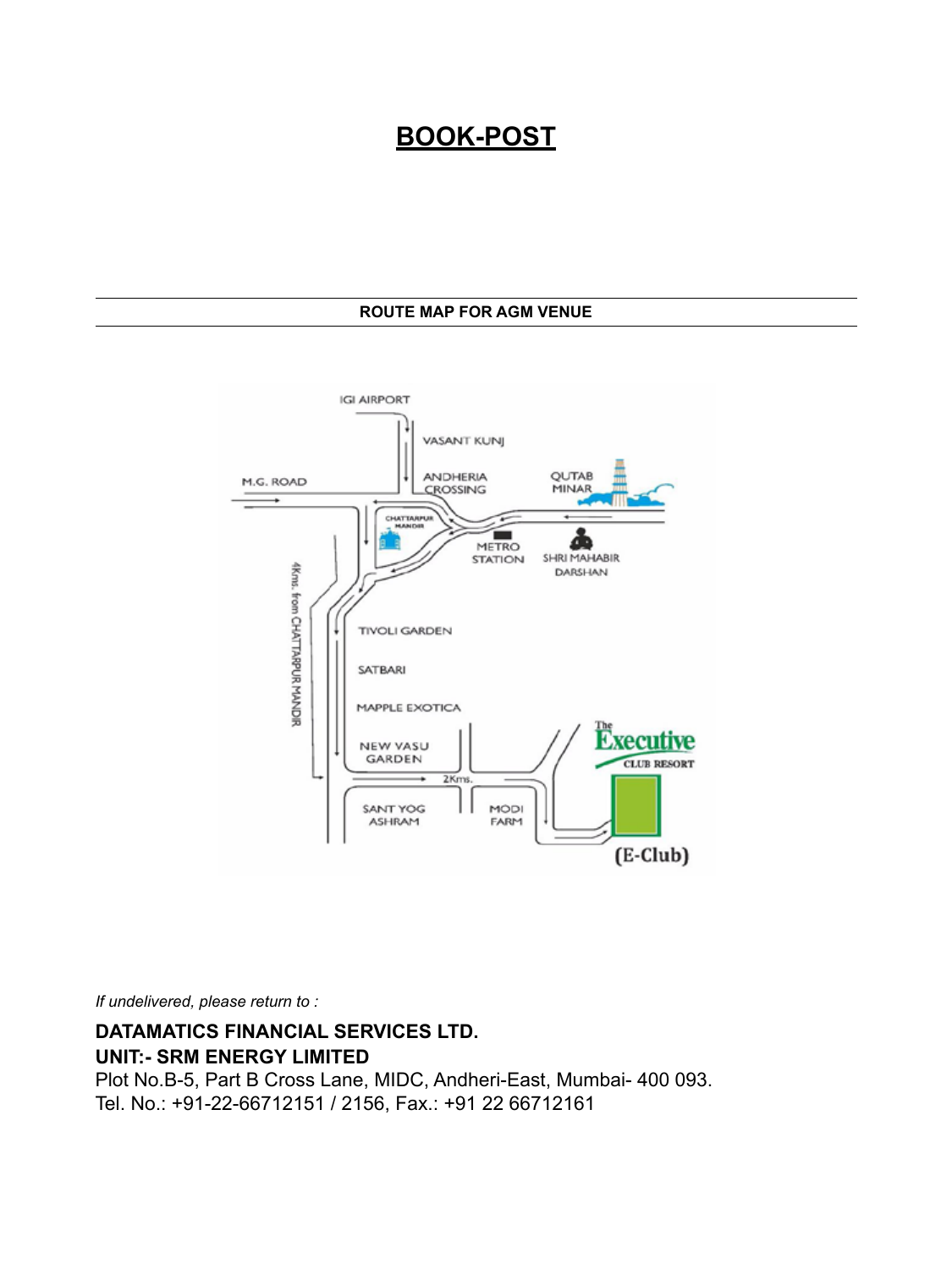# BOOK-POST

**ROUTE MAP FOR AGM VENUE**

IGI AIRPORT

VASANT KUNJ

M.G. ROAD

ANDHERIA CROSSING

QUTAB MINAR

CHATTARPUR MANDIR

METRO STATION

SHRI MAHABIR DARSHAN

4Kms. from CHATTARPUR MANDIR

TIVOLI GARDEN

SATBARI

MAPPLE EXOTICA

NEW VASU GARDEN

2Kms.

SANT YOG ASHRAM

MODI FARM

The Executive CLUB RESORT

(E-Club)

*If undelivered, please return to :*

**DATAMATICS FINANCIAL SERVICES LTD.**
**UNIT:- SRM ENERGY LIMITED**
Plot No.B-5, Part B Cross Lane, MIDC, Andheri-East, Mumbai- 400 093.
Tel. No.: +91-22-66712151 / 2156, Fax.: +91 22 66712161